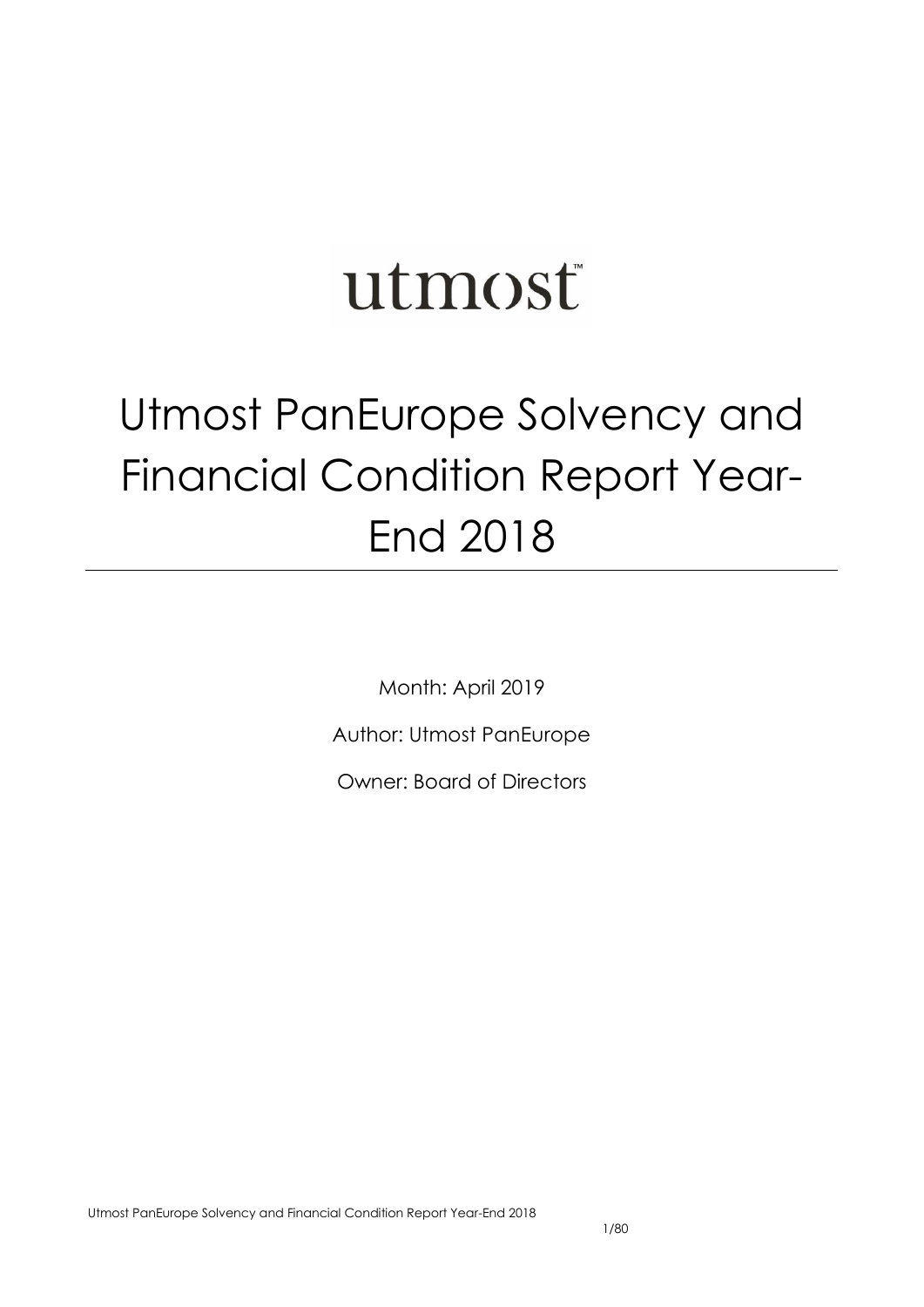utmost™

# Utmost PanEurope Solvency and Financial Condition Report Year-End 2018

Month: April 2019

Author: Utmost PanEurope

Owner: Board of Directors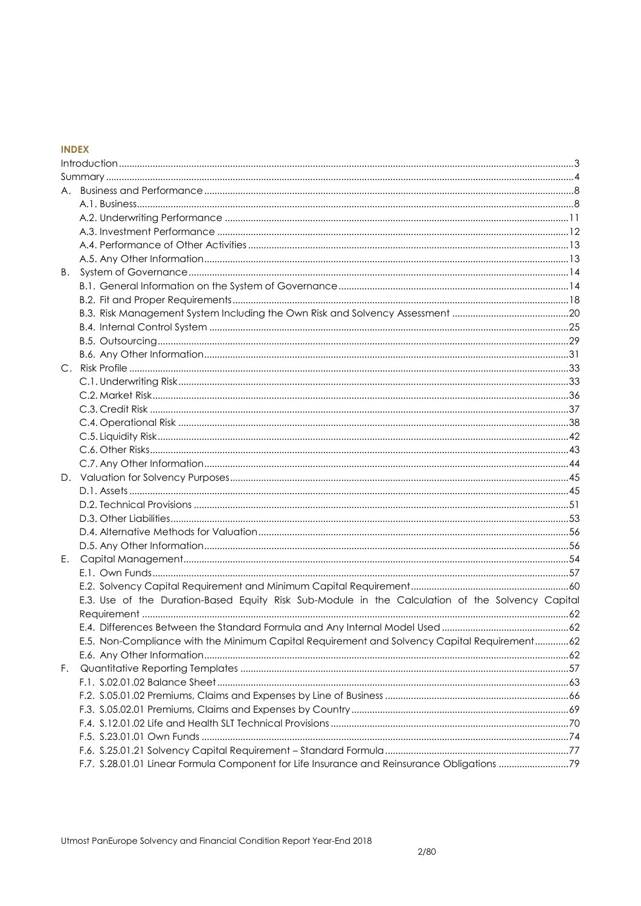**INDEX**

Introduction ..... 3
Summary ..... 4
A. Business and Performance ..... 8
- A.1. Business ..... 8
- A.2. Underwriting Performance ..... 11
- A.3. Investment Performance ..... 12
- A.4. Performance of Other Activities ..... 13
- A.5. Any Other Information ..... 13

B. System of Governance ..... 14
- B.1. General Information on the System of Governance ..... 14
- B.2. Fit and Proper Requirements ..... 18
- B.3. Risk Management System Including the Own Risk and Solvency Assessment ..... 20
- B.4. Internal Control System ..... 25
- B.5. Outsourcing ..... 29
- B.6. Any Other Information ..... 31

C. Risk Profile ..... 33
- C.1. Underwriting Risk ..... 33
- C.2. Market Risk ..... 36
- C.3. Credit Risk ..... 37
- C.4. Operational Risk ..... 38
- C.5. Liquidity Risk ..... 42
- C.6. Other Risks ..... 43
- C.7. Any Other Information ..... 44

D. Valuation for Solvency Purposes ..... 45
- D.1. Assets ..... 45
- D.2. Technical Provisions ..... 51
- D.3. Other Liabilities ..... 53
- D.4. Alternative Methods for Valuation ..... 56
- D.5. Any Other Information ..... 56

E. Capital Management ..... 54
- E.1. Own Funds ..... 57
- E.2. Solvency Capital Requirement and Minimum Capital Requirement ..... 60
- E.3. Use of the Duration-Based Equity Risk Sub-Module in the Calculation of the Solvency Capital Requirement ..... 62
- E.4. Differences Between the Standard Formula and Any Internal Model Used ..... 62
- E.5. Non-Compliance with the Minimum Capital Requirement and Solvency Capital Requirement ..... 62
- E.6. Any Other Information ..... 62

F. Quantitative Reporting Templates ..... 57
- F.1. S.02.01.02 Balance Sheet ..... 63
- F.2. S.05.01.02 Premiums, Claims and Expenses by Line of Business ..... 66
- F.3. S.05.02.01 Premiums, Claims and Expenses by Country ..... 69
- F.4. S.12.01.02 Life and Health SLT Technical Provisions ..... 70
- F.5. S.23.01.01 Own Funds ..... 74
- F.6. S.25.01.21 Solvency Capital Requirement – Standard Formula ..... 77
- F.7. S.28.01.01 Linear Formula Component for Life Insurance and Reinsurance Obligations ..... 79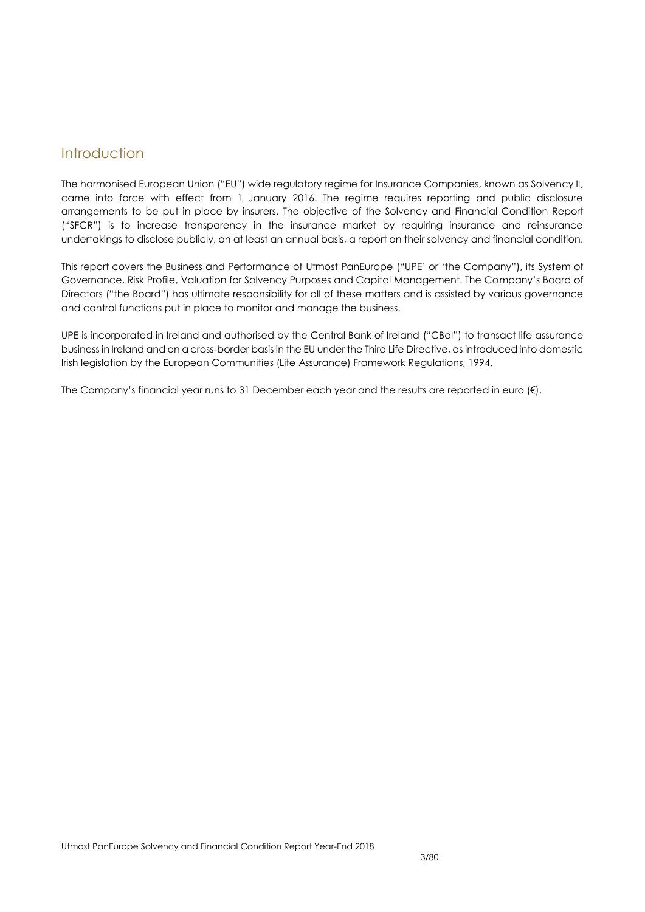# Introduction

The harmonised European Union ("EU") wide regulatory regime for Insurance Companies, known as Solvency II, came into force with effect from 1 January 2016. The regime requires reporting and public disclosure arrangements to be put in place by insurers. The objective of the Solvency and Financial Condition Report ("SFCR") is to increase transparency in the insurance market by requiring insurance and reinsurance undertakings to disclose publicly, on at least an annual basis, a report on their solvency and financial condition.

This report covers the Business and Performance of Utmost PanEurope ("UPE' or 'the Company"), its System of Governance, Risk Profile, Valuation for Solvency Purposes and Capital Management. The Company's Board of Directors ("the Board") has ultimate responsibility for all of these matters and is assisted by various governance and control functions put in place to monitor and manage the business.

UPE is incorporated in Ireland and authorised by the Central Bank of Ireland ("CBoI") to transact life assurance business in Ireland and on a cross-border basis in the EU under the Third Life Directive, as introduced into domestic Irish legislation by the European Communities (Life Assurance) Framework Regulations, 1994.

The Company's financial year runs to 31 December each year and the results are reported in euro (€).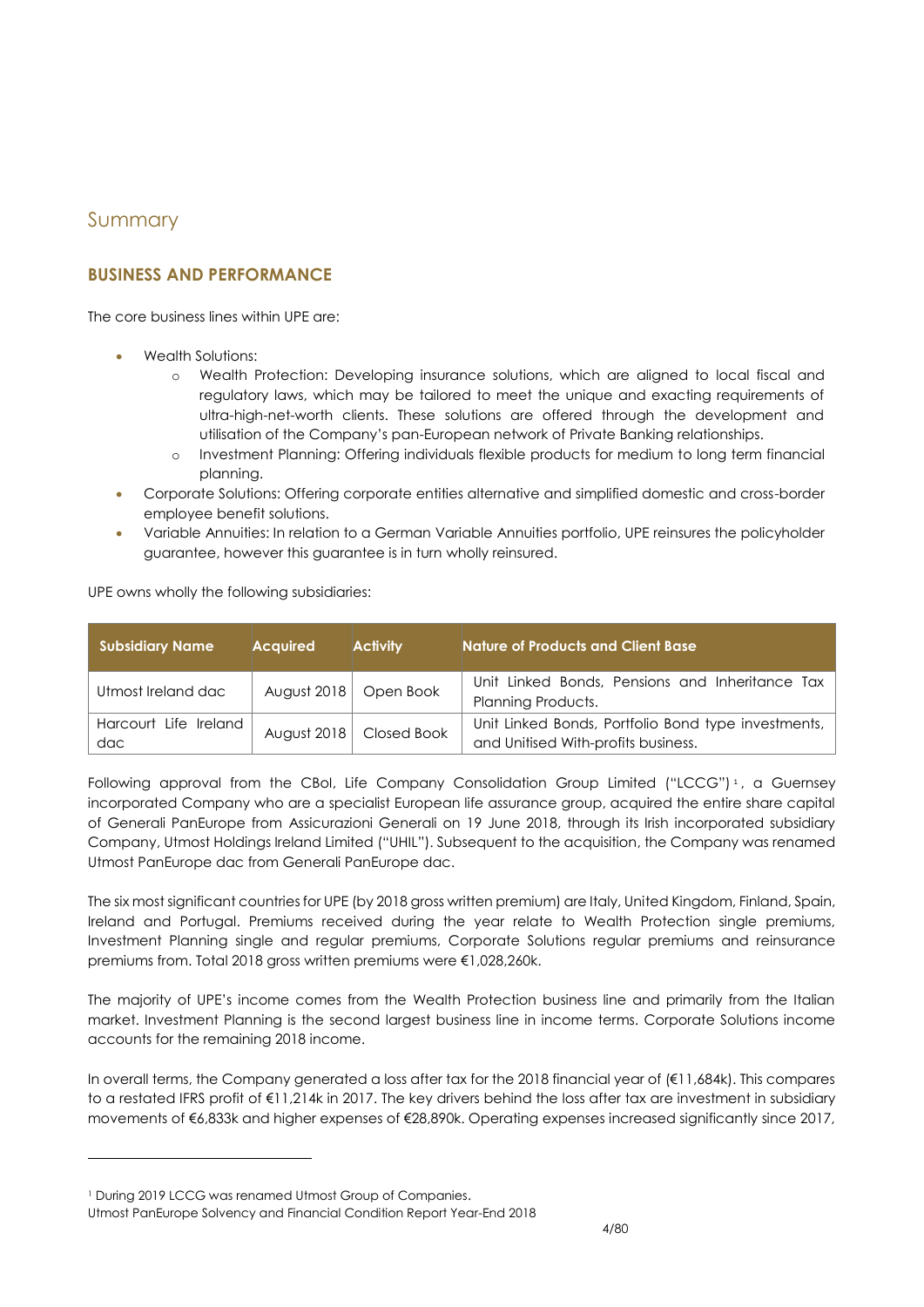# Summary

## BUSINESS AND PERFORMANCE

The core business lines within UPE are:

- Wealth Solutions:
  - Wealth Protection: Developing insurance solutions, which are aligned to local fiscal and regulatory laws, which may be tailored to meet the unique and exacting requirements of ultra-high-net-worth clients. These solutions are offered through the development and utilisation of the Company's pan-European network of Private Banking relationships.
  - Investment Planning: Offering individuals flexible products for medium to long term financial planning.
- Corporate Solutions: Offering corporate entities alternative and simplified domestic and cross-border employee benefit solutions.
- Variable Annuities: In relation to a German Variable Annuities portfolio, UPE reinsures the policyholder guarantee, however this guarantee is in turn wholly reinsured.

UPE owns wholly the following subsidiaries:

| Subsidiary Name | Acquired | Activity | Nature of Products and Client Base |
|---|---|---|---|
| Utmost Ireland dac | August 2018 | Open Book | Unit Linked Bonds, Pensions and Inheritance Tax Planning Products. |
| Harcourt Life Ireland dac | August 2018 | Closed Book | Unit Linked Bonds, Portfolio Bond type investments, and Unitised With-profits business. |

Following approval from the CBoI, Life Company Consolidation Group Limited ("LCCG")[1], a Guernsey incorporated Company who are a specialist European life assurance group, acquired the entire share capital of Generali PanEurope from Assicurazioni Generali on 19 June 2018, through its Irish incorporated subsidiary Company, Utmost Holdings Ireland Limited ("UHIL"). Subsequent to the acquisition, the Company was renamed Utmost PanEurope dac from Generali PanEurope dac.

The six most significant countries for UPE (by 2018 gross written premium) are Italy, United Kingdom, Finland, Spain, Ireland and Portugal. Premiums received during the year relate to Wealth Protection single premiums, Investment Planning single and regular premiums, Corporate Solutions regular premiums and reinsurance premiums from. Total 2018 gross written premiums were €1,028,260k.

The majority of UPE's income comes from the Wealth Protection business line and primarily from the Italian market. Investment Planning is the second largest business line in income terms. Corporate Solutions income accounts for the remaining 2018 income.

In overall terms, the Company generated a loss after tax for the 2018 financial year of (€11,684k). This compares to a restated IFRS profit of €11,214k in 2017. The key drivers behind the loss after tax are investment in subsidiary movements of €6,833k and higher expenses of €28,890k. Operating expenses increased significantly since 2017,

[1] During 2019 LCCG was renamed Utmost Group of Companies.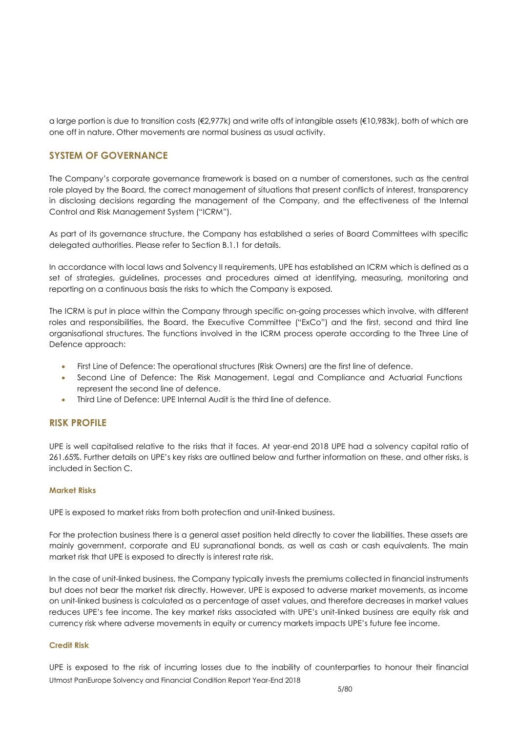a large portion is due to transition costs (€2,977k) and write offs of intangible assets (€10,983k), both of which are one off in nature. Other movements are normal business as usual activity.

## SYSTEM OF GOVERNANCE

The Company's corporate governance framework is based on a number of cornerstones, such as the central role played by the Board, the correct management of situations that present conflicts of interest, transparency in disclosing decisions regarding the management of the Company, and the effectiveness of the Internal Control and Risk Management System ("ICRM").

As part of its governance structure, the Company has established a series of Board Committees with specific delegated authorities. Please refer to Section B.1.1 for details.

In accordance with local laws and Solvency II requirements, UPE has established an ICRM which is defined as a set of strategies, guidelines, processes and procedures aimed at identifying, measuring, monitoring and reporting on a continuous basis the risks to which the Company is exposed.

The ICRM is put in place within the Company through specific on-going processes which involve, with different roles and responsibilities, the Board, the Executive Committee ("ExCo") and the first, second and third line organisational structures. The functions involved in the ICRM process operate according to the Three Line of Defence approach:

- First Line of Defence: The operational structures (Risk Owners) are the first line of defence.
- Second Line of Defence: The Risk Management, Legal and Compliance and Actuarial Functions represent the second line of defence.
- Third Line of Defence: UPE Internal Audit is the third line of defence.

## RISK PROFILE

UPE is well capitalised relative to the risks that it faces. At year-end 2018 UPE had a solvency capital ratio of 261.65%. Further details on UPE's key risks are outlined below and further information on these, and other risks, is included in Section C.

### Market Risks

UPE is exposed to market risks from both protection and unit-linked business.

For the protection business there is a general asset position held directly to cover the liabilities. These assets are mainly government, corporate and EU supranational bonds, as well as cash or cash equivalents. The main market risk that UPE is exposed to directly is interest rate risk.

In the case of unit-linked business, the Company typically invests the premiums collected in financial instruments but does not bear the market risk directly. However, UPE is exposed to adverse market movements, as income on unit-linked business is calculated as a percentage of asset values, and therefore decreases in market values reduces UPE's fee income. The key market risks associated with UPE's unit-linked business are equity risk and currency risk where adverse movements in equity or currency markets impacts UPE's future fee income.

### Credit Risk

UPE is exposed to the risk of incurring losses due to the inability of counterparties to honour their financial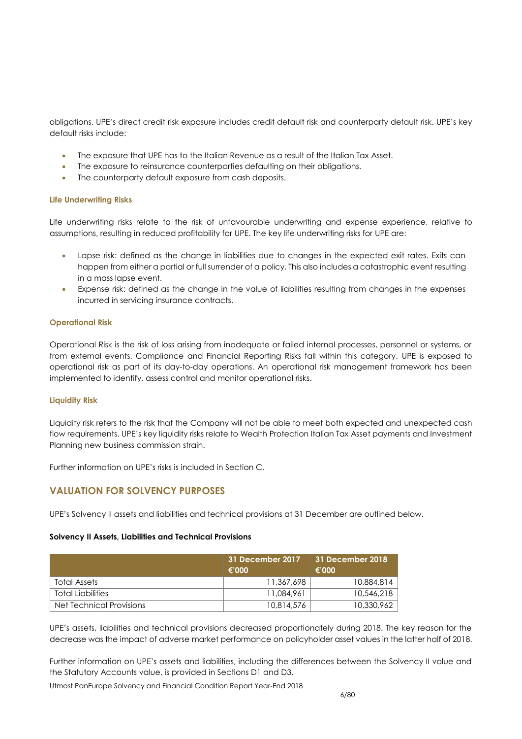obligations. UPE's direct credit risk exposure includes credit default risk and counterparty default risk. UPE's key default risks include:

- The exposure that UPE has to the Italian Revenue as a result of the Italian Tax Asset.
- The exposure to reinsurance counterparties defaulting on their obligations.
- The counterparty default exposure from cash deposits.

### Life Underwriting Risks

Life underwriting risks relate to the risk of unfavourable underwriting and expense experience, relative to assumptions, resulting in reduced profitability for UPE. The key life underwriting risks for UPE are:

- Lapse risk: defined as the change in liabilities due to changes in the expected exit rates. Exits can happen from either a partial or full surrender of a policy. This also includes a catastrophic event resulting in a mass lapse event.
- Expense risk: defined as the change in the value of liabilities resulting from changes in the expenses incurred in servicing insurance contracts.

### Operational Risk

Operational Risk is the risk of loss arising from inadequate or failed internal processes, personnel or systems, or from external events. Compliance and Financial Reporting Risks fall within this category. UPE is exposed to operational risk as part of its day-to-day operations. An operational risk management framework has been implemented to identify, assess control and monitor operational risks.

### Liquidity Risk

Liquidity risk refers to the risk that the Company will not be able to meet both expected and unexpected cash flow requirements. UPE's key liquidity risks relate to Wealth Protection Italian Tax Asset payments and Investment Planning new business commission strain.

Further information on UPE's risks is included in Section C.

## VALUATION FOR SOLVENCY PURPOSES

UPE's Solvency II assets and liabilities and technical provisions at 31 December are outlined below.

**Solvency II Assets, Liabilities and Technical Provisions**

| | 31 December 2017 €'000 | 31 December 2018 €'000 |
|---|---|---|
| Total Assets | 11,367,698 | 10,884,814 |
| Total Liabilities | 11,084,961 | 10,546,218 |
| Net Technical Provisions | 10,814,576 | 10,330,962 |

UPE's assets, liabilities and technical provisions decreased proportionately during 2018. The key reason for the decrease was the impact of adverse market performance on policyholder asset values in the latter half of 2018.

Further information on UPE's assets and liabilities, including the differences between the Solvency II value and the Statutory Accounts value, is provided in Sections D1 and D3.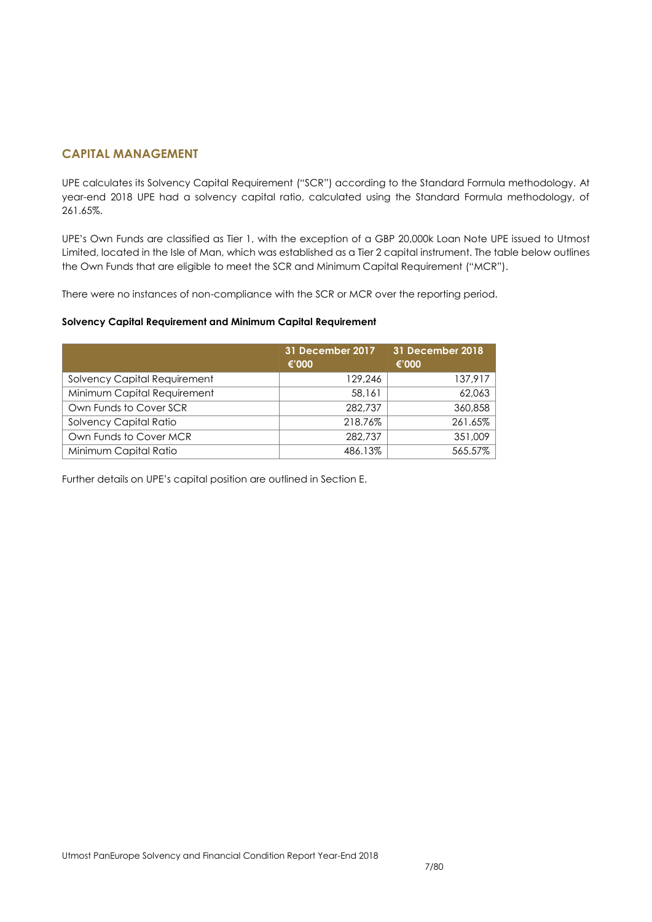## CAPITAL MANAGEMENT

UPE calculates its Solvency Capital Requirement ("SCR") according to the Standard Formula methodology. At year-end 2018 UPE had a solvency capital ratio, calculated using the Standard Formula methodology, of 261.65%.

UPE's Own Funds are classified as Tier 1, with the exception of a GBP 20,000k Loan Note UPE issued to Utmost Limited, located in the Isle of Man, which was established as a Tier 2 capital instrument. The table below outlines the Own Funds that are eligible to meet the SCR and Minimum Capital Requirement ("MCR").

There were no instances of non-compliance with the SCR or MCR over the reporting period.

**Solvency Capital Requirement and Minimum Capital Requirement**

| | 31 December 2017 €'000 | 31 December 2018 €'000 |
|---|---|---|
| Solvency Capital Requirement | 129,246 | 137,917 |
| Minimum Capital Requirement | 58,161 | 62,063 |
| Own Funds to Cover SCR | 282,737 | 360,858 |
| Solvency Capital Ratio | 218.76% | 261.65% |
| Own Funds to Cover MCR | 282,737 | 351,009 |
| Minimum Capital Ratio | 486.13% | 565.57% |

Further details on UPE's capital position are outlined in Section E.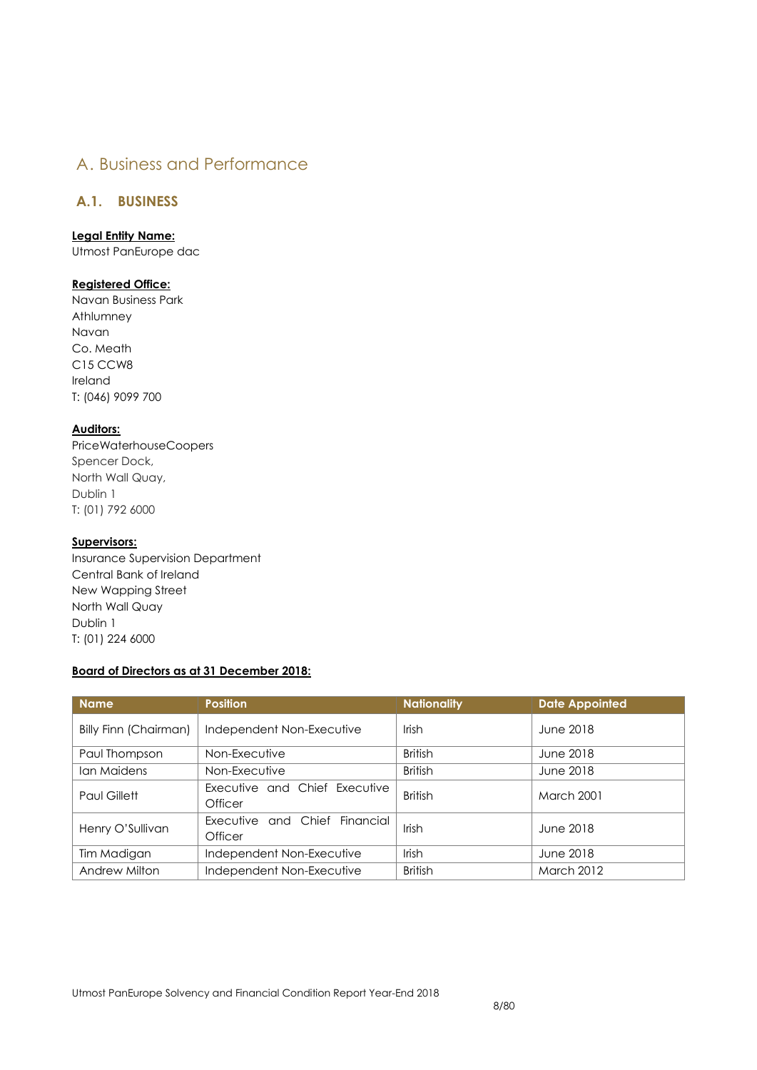# A. Business and Performance

## A.1. BUSINESS

**Legal Entity Name:**
Utmost PanEurope dac

**Registered Office:**
Navan Business Park
Athlumney
Navan
Co. Meath
C15 CCW8
Ireland
T: (046) 9099 700

**Auditors:**
PriceWaterhouseCoopers
Spencer Dock,
North Wall Quay,
Dublin 1
T: (01) 792 6000

**Supervisors:**
Insurance Supervision Department
Central Bank of Ireland
New Wapping Street
North Wall Quay
Dublin 1
T: (01) 224 6000

**Board of Directors as at 31 December 2018:**

| Name | Position | Nationality | Date Appointed |
|---|---|---|---|
| Billy Finn (Chairman) | Independent Non-Executive | Irish | June 2018 |
| Paul Thompson | Non-Executive | British | June 2018 |
| Ian Maidens | Non-Executive | British | June 2018 |
| Paul Gillett | Executive and Chief Executive Officer | British | March 2001 |
| Henry O'Sullivan | Executive and Chief Financial Officer | Irish | June 2018 |
| Tim Madigan | Independent Non-Executive | Irish | June 2018 |
| Andrew Milton | Independent Non-Executive | British | March 2012 |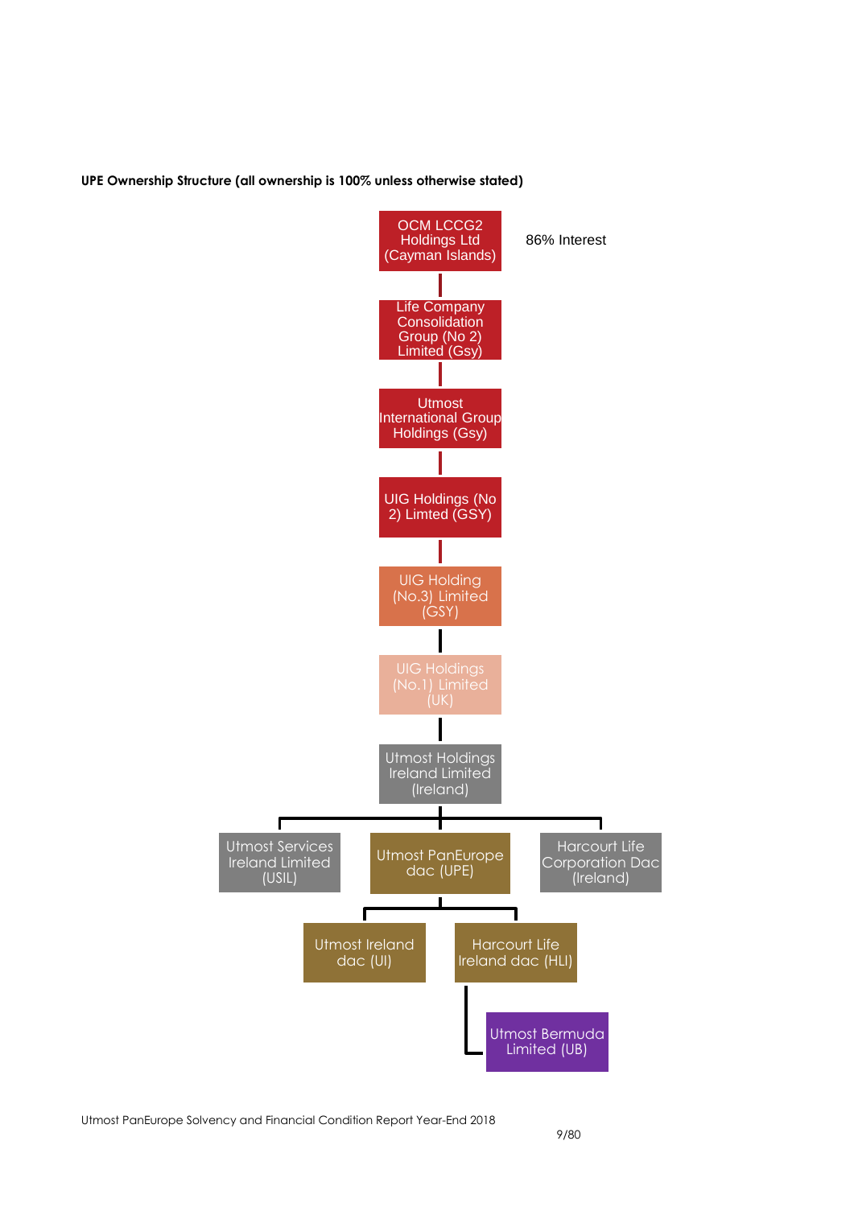**UPE Ownership Structure (all ownership is 100% unless otherwise stated)**

- OCM LCCG2 Holdings Ltd (Cayman Islands) — 86% Interest
  - Life Company Consolidation Group (No 2) Limited (Gsy)
    - Utmost International Group Holdings (Gsy)
      - UIG Holdings (No 2) Limted (GSY)
        - UIG Holding (No.3) Limited (GSY)
          - UIG Holdings (No.1) Limited (UK)
            - Utmost Holdings Ireland Limited (Ireland)
              - Utmost Services Ireland Limited (USIL)
              - Utmost PanEurope dac (UPE)
                - Utmost Ireland dac (UI)
                - Harcourt Life Ireland dac (HLI)
                  - Utmost Bermuda Limited (UB)
              - Harcourt Life Corporation Dac (Ireland)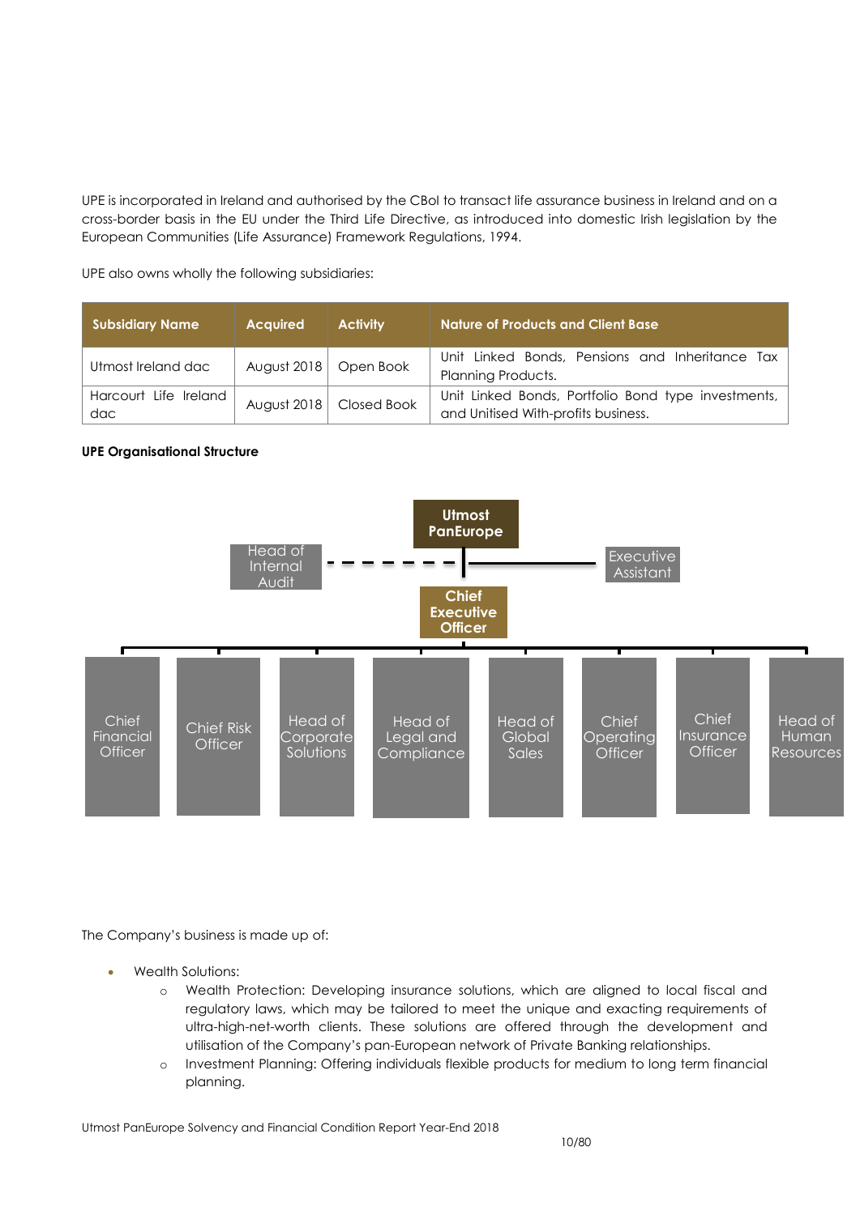UPE is incorporated in Ireland and authorised by the CBoI to transact life assurance business in Ireland and on a cross-border basis in the EU under the Third Life Directive, as introduced into domestic Irish legislation by the European Communities (Life Assurance) Framework Regulations, 1994.

UPE also owns wholly the following subsidiaries:

| Subsidiary Name | Acquired | Activity | Nature of Products and Client Base |
|---|---|---|---|
| Utmost Ireland dac | August 2018 | Open Book | Unit Linked Bonds, Pensions and Inheritance Tax Planning Products. |
| Harcourt Life Ireland dac | August 2018 | Closed Book | Unit Linked Bonds, Portfolio Bond type investments, and Unitised With-profits business. |

**UPE Organisational Structure**

Utmost PanEurope

Head of Internal Audit

Executive Assistant

Chief Executive Officer

Chief Financial Officer | Chief Risk Officer | Head of Corporate Solutions | Head of Legal and Compliance | Head of Global Sales | Chief Operating Officer | Chief Insurance Officer | Head of Human Resources

The Company's business is made up of:

- Wealth Solutions:
  - Wealth Protection: Developing insurance solutions, which are aligned to local fiscal and regulatory laws, which may be tailored to meet the unique and exacting requirements of ultra-high-net-worth clients. These solutions are offered through the development and utilisation of the Company's pan-European network of Private Banking relationships.
  - Investment Planning: Offering individuals flexible products for medium to long term financial planning.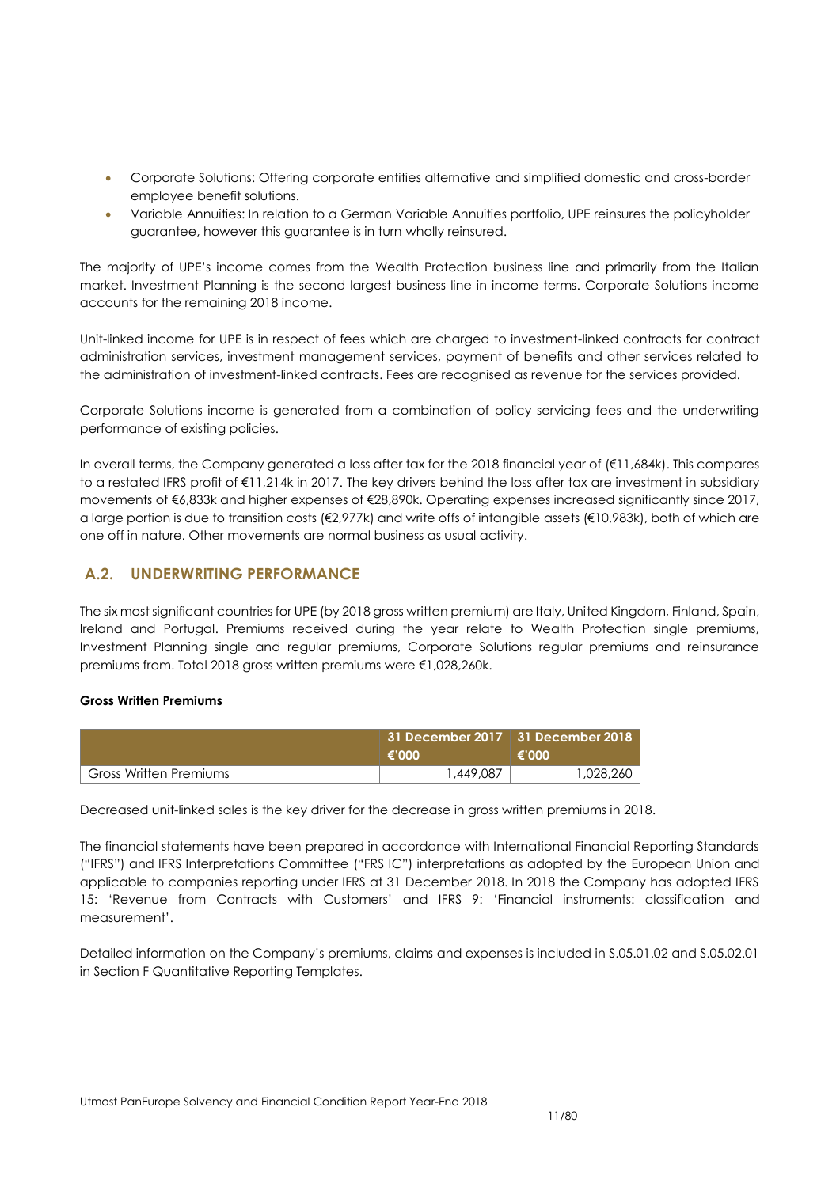- Corporate Solutions: Offering corporate entities alternative and simplified domestic and cross-border employee benefit solutions.
- Variable Annuities: In relation to a German Variable Annuities portfolio, UPE reinsures the policyholder guarantee, however this guarantee is in turn wholly reinsured.

The majority of UPE's income comes from the Wealth Protection business line and primarily from the Italian market. Investment Planning is the second largest business line in income terms. Corporate Solutions income accounts for the remaining 2018 income.

Unit-linked income for UPE is in respect of fees which are charged to investment-linked contracts for contract administration services, investment management services, payment of benefits and other services related to the administration of investment-linked contracts. Fees are recognised as revenue for the services provided.

Corporate Solutions income is generated from a combination of policy servicing fees and the underwriting performance of existing policies.

In overall terms, the Company generated a loss after tax for the 2018 financial year of (€11,684k). This compares to a restated IFRS profit of €11,214k in 2017. The key drivers behind the loss after tax are investment in subsidiary movements of €6,833k and higher expenses of €28,890k. Operating expenses increased significantly since 2017, a large portion is due to transition costs (€2,977k) and write offs of intangible assets (€10,983k), both of which are one off in nature. Other movements are normal business as usual activity.

## A.2. UNDERWRITING PERFORMANCE

The six most significant countries for UPE (by 2018 gross written premium) are Italy, United Kingdom, Finland, Spain, Ireland and Portugal. Premiums received during the year relate to Wealth Protection single premiums, Investment Planning single and regular premiums, Corporate Solutions regular premiums and reinsurance premiums from. Total 2018 gross written premiums were €1,028,260k.

**Gross Written Premiums**

| | 31 December 2017 €'000 | 31 December 2018 €'000 |
|---|---|---|
| Gross Written Premiums | 1,449,087 | 1,028,260 |

Decreased unit-linked sales is the key driver for the decrease in gross written premiums in 2018.

The financial statements have been prepared in accordance with International Financial Reporting Standards ("IFRS") and IFRS Interpretations Committee ("FRS IC") interpretations as adopted by the European Union and applicable to companies reporting under IFRS at 31 December 2018. In 2018 the Company has adopted IFRS 15: 'Revenue from Contracts with Customers' and IFRS 9: 'Financial instruments: classification and measurement'.

Detailed information on the Company's premiums, claims and expenses is included in S.05.01.02 and S.05.02.01 in Section F Quantitative Reporting Templates.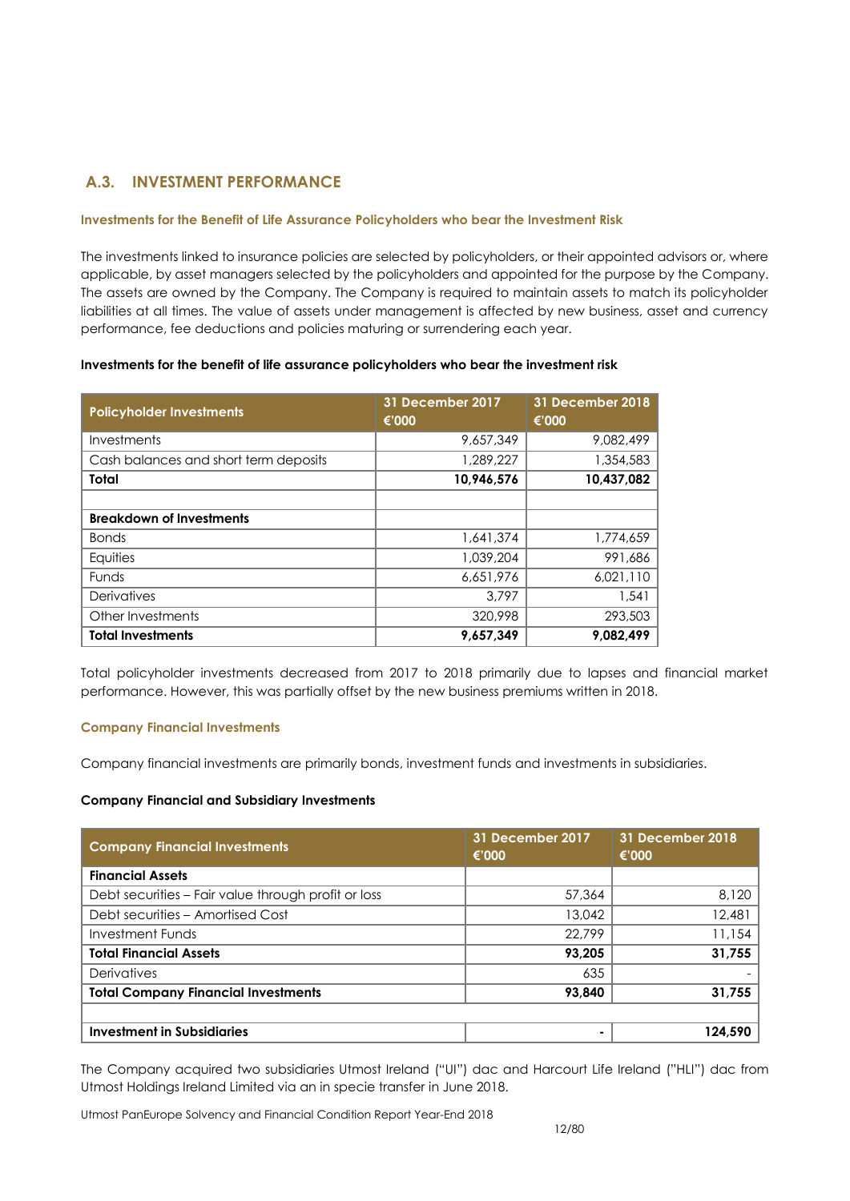## A.3. INVESTMENT PERFORMANCE

### Investments for the Benefit of Life Assurance Policyholders who bear the Investment Risk

The investments linked to insurance policies are selected by policyholders, or their appointed advisors or, where applicable, by asset managers selected by the policyholders and appointed for the purpose by the Company. The assets are owned by the Company. The Company is required to maintain assets to match its policyholder liabilities at all times. The value of assets under management is affected by new business, asset and currency performance, fee deductions and policies maturing or surrendering each year.

**Investments for the benefit of life assurance policyholders who bear the investment risk**

| Policyholder Investments | 31 December 2017 €'000 | 31 December 2018 €'000 |
|---|---|---|
| Investments | 9,657,349 | 9,082,499 |
| Cash balances and short term deposits | 1,289,227 | 1,354,583 |
| **Total** | **10,946,576** | **10,437,082** |
| | | |
| **Breakdown of Investments** | | |
| Bonds | 1,641,374 | 1,774,659 |
| Equities | 1,039,204 | 991,686 |
| Funds | 6,651,976 | 6,021,110 |
| Derivatives | 3,797 | 1,541 |
| Other Investments | 320,998 | 293,503 |
| **Total Investments** | **9,657,349** | **9,082,499** |

Total policyholder investments decreased from 2017 to 2018 primarily due to lapses and financial market performance. However, this was partially offset by the new business premiums written in 2018.

### Company Financial Investments

Company financial investments are primarily bonds, investment funds and investments in subsidiaries.

**Company Financial and Subsidiary Investments**

| Company Financial Investments | 31 December 2017 €'000 | 31 December 2018 €'000 |
|---|---|---|
| **Financial Assets** | | |
| Debt securities – Fair value through profit or loss | 57,364 | 8,120 |
| Debt securities – Amortised Cost | 13,042 | 12,481 |
| Investment Funds | 22,799 | 11,154 |
| **Total Financial Assets** | **93,205** | **31,755** |
| Derivatives | 635 | - |
| **Total Company Financial Investments** | **93,840** | **31,755** |
| | | |
| **Investment in Subsidiaries** | **-** | **124,590** |

The Company acquired two subsidiaries Utmost Ireland ("UI") dac and Harcourt Life Ireland ("HLI") dac from Utmost Holdings Ireland Limited via an in specie transfer in June 2018.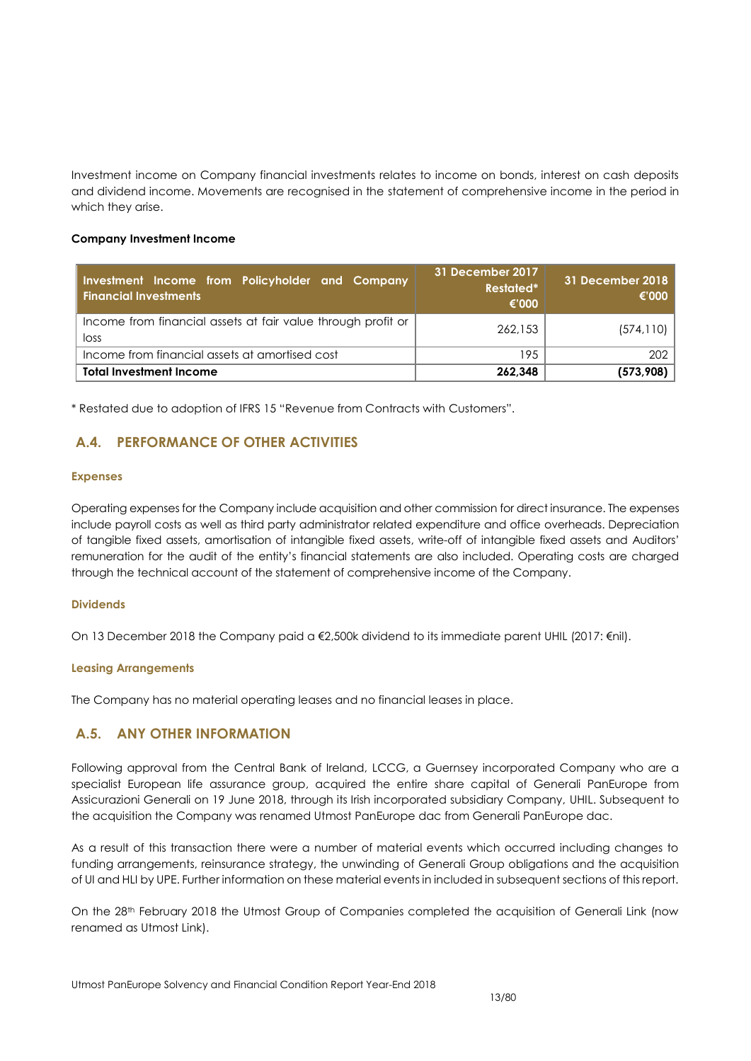Investment income on Company financial investments relates to income on bonds, interest on cash deposits and dividend income. Movements are recognised in the statement of comprehensive income in the period in which they arise.

**Company Investment Income**

| Investment Income from Policyholder and Company Financial Investments | 31 December 2017 Restated* €'000 | 31 December 2018 €'000 |
|---|---|---|
| Income from financial assets at fair value through profit or loss | 262,153 | (574,110) |
| Income from financial assets at amortised cost | 195 | 202 |
| **Total Investment Income** | **262,348** | **(573,908)** |

* Restated due to adoption of IFRS 15 "Revenue from Contracts with Customers".

## A.4. PERFORMANCE OF OTHER ACTIVITIES

### Expenses

Operating expenses for the Company include acquisition and other commission for direct insurance. The expenses include payroll costs as well as third party administrator related expenditure and office overheads. Depreciation of tangible fixed assets, amortisation of intangible fixed assets, write-off of intangible fixed assets and Auditors' remuneration for the audit of the entity's financial statements are also included. Operating costs are charged through the technical account of the statement of comprehensive income of the Company.

### Dividends

On 13 December 2018 the Company paid a €2,500k dividend to its immediate parent UHIL (2017: €nil).

### Leasing Arrangements

The Company has no material operating leases and no financial leases in place.

## A.5. ANY OTHER INFORMATION

Following approval from the Central Bank of Ireland, LCCG, a Guernsey incorporated Company who are a specialist European life assurance group, acquired the entire share capital of Generali PanEurope from Assicurazioni Generali on 19 June 2018, through its Irish incorporated subsidiary Company, UHIL. Subsequent to the acquisition the Company was renamed Utmost PanEurope dac from Generali PanEurope dac.

As a result of this transaction there were a number of material events which occurred including changes to funding arrangements, reinsurance strategy, the unwinding of Generali Group obligations and the acquisition of UI and HLI by UPE. Further information on these material events in included in subsequent sections of this report.

On the 28th February 2018 the Utmost Group of Companies completed the acquisition of Generali Link (now renamed as Utmost Link).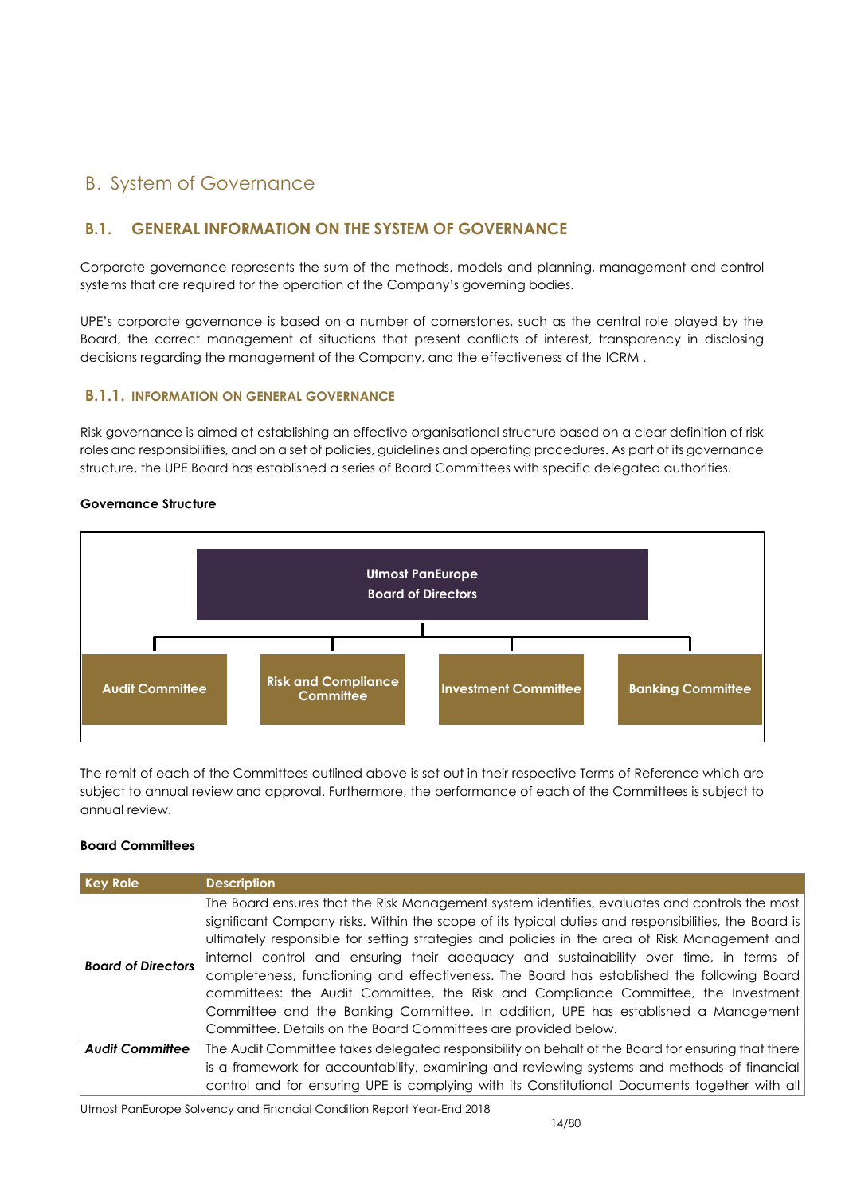# B. System of Governance

## B.1. GENERAL INFORMATION ON THE SYSTEM OF GOVERNANCE

Corporate governance represents the sum of the methods, models and planning, management and control systems that are required for the operation of the Company's governing bodies.

UPE's corporate governance is based on a number of cornerstones, such as the central role played by the Board, the correct management of situations that present conflicts of interest, transparency in disclosing decisions regarding the management of the Company, and the effectiveness of the ICRM .

### B.1.1. INFORMATION ON GENERAL GOVERNANCE

Risk governance is aimed at establishing an effective organisational structure based on a clear definition of risk roles and responsibilities, and on a set of policies, guidelines and operating procedures. As part of its governance structure, the UPE Board has established a series of Board Committees with specific delegated authorities.

**Governance Structure**

Utmost PanEurope Board of Directors

- Audit Committee
- Risk and Compliance Committee
- Investment Committee
- Banking Committee

The remit of each of the Committees outlined above is set out in their respective Terms of Reference which are subject to annual review and approval. Furthermore, the performance of each of the Committees is subject to annual review.

**Board Committees**

| Key Role | Description |
|---|---|
| ***Board of Directors*** | The Board ensures that the Risk Management system identifies, evaluates and controls the most significant Company risks. Within the scope of its typical duties and responsibilities, the Board is ultimately responsible for setting strategies and policies in the area of Risk Management and internal control and ensuring their adequacy and sustainability over time, in terms of completeness, functioning and effectiveness. The Board has established the following Board committees: the Audit Committee, the Risk and Compliance Committee, the Investment Committee and the Banking Committee. In addition, UPE has established a Management Committee. Details on the Board Committees are provided below. |
| ***Audit Committee*** | The Audit Committee takes delegated responsibility on behalf of the Board for ensuring that there is a framework for accountability, examining and reviewing systems and methods of financial control and for ensuring UPE is complying with its Constitutional Documents together with all |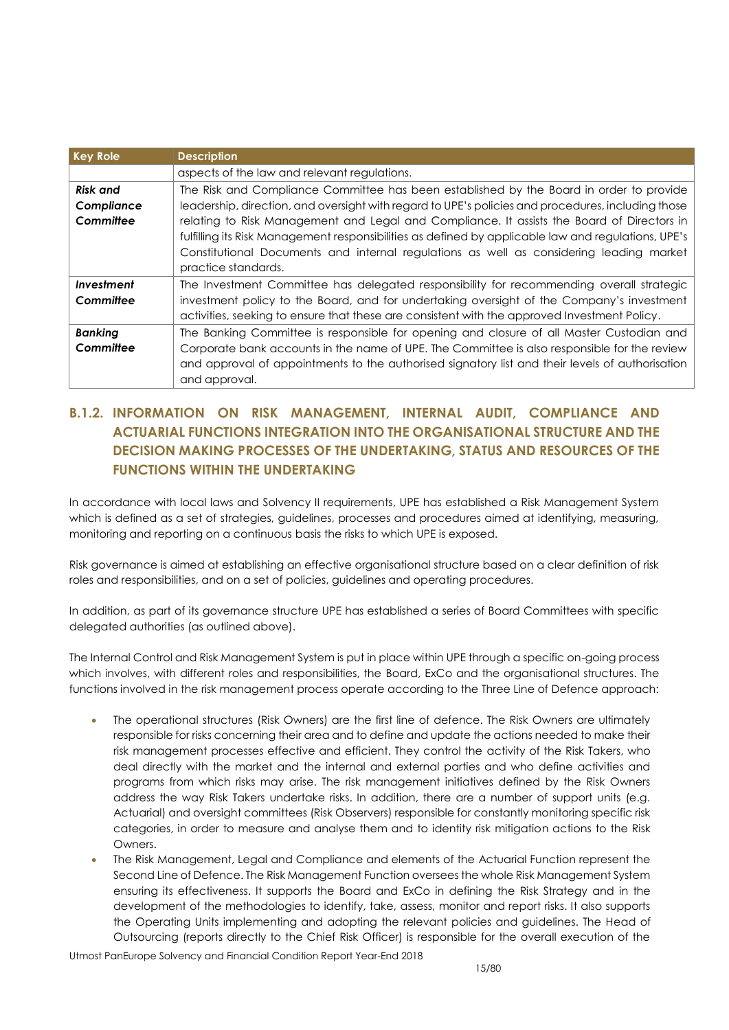| Key Role | Description |
| --- | --- |
| | aspects of the law and relevant regulations. |
| ***Risk and Compliance Committee*** | The Risk and Compliance Committee has been established by the Board in order to provide leadership, direction, and oversight with regard to UPE's policies and procedures, including those relating to Risk Management and Legal and Compliance. It assists the Board of Directors in fulfilling its Risk Management responsibilities as defined by applicable law and regulations, UPE's Constitutional Documents and internal regulations as well as considering leading market practice standards. |
| ***Investment Committee*** | The Investment Committee has delegated responsibility for recommending overall strategic investment policy to the Board, and for undertaking oversight of the Company's investment activities, seeking to ensure that these are consistent with the approved Investment Policy. |
| ***Banking Committee*** | The Banking Committee is responsible for opening and closure of all Master Custodian and Corporate bank accounts in the name of UPE. The Committee is also responsible for the review and approval of appointments to the authorised signatory list and their levels of authorisation and approval. |

### B.1.2. INFORMATION ON RISK MANAGEMENT, INTERNAL AUDIT, COMPLIANCE AND ACTUARIAL FUNCTIONS INTEGRATION INTO THE ORGANISATIONAL STRUCTURE AND THE DECISION MAKING PROCESSES OF THE UNDERTAKING, STATUS AND RESOURCES OF THE FUNCTIONS WITHIN THE UNDERTAKING

In accordance with local laws and Solvency II requirements, UPE has established a Risk Management System which is defined as a set of strategies, guidelines, processes and procedures aimed at identifying, measuring, monitoring and reporting on a continuous basis the risks to which UPE is exposed.

Risk governance is aimed at establishing an effective organisational structure based on a clear definition of risk roles and responsibilities, and on a set of policies, guidelines and operating procedures.

In addition, as part of its governance structure UPE has established a series of Board Committees with specific delegated authorities (as outlined above).

The Internal Control and Risk Management System is put in place within UPE through a specific on-going process which involves, with different roles and responsibilities, the Board, ExCo and the organisational structures. The functions involved in the risk management process operate according to the Three Line of Defence approach:

- The operational structures (Risk Owners) are the first line of defence. The Risk Owners are ultimately responsible for risks concerning their area and to define and update the actions needed to make their risk management processes effective and efficient. They control the activity of the Risk Takers, who deal directly with the market and the internal and external parties and who define activities and programs from which risks may arise. The risk management initiatives defined by the Risk Owners address the way Risk Takers undertake risks. In addition, there are a number of support units (e.g. Actuarial) and oversight committees (Risk Observers) responsible for constantly monitoring specific risk categories, in order to measure and analyse them and to identity risk mitigation actions to the Risk Owners.
- The Risk Management, Legal and Compliance and elements of the Actuarial Function represent the Second Line of Defence. The Risk Management Function oversees the whole Risk Management System ensuring its effectiveness. It supports the Board and ExCo in defining the Risk Strategy and in the development of the methodologies to identify, take, assess, monitor and report risks. It also supports the Operating Units implementing and adopting the relevant policies and guidelines. The Head of Outsourcing (reports directly to the Chief Risk Officer) is responsible for the overall execution of the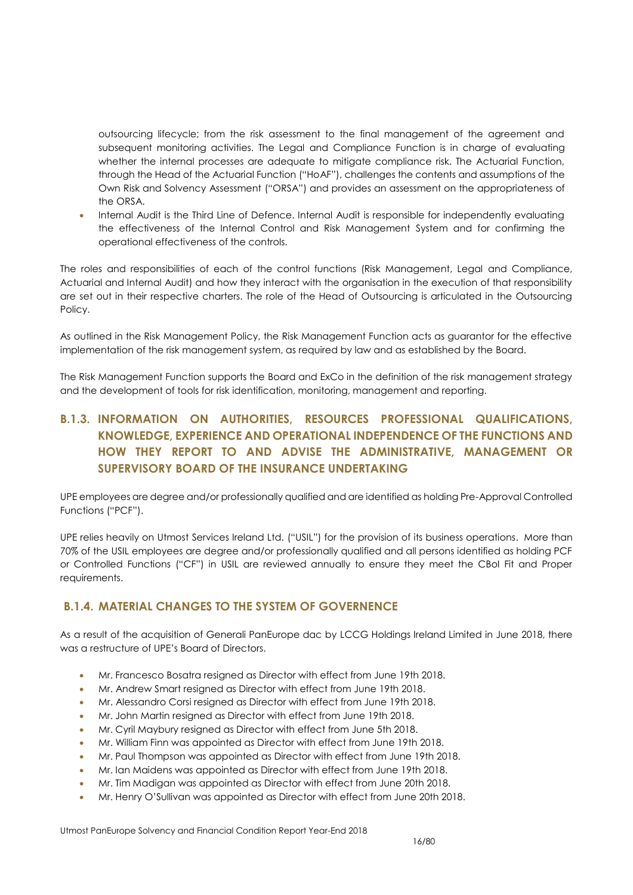outsourcing lifecycle; from the risk assessment to the final management of the agreement and subsequent monitoring activities. The Legal and Compliance Function is in charge of evaluating whether the internal processes are adequate to mitigate compliance risk. The Actuarial Function, through the Head of the Actuarial Function ("HoAF"), challenges the contents and assumptions of the Own Risk and Solvency Assessment ("ORSA") and provides an assessment on the appropriateness of the ORSA.

- Internal Audit is the Third Line of Defence. Internal Audit is responsible for independently evaluating the effectiveness of the Internal Control and Risk Management System and for confirming the operational effectiveness of the controls.

The roles and responsibilities of each of the control functions (Risk Management, Legal and Compliance, Actuarial and Internal Audit) and how they interact with the organisation in the execution of that responsibility are set out in their respective charters. The role of the Head of Outsourcing is articulated in the Outsourcing Policy.

As outlined in the Risk Management Policy, the Risk Management Function acts as guarantor for the effective implementation of the risk management system, as required by law and as established by the Board.

The Risk Management Function supports the Board and ExCo in the definition of the risk management strategy and the development of tools for risk identification, monitoring, management and reporting.

### B.1.3. INFORMATION ON AUTHORITIES, RESOURCES PROFESSIONAL QUALIFICATIONS, KNOWLEDGE, EXPERIENCE AND OPERATIONAL INDEPENDENCE OF THE FUNCTIONS AND HOW THEY REPORT TO AND ADVISE THE ADMINISTRATIVE, MANAGEMENT OR SUPERVISORY BOARD OF THE INSURANCE UNDERTAKING

UPE employees are degree and/or professionally qualified and are identified as holding Pre-Approval Controlled Functions ("PCF").

UPE relies heavily on Utmost Services Ireland Ltd. ("USIL") for the provision of its business operations. More than 70% of the USIL employees are degree and/or professionally qualified and all persons identified as holding PCF or Controlled Functions ("CF") in USIL are reviewed annually to ensure they meet the CBoI Fit and Proper requirements.

### B.1.4. MATERIAL CHANGES TO THE SYSTEM OF GOVERNENCE

As a result of the acquisition of Generali PanEurope dac by LCCG Holdings Ireland Limited in June 2018, there was a restructure of UPE's Board of Directors.

- Mr. Francesco Bosatra resigned as Director with effect from June 19th 2018.
- Mr. Andrew Smart resigned as Director with effect from June 19th 2018.
- Mr. Alessandro Corsi resigned as Director with effect from June 19th 2018.
- Mr. John Martin resigned as Director with effect from June 19th 2018.
- Mr. Cyril Maybury resigned as Director with effect from June 5th 2018.
- Mr. William Finn was appointed as Director with effect from June 19th 2018.
- Mr. Paul Thompson was appointed as Director with effect from June 19th 2018.
- Mr. Ian Maidens was appointed as Director with effect from June 19th 2018.
- Mr. Tim Madigan was appointed as Director with effect from June 20th 2018.
- Mr. Henry O'Sullivan was appointed as Director with effect from June 20th 2018.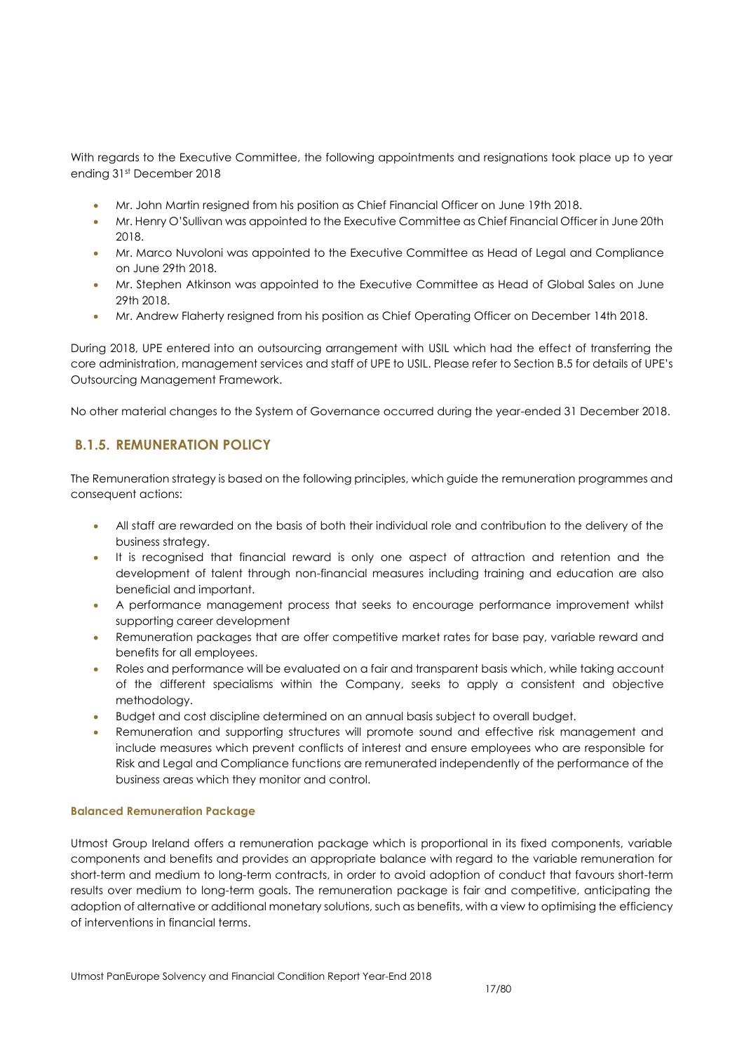With regards to the Executive Committee, the following appointments and resignations took place up to year ending 31st December 2018

- Mr. John Martin resigned from his position as Chief Financial Officer on June 19th 2018.
- Mr. Henry O'Sullivan was appointed to the Executive Committee as Chief Financial Officer in June 20th 2018.
- Mr. Marco Nuvoloni was appointed to the Executive Committee as Head of Legal and Compliance on June 29th 2018.
- Mr. Stephen Atkinson was appointed to the Executive Committee as Head of Global Sales on June 29th 2018.
- Mr. Andrew Flaherty resigned from his position as Chief Operating Officer on December 14th 2018.

During 2018, UPE entered into an outsourcing arrangement with USIL which had the effect of transferring the core administration, management services and staff of UPE to USIL. Please refer to Section B.5 for details of UPE's Outsourcing Management Framework.

No other material changes to the System of Governance occurred during the year-ended 31 December 2018.

### B.1.5. REMUNERATION POLICY

The Remuneration strategy is based on the following principles, which guide the remuneration programmes and consequent actions:

- All staff are rewarded on the basis of both their individual role and contribution to the delivery of the business strategy.
- It is recognised that financial reward is only one aspect of attraction and retention and the development of talent through non-financial measures including training and education are also beneficial and important.
- A performance management process that seeks to encourage performance improvement whilst supporting career development
- Remuneration packages that are offer competitive market rates for base pay, variable reward and benefits for all employees.
- Roles and performance will be evaluated on a fair and transparent basis which, while taking account of the different specialisms within the Company, seeks to apply a consistent and objective methodology.
- Budget and cost discipline determined on an annual basis subject to overall budget.
- Remuneration and supporting structures will promote sound and effective risk management and include measures which prevent conflicts of interest and ensure employees who are responsible for Risk and Legal and Compliance functions are remunerated independently of the performance of the business areas which they monitor and control.

#### Balanced Remuneration Package

Utmost Group Ireland offers a remuneration package which is proportional in its fixed components, variable components and benefits and provides an appropriate balance with regard to the variable remuneration for short-term and medium to long-term contracts, in order to avoid adoption of conduct that favours short-term results over medium to long-term goals. The remuneration package is fair and competitive, anticipating the adoption of alternative or additional monetary solutions, such as benefits, with a view to optimising the efficiency of interventions in financial terms.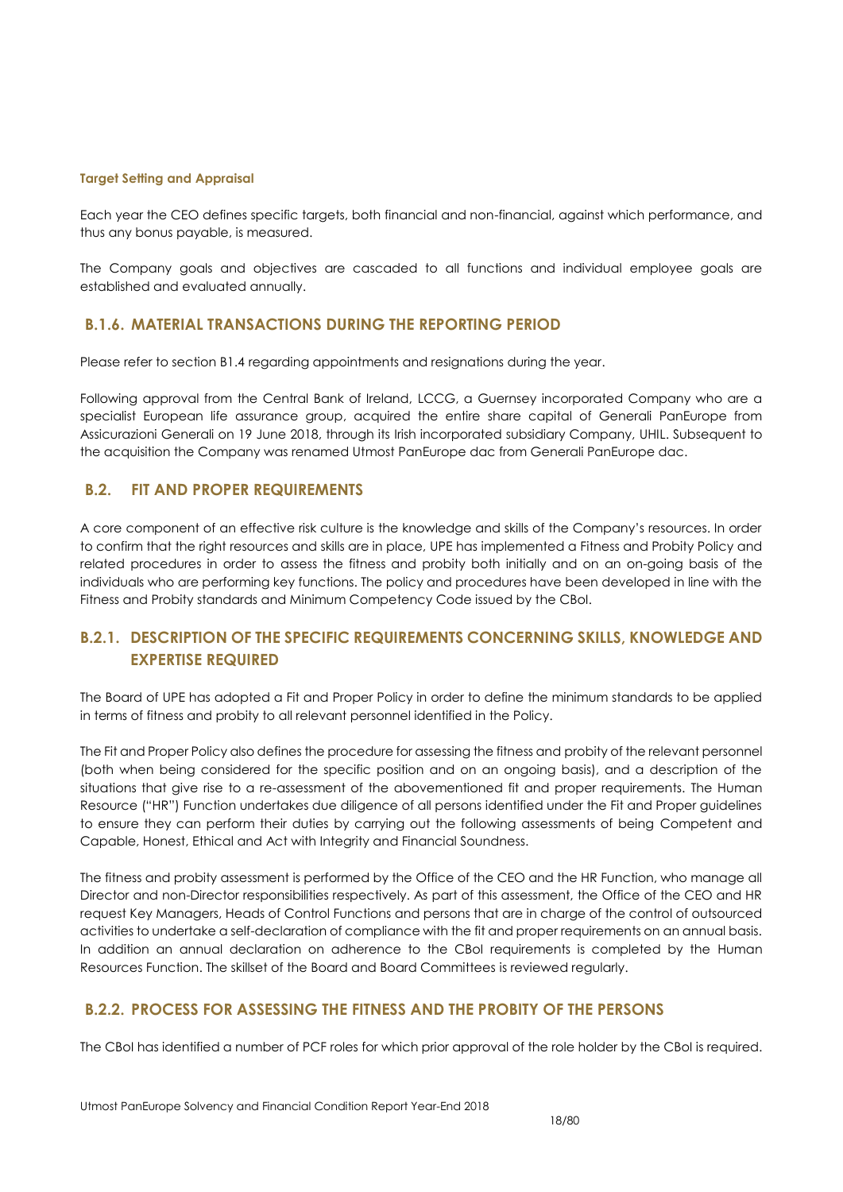#### Target Setting and Appraisal

Each year the CEO defines specific targets, both financial and non-financial, against which performance, and thus any bonus payable, is measured.

The Company goals and objectives are cascaded to all functions and individual employee goals are established and evaluated annually.

### B.1.6. MATERIAL TRANSACTIONS DURING THE REPORTING PERIOD

Please refer to section B1.4 regarding appointments and resignations during the year.

Following approval from the Central Bank of Ireland, LCCG, a Guernsey incorporated Company who are a specialist European life assurance group, acquired the entire share capital of Generali PanEurope from Assicurazioni Generali on 19 June 2018, through its Irish incorporated subsidiary Company, UHIL. Subsequent to the acquisition the Company was renamed Utmost PanEurope dac from Generali PanEurope dac.

## B.2. FIT AND PROPER REQUIREMENTS

A core component of an effective risk culture is the knowledge and skills of the Company's resources. In order to confirm that the right resources and skills are in place, UPE has implemented a Fitness and Probity Policy and related procedures in order to assess the fitness and probity both initially and on an on-going basis of the individuals who are performing key functions. The policy and procedures have been developed in line with the Fitness and Probity standards and Minimum Competency Code issued by the CBoI.

### B.2.1. DESCRIPTION OF THE SPECIFIC REQUIREMENTS CONCERNING SKILLS, KNOWLEDGE AND EXPERTISE REQUIRED

The Board of UPE has adopted a Fit and Proper Policy in order to define the minimum standards to be applied in terms of fitness and probity to all relevant personnel identified in the Policy.

The Fit and Proper Policy also defines the procedure for assessing the fitness and probity of the relevant personnel (both when being considered for the specific position and on an ongoing basis), and a description of the situations that give rise to a re-assessment of the abovementioned fit and proper requirements. The Human Resource ("HR") Function undertakes due diligence of all persons identified under the Fit and Proper guidelines to ensure they can perform their duties by carrying out the following assessments of being Competent and Capable, Honest, Ethical and Act with Integrity and Financial Soundness.

The fitness and probity assessment is performed by the Office of the CEO and the HR Function, who manage all Director and non-Director responsibilities respectively. As part of this assessment, the Office of the CEO and HR request Key Managers, Heads of Control Functions and persons that are in charge of the control of outsourced activities to undertake a self-declaration of compliance with the fit and proper requirements on an annual basis. In addition an annual declaration on adherence to the CBoI requirements is completed by the Human Resources Function. The skillset of the Board and Board Committees is reviewed regularly.

### B.2.2. PROCESS FOR ASSESSING THE FITNESS AND THE PROBITY OF THE PERSONS

The CBoI has identified a number of PCF roles for which prior approval of the role holder by the CBoI is required.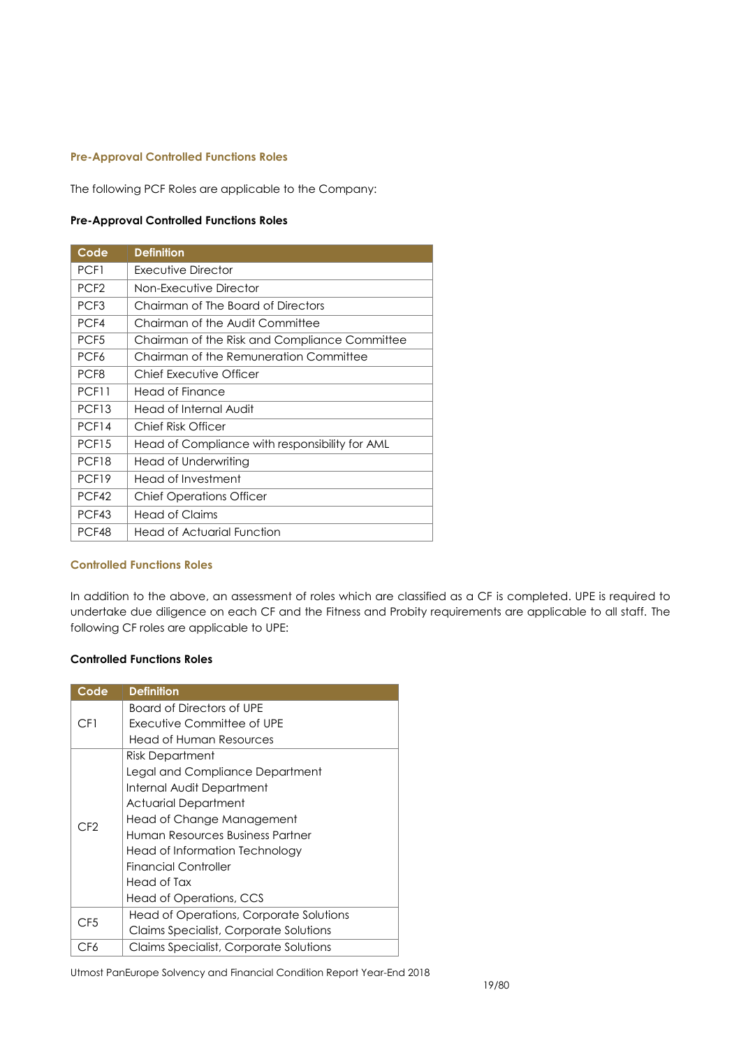### Pre-Approval Controlled Functions Roles

The following PCF Roles are applicable to the Company:

**Pre-Approval Controlled Functions Roles**

| Code | Definition |
|---|---|
| PCF1 | Executive Director |
| PCF2 | Non-Executive Director |
| PCF3 | Chairman of The Board of Directors |
| PCF4 | Chairman of the Audit Committee |
| PCF5 | Chairman of the Risk and Compliance Committee |
| PCF6 | Chairman of the Remuneration Committee |
| PCF8 | Chief Executive Officer |
| PCF11 | Head of Finance |
| PCF13 | Head of Internal Audit |
| PCF14 | Chief Risk Officer |
| PCF15 | Head of Compliance with responsibility for AML |
| PCF18 | Head of Underwriting |
| PCF19 | Head of Investment |
| PCF42 | Chief Operations Officer |
| PCF43 | Head of Claims |
| PCF48 | Head of Actuarial Function |

### Controlled Functions Roles

In addition to the above, an assessment of roles which are classified as a CF is completed. UPE is required to undertake due diligence on each CF and the Fitness and Probity requirements are applicable to all staff. The following CF roles are applicable to UPE:

**Controlled Functions Roles**

| Code | Definition |
|---|---|
| CF1 | Board of Directors of UPE<br>Executive Committee of UPE<br>Head of Human Resources |
| CF2 | Risk Department<br>Legal and Compliance Department<br>Internal Audit Department<br>Actuarial Department<br>Head of Change Management<br>Human Resources Business Partner<br>Head of Information Technology<br>Financial Controller<br>Head of Tax<br>Head of Operations, CCS |
| CF5 | Head of Operations, Corporate Solutions<br>Claims Specialist, Corporate Solutions |
| CF6 | Claims Specialist, Corporate Solutions |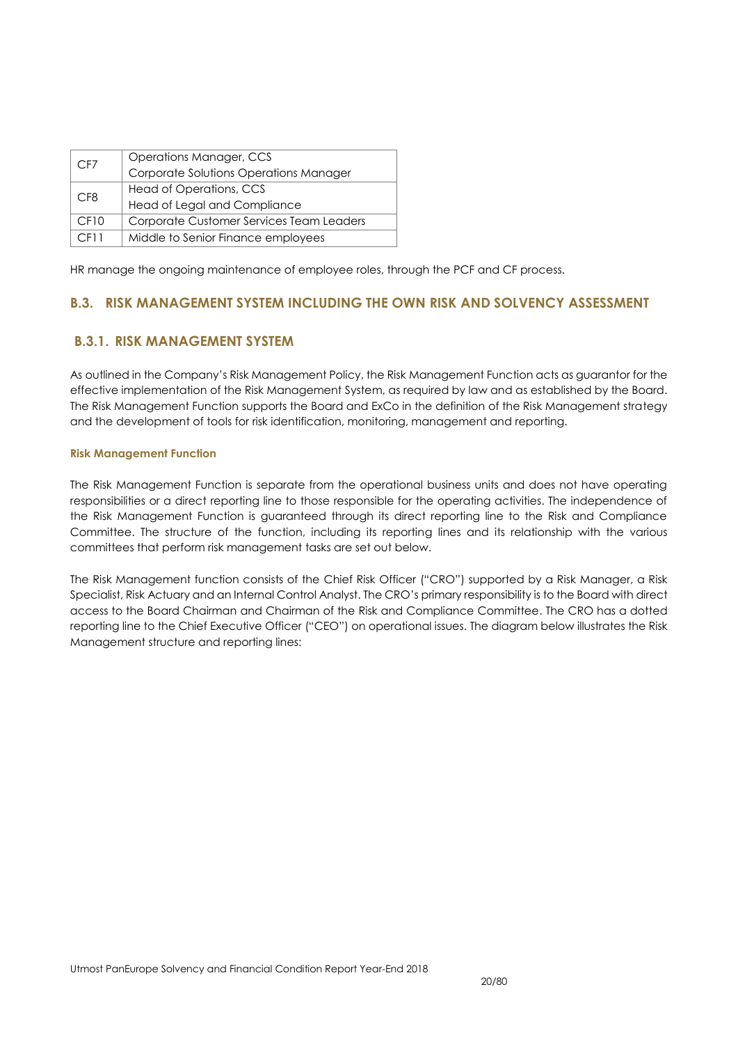| CF7 | Operations Manager, CCS<br>Corporate Solutions Operations Manager |
| --- | --- |
| CF8 | Head of Operations, CCS<br>Head of Legal and Compliance |
| CF10 | Corporate Customer Services Team Leaders |
| CF11 | Middle to Senior Finance employees |

HR manage the ongoing maintenance of employee roles, through the PCF and CF process.

## B.3. RISK MANAGEMENT SYSTEM INCLUDING THE OWN RISK AND SOLVENCY ASSESSMENT

### B.3.1. RISK MANAGEMENT SYSTEM

As outlined in the Company's Risk Management Policy, the Risk Management Function acts as guarantor for the effective implementation of the Risk Management System, as required by law and as established by the Board. The Risk Management Function supports the Board and ExCo in the definition of the Risk Management strategy and the development of tools for risk identification, monitoring, management and reporting.

**Risk Management Function**

The Risk Management Function is separate from the operational business units and does not have operating responsibilities or a direct reporting line to those responsible for the operating activities. The independence of the Risk Management Function is guaranteed through its direct reporting line to the Risk and Compliance Committee. The structure of the function, including its reporting lines and its relationship with the various committees that perform risk management tasks are set out below.

The Risk Management function consists of the Chief Risk Officer ("CRO") supported by a Risk Manager, a Risk Specialist, Risk Actuary and an Internal Control Analyst. The CRO's primary responsibility is to the Board with direct access to the Board Chairman and Chairman of the Risk and Compliance Committee. The CRO has a dotted reporting line to the Chief Executive Officer ("CEO") on operational issues. The diagram below illustrates the Risk Management structure and reporting lines: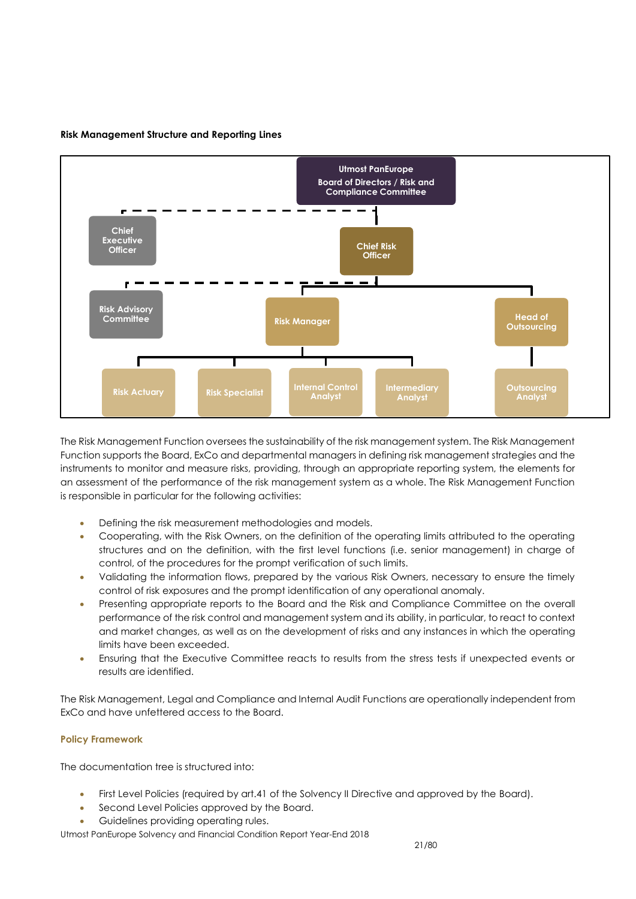**Risk Management Structure and Reporting Lines**

Utmost PanEurope Board of Directors / Risk and Compliance Committee

Chief Executive Officer

Chief Risk Officer

Risk Advisory Committee

Risk Manager

Head of Outsourcing

Risk Actuary

Risk Specialist

Internal Control Analyst

Intermediary Analyst

Outsourcing Analyst

The Risk Management Function oversees the sustainability of the risk management system. The Risk Management Function supports the Board, ExCo and departmental managers in defining risk management strategies and the instruments to monitor and measure risks, providing, through an appropriate reporting system, the elements for an assessment of the performance of the risk management system as a whole. The Risk Management Function is responsible in particular for the following activities:

- Defining the risk measurement methodologies and models.
- Cooperating, with the Risk Owners, on the definition of the operating limits attributed to the operating structures and on the definition, with the first level functions (i.e. senior management) in charge of control, of the procedures for the prompt verification of such limits.
- Validating the information flows, prepared by the various Risk Owners, necessary to ensure the timely control of risk exposures and the prompt identification of any operational anomaly.
- Presenting appropriate reports to the Board and the Risk and Compliance Committee on the overall performance of the risk control and management system and its ability, in particular, to react to context and market changes, as well as on the development of risks and any instances in which the operating limits have been exceeded.
- Ensuring that the Executive Committee reacts to results from the stress tests if unexpected events or results are identified.

The Risk Management, Legal and Compliance and Internal Audit Functions are operationally independent from ExCo and have unfettered access to the Board.

**Policy Framework**

The documentation tree is structured into:

- First Level Policies (required by art.41 of the Solvency II Directive and approved by the Board).
- Second Level Policies approved by the Board.
- Guidelines providing operating rules.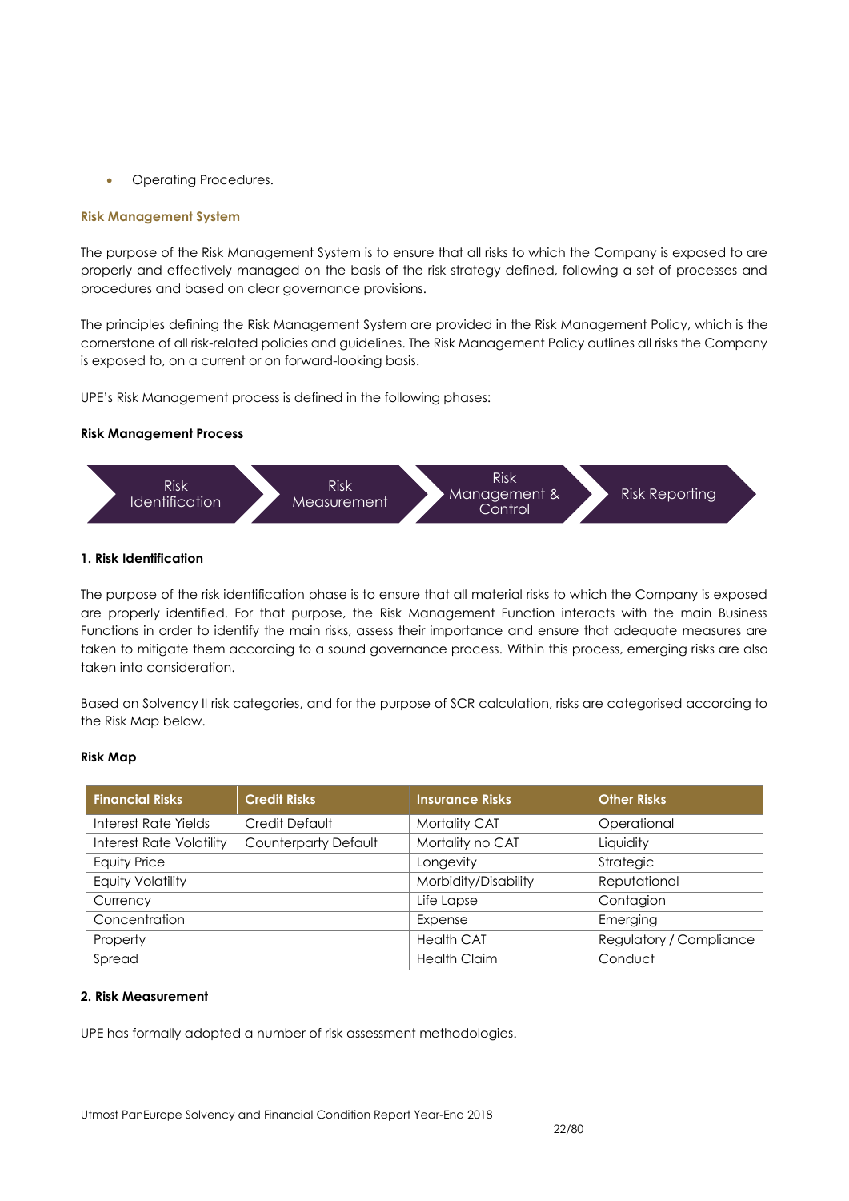- Operating Procedures.

### Risk Management System

The purpose of the Risk Management System is to ensure that all risks to which the Company is exposed to are properly and effectively managed on the basis of the risk strategy defined, following a set of processes and procedures and based on clear governance provisions.

The principles defining the Risk Management System are provided in the Risk Management Policy, which is the cornerstone of all risk-related policies and guidelines. The Risk Management Policy outlines all risks the Company is exposed to, on a current or on forward-looking basis.

UPE's Risk Management process is defined in the following phases:

**Risk Management Process**

Risk Identification → Risk Measurement → Risk Management & Control → Risk Reporting

**1. Risk Identification**

The purpose of the risk identification phase is to ensure that all material risks to which the Company is exposed are properly identified. For that purpose, the Risk Management Function interacts with the main Business Functions in order to identify the main risks, assess their importance and ensure that adequate measures are taken to mitigate them according to a sound governance process. Within this process, emerging risks are also taken into consideration.

Based on Solvency II risk categories, and for the purpose of SCR calculation, risks are categorised according to the Risk Map below.

**Risk Map**

| Financial Risks | Credit Risks | Insurance Risks | Other Risks |
|---|---|---|---|
| Interest Rate Yields | Credit Default | Mortality CAT | Operational |
| Interest Rate Volatility | Counterparty Default | Mortality no CAT | Liquidity |
| Equity Price | | Longevity | Strategic |
| Equity Volatility | | Morbidity/Disability | Reputational |
| Currency | | Life Lapse | Contagion |
| Concentration | | Expense | Emerging |
| Property | | Health CAT | Regulatory / Compliance |
| Spread | | Health Claim | Conduct |

**2. Risk Measurement**

UPE has formally adopted a number of risk assessment methodologies.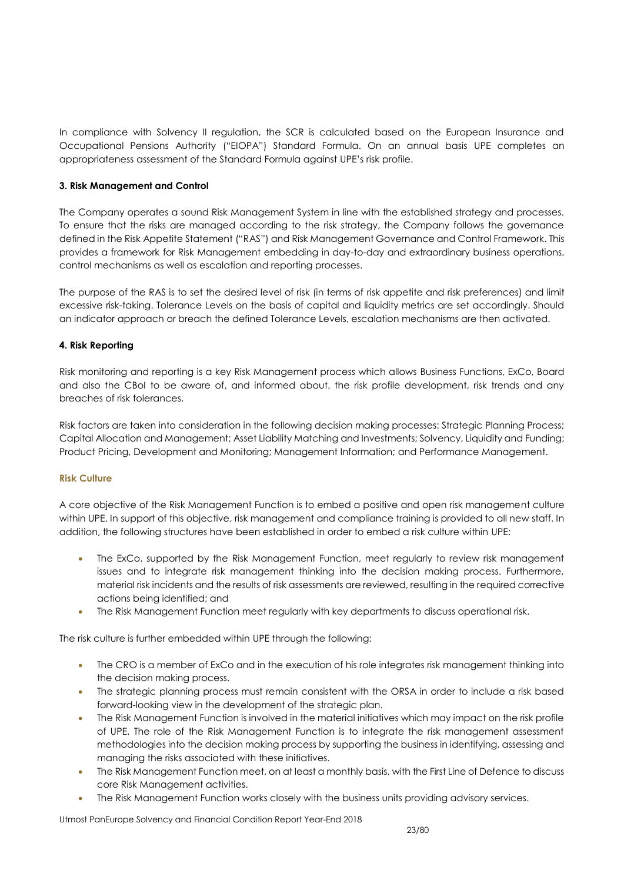In compliance with Solvency II regulation, the SCR is calculated based on the European Insurance and Occupational Pensions Authority ("EIOPA") Standard Formula. On an annual basis UPE completes an appropriateness assessment of the Standard Formula against UPE's risk profile.

**3. Risk Management and Control**

The Company operates a sound Risk Management System in line with the established strategy and processes. To ensure that the risks are managed according to the risk strategy, the Company follows the governance defined in the Risk Appetite Statement ("RAS") and Risk Management Governance and Control Framework. This provides a framework for Risk Management embedding in day-to-day and extraordinary business operations, control mechanisms as well as escalation and reporting processes.

The purpose of the RAS is to set the desired level of risk (in terms of risk appetite and risk preferences) and limit excessive risk-taking. Tolerance Levels on the basis of capital and liquidity metrics are set accordingly. Should an indicator approach or breach the defined Tolerance Levels, escalation mechanisms are then activated.

**4. Risk Reporting**

Risk monitoring and reporting is a key Risk Management process which allows Business Functions, ExCo, Board and also the CBoI to be aware of, and informed about, the risk profile development, risk trends and any breaches of risk tolerances.

Risk factors are taken into consideration in the following decision making processes: Strategic Planning Process; Capital Allocation and Management; Asset Liability Matching and Investments; Solvency, Liquidity and Funding; Product Pricing, Development and Monitoring; Management Information; and Performance Management.

**Risk Culture**

A core objective of the Risk Management Function is to embed a positive and open risk management culture within UPE. In support of this objective, risk management and compliance training is provided to all new staff. In addition, the following structures have been established in order to embed a risk culture within UPE:

- The ExCo, supported by the Risk Management Function, meet regularly to review risk management issues and to integrate risk management thinking into the decision making process. Furthermore, material risk incidents and the results of risk assessments are reviewed, resulting in the required corrective actions being identified; and
- The Risk Management Function meet regularly with key departments to discuss operational risk.

The risk culture is further embedded within UPE through the following:

- The CRO is a member of ExCo and in the execution of his role integrates risk management thinking into the decision making process.
- The strategic planning process must remain consistent with the ORSA in order to include a risk based forward-looking view in the development of the strategic plan.
- The Risk Management Function is involved in the material initiatives which may impact on the risk profile of UPE. The role of the Risk Management Function is to integrate the risk management assessment methodologies into the decision making process by supporting the business in identifying, assessing and managing the risks associated with these initiatives.
- The Risk Management Function meet, on at least a monthly basis, with the First Line of Defence to discuss core Risk Management activities.
- The Risk Management Function works closely with the business units providing advisory services.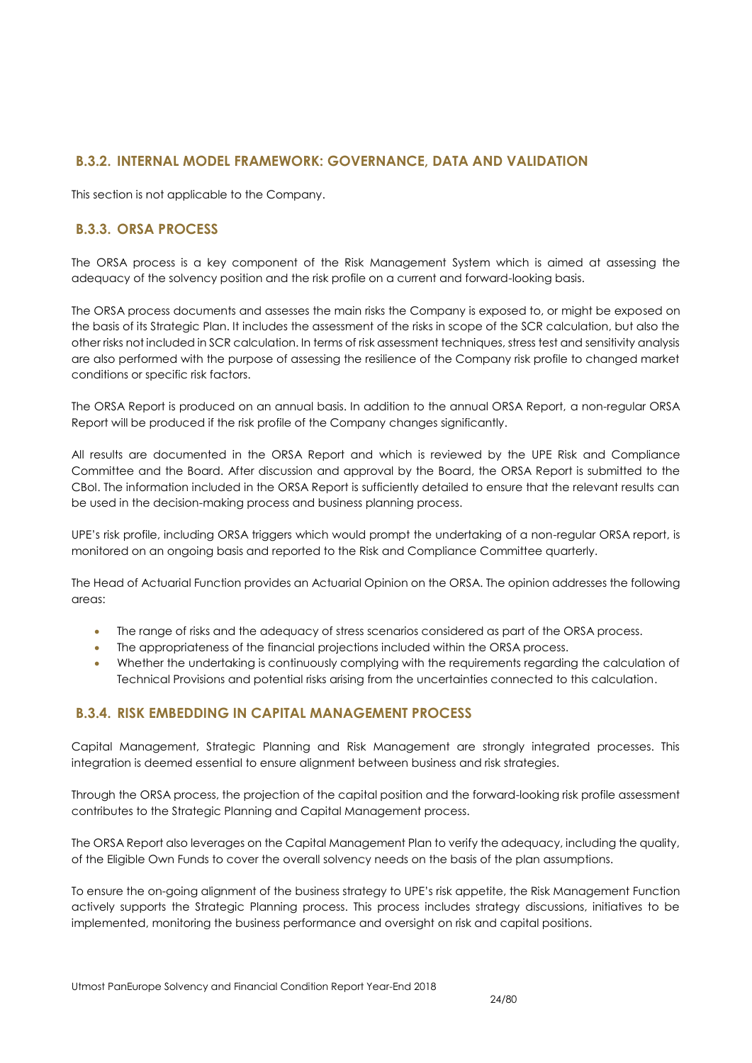### B.3.2. INTERNAL MODEL FRAMEWORK: GOVERNANCE, DATA AND VALIDATION

This section is not applicable to the Company.

### B.3.3. ORSA PROCESS

The ORSA process is a key component of the Risk Management System which is aimed at assessing the adequacy of the solvency position and the risk profile on a current and forward-looking basis.

The ORSA process documents and assesses the main risks the Company is exposed to, or might be exposed on the basis of its Strategic Plan. It includes the assessment of the risks in scope of the SCR calculation, but also the other risks not included in SCR calculation. In terms of risk assessment techniques, stress test and sensitivity analysis are also performed with the purpose of assessing the resilience of the Company risk profile to changed market conditions or specific risk factors.

The ORSA Report is produced on an annual basis. In addition to the annual ORSA Report, a non-regular ORSA Report will be produced if the risk profile of the Company changes significantly.

All results are documented in the ORSA Report and which is reviewed by the UPE Risk and Compliance Committee and the Board. After discussion and approval by the Board, the ORSA Report is submitted to the CBoI. The information included in the ORSA Report is sufficiently detailed to ensure that the relevant results can be used in the decision-making process and business planning process.

UPE's risk profile, including ORSA triggers which would prompt the undertaking of a non-regular ORSA report, is monitored on an ongoing basis and reported to the Risk and Compliance Committee quarterly.

The Head of Actuarial Function provides an Actuarial Opinion on the ORSA. The opinion addresses the following areas:

- The range of risks and the adequacy of stress scenarios considered as part of the ORSA process.
- The appropriateness of the financial projections included within the ORSA process.
- Whether the undertaking is continuously complying with the requirements regarding the calculation of Technical Provisions and potential risks arising from the uncertainties connected to this calculation.

### B.3.4. RISK EMBEDDING IN CAPITAL MANAGEMENT PROCESS

Capital Management, Strategic Planning and Risk Management are strongly integrated processes. This integration is deemed essential to ensure alignment between business and risk strategies.

Through the ORSA process, the projection of the capital position and the forward-looking risk profile assessment contributes to the Strategic Planning and Capital Management process.

The ORSA Report also leverages on the Capital Management Plan to verify the adequacy, including the quality, of the Eligible Own Funds to cover the overall solvency needs on the basis of the plan assumptions.

To ensure the on-going alignment of the business strategy to UPE's risk appetite, the Risk Management Function actively supports the Strategic Planning process. This process includes strategy discussions, initiatives to be implemented, monitoring the business performance and oversight on risk and capital positions.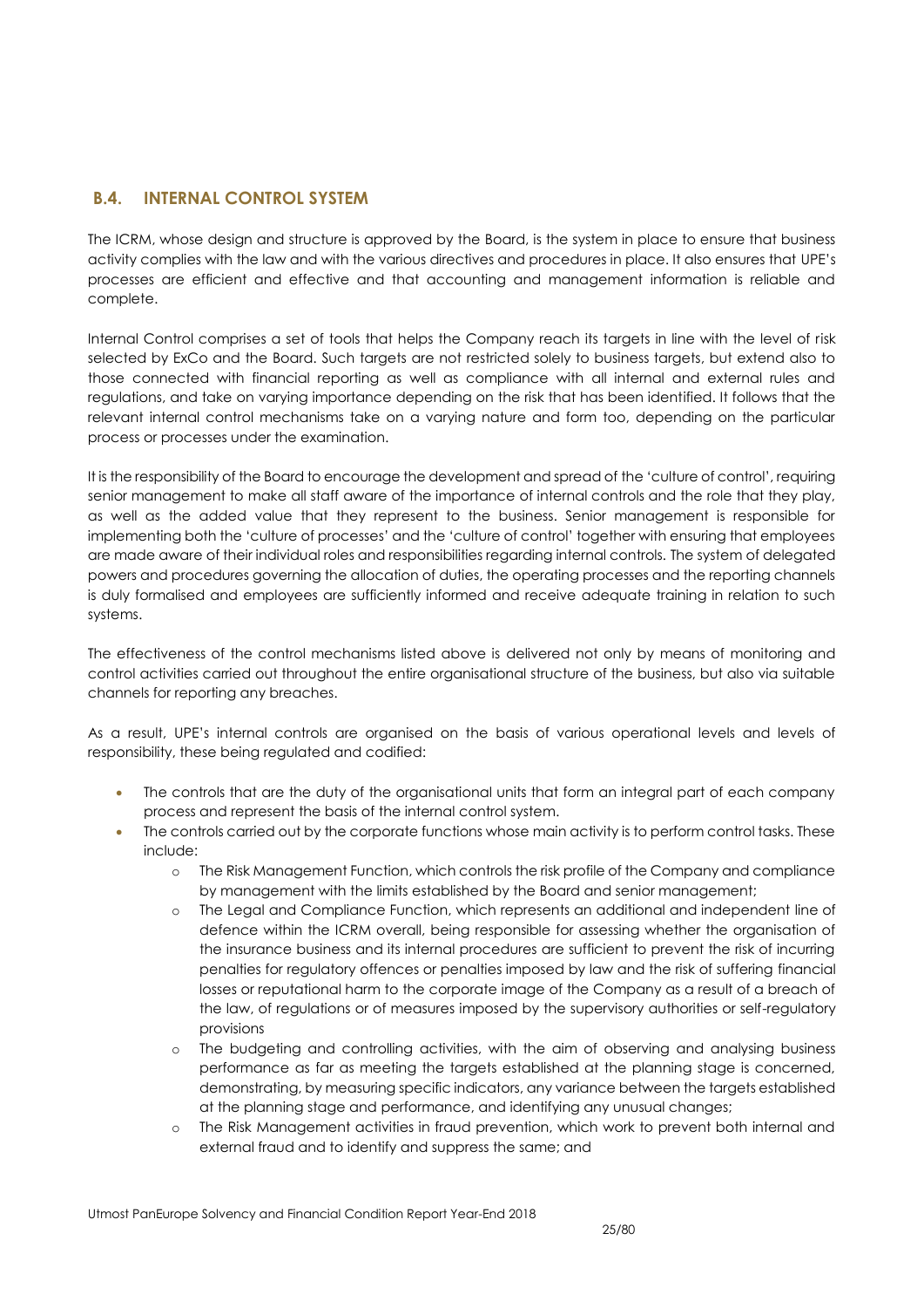## B.4. INTERNAL CONTROL SYSTEM

The ICRM, whose design and structure is approved by the Board, is the system in place to ensure that business activity complies with the law and with the various directives and procedures in place. It also ensures that UPE's processes are efficient and effective and that accounting and management information is reliable and complete.

Internal Control comprises a set of tools that helps the Company reach its targets in line with the level of risk selected by ExCo and the Board. Such targets are not restricted solely to business targets, but extend also to those connected with financial reporting as well as compliance with all internal and external rules and regulations, and take on varying importance depending on the risk that has been identified. It follows that the relevant internal control mechanisms take on a varying nature and form too, depending on the particular process or processes under the examination.

It is the responsibility of the Board to encourage the development and spread of the 'culture of control', requiring senior management to make all staff aware of the importance of internal controls and the role that they play, as well as the added value that they represent to the business. Senior management is responsible for implementing both the 'culture of processes' and the 'culture of control' together with ensuring that employees are made aware of their individual roles and responsibilities regarding internal controls. The system of delegated powers and procedures governing the allocation of duties, the operating processes and the reporting channels is duly formalised and employees are sufficiently informed and receive adequate training in relation to such systems.

The effectiveness of the control mechanisms listed above is delivered not only by means of monitoring and control activities carried out throughout the entire organisational structure of the business, but also via suitable channels for reporting any breaches.

As a result, UPE's internal controls are organised on the basis of various operational levels and levels of responsibility, these being regulated and codified:

- The controls that are the duty of the organisational units that form an integral part of each company process and represent the basis of the internal control system.
- The controls carried out by the corporate functions whose main activity is to perform control tasks. These include:
  - The Risk Management Function, which controls the risk profile of the Company and compliance by management with the limits established by the Board and senior management;
  - The Legal and Compliance Function, which represents an additional and independent line of defence within the ICRM overall, being responsible for assessing whether the organisation of the insurance business and its internal procedures are sufficient to prevent the risk of incurring penalties for regulatory offences or penalties imposed by law and the risk of suffering financial losses or reputational harm to the corporate image of the Company as a result of a breach of the law, of regulations or of measures imposed by the supervisory authorities or self-regulatory provisions
  - The budgeting and controlling activities, with the aim of observing and analysing business performance as far as meeting the targets established at the planning stage is concerned, demonstrating, by measuring specific indicators, any variance between the targets established at the planning stage and performance, and identifying any unusual changes;
  - The Risk Management activities in fraud prevention, which work to prevent both internal and external fraud and to identify and suppress the same; and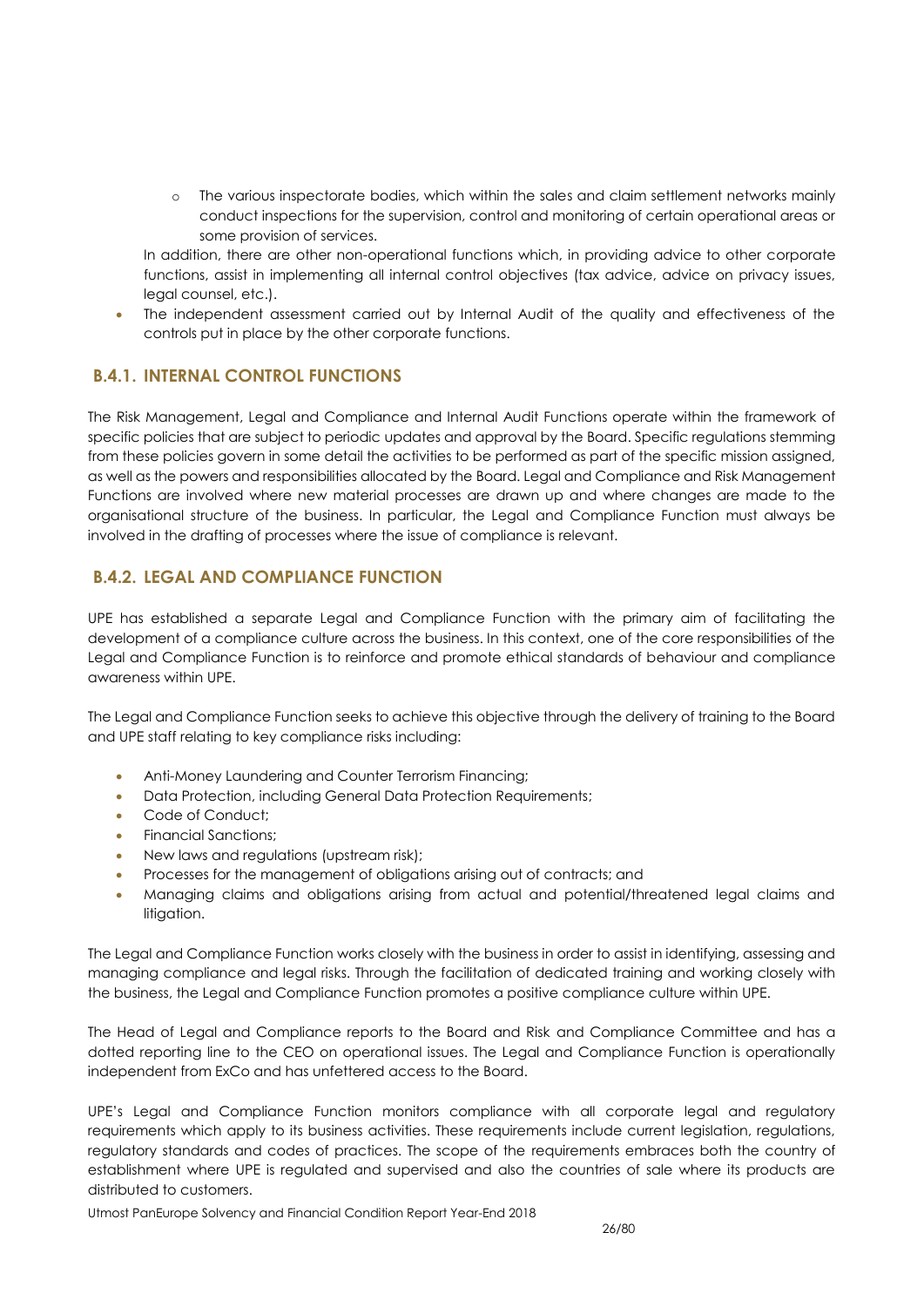- The various inspectorate bodies, which within the sales and claim settlement networks mainly conduct inspections for the supervision, control and monitoring of certain operational areas or some provision of services.

  In addition, there are other non-operational functions which, in providing advice to other corporate functions, assist in implementing all internal control objectives (tax advice, advice on privacy issues, legal counsel, etc.).

- The independent assessment carried out by Internal Audit of the quality and effectiveness of the controls put in place by the other corporate functions.

## B.4.1. INTERNAL CONTROL FUNCTIONS

The Risk Management, Legal and Compliance and Internal Audit Functions operate within the framework of specific policies that are subject to periodic updates and approval by the Board. Specific regulations stemming from these policies govern in some detail the activities to be performed as part of the specific mission assigned, as well as the powers and responsibilities allocated by the Board. Legal and Compliance and Risk Management Functions are involved where new material processes are drawn up and where changes are made to the organisational structure of the business. In particular, the Legal and Compliance Function must always be involved in the drafting of processes where the issue of compliance is relevant.

## B.4.2. LEGAL AND COMPLIANCE FUNCTION

UPE has established a separate Legal and Compliance Function with the primary aim of facilitating the development of a compliance culture across the business. In this context, one of the core responsibilities of the Legal and Compliance Function is to reinforce and promote ethical standards of behaviour and compliance awareness within UPE.

The Legal and Compliance Function seeks to achieve this objective through the delivery of training to the Board and UPE staff relating to key compliance risks including:

- Anti-Money Laundering and Counter Terrorism Financing;
- Data Protection, including General Data Protection Requirements;
- Code of Conduct;
- Financial Sanctions;
- New laws and regulations (upstream risk);
- Processes for the management of obligations arising out of contracts; and
- Managing claims and obligations arising from actual and potential/threatened legal claims and litigation.

The Legal and Compliance Function works closely with the business in order to assist in identifying, assessing and managing compliance and legal risks. Through the facilitation of dedicated training and working closely with the business, the Legal and Compliance Function promotes a positive compliance culture within UPE.

The Head of Legal and Compliance reports to the Board and Risk and Compliance Committee and has a dotted reporting line to the CEO on operational issues. The Legal and Compliance Function is operationally independent from ExCo and has unfettered access to the Board.

UPE's Legal and Compliance Function monitors compliance with all corporate legal and regulatory requirements which apply to its business activities. These requirements include current legislation, regulations, regulatory standards and codes of practices. The scope of the requirements embraces both the country of establishment where UPE is regulated and supervised and also the countries of sale where its products are distributed to customers.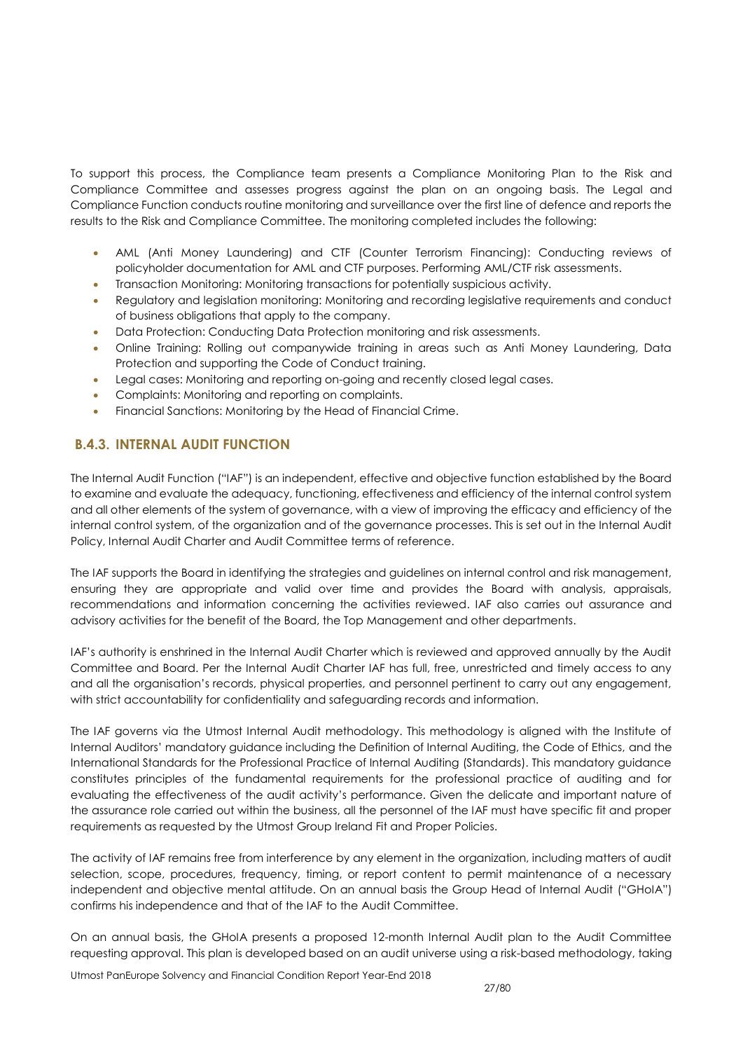To support this process, the Compliance team presents a Compliance Monitoring Plan to the Risk and Compliance Committee and assesses progress against the plan on an ongoing basis. The Legal and Compliance Function conducts routine monitoring and surveillance over the first line of defence and reports the results to the Risk and Compliance Committee. The monitoring completed includes the following:

- AML (Anti Money Laundering) and CTF (Counter Terrorism Financing): Conducting reviews of policyholder documentation for AML and CTF purposes. Performing AML/CTF risk assessments.
- Transaction Monitoring: Monitoring transactions for potentially suspicious activity.
- Regulatory and legislation monitoring: Monitoring and recording legislative requirements and conduct of business obligations that apply to the company.
- Data Protection: Conducting Data Protection monitoring and risk assessments.
- Online Training: Rolling out companywide training in areas such as Anti Money Laundering, Data Protection and supporting the Code of Conduct training.
- Legal cases: Monitoring and reporting on-going and recently closed legal cases.
- Complaints: Monitoring and reporting on complaints.
- Financial Sanctions: Monitoring by the Head of Financial Crime.

### B.4.3. INTERNAL AUDIT FUNCTION

The Internal Audit Function ("IAF") is an independent, effective and objective function established by the Board to examine and evaluate the adequacy, functioning, effectiveness and efficiency of the internal control system and all other elements of the system of governance, with a view of improving the efficacy and efficiency of the internal control system, of the organization and of the governance processes. This is set out in the Internal Audit Policy, Internal Audit Charter and Audit Committee terms of reference.

The IAF supports the Board in identifying the strategies and guidelines on internal control and risk management, ensuring they are appropriate and valid over time and provides the Board with analysis, appraisals, recommendations and information concerning the activities reviewed. IAF also carries out assurance and advisory activities for the benefit of the Board, the Top Management and other departments.

IAF's authority is enshrined in the Internal Audit Charter which is reviewed and approved annually by the Audit Committee and Board. Per the Internal Audit Charter IAF has full, free, unrestricted and timely access to any and all the organisation's records, physical properties, and personnel pertinent to carry out any engagement, with strict accountability for confidentiality and safeguarding records and information.

The IAF governs via the Utmost Internal Audit methodology. This methodology is aligned with the Institute of Internal Auditors' mandatory guidance including the Definition of Internal Auditing, the Code of Ethics, and the International Standards for the Professional Practice of Internal Auditing (Standards). This mandatory guidance constitutes principles of the fundamental requirements for the professional practice of auditing and for evaluating the effectiveness of the audit activity's performance. Given the delicate and important nature of the assurance role carried out within the business, all the personnel of the IAF must have specific fit and proper requirements as requested by the Utmost Group Ireland Fit and Proper Policies.

The activity of IAF remains free from interference by any element in the organization, including matters of audit selection, scope, procedures, frequency, timing, or report content to permit maintenance of a necessary independent and objective mental attitude. On an annual basis the Group Head of Internal Audit ("GHoIA") confirms his independence and that of the IAF to the Audit Committee.

On an annual basis, the GHoIA presents a proposed 12-month Internal Audit plan to the Audit Committee requesting approval. This plan is developed based on an audit universe using a risk-based methodology, taking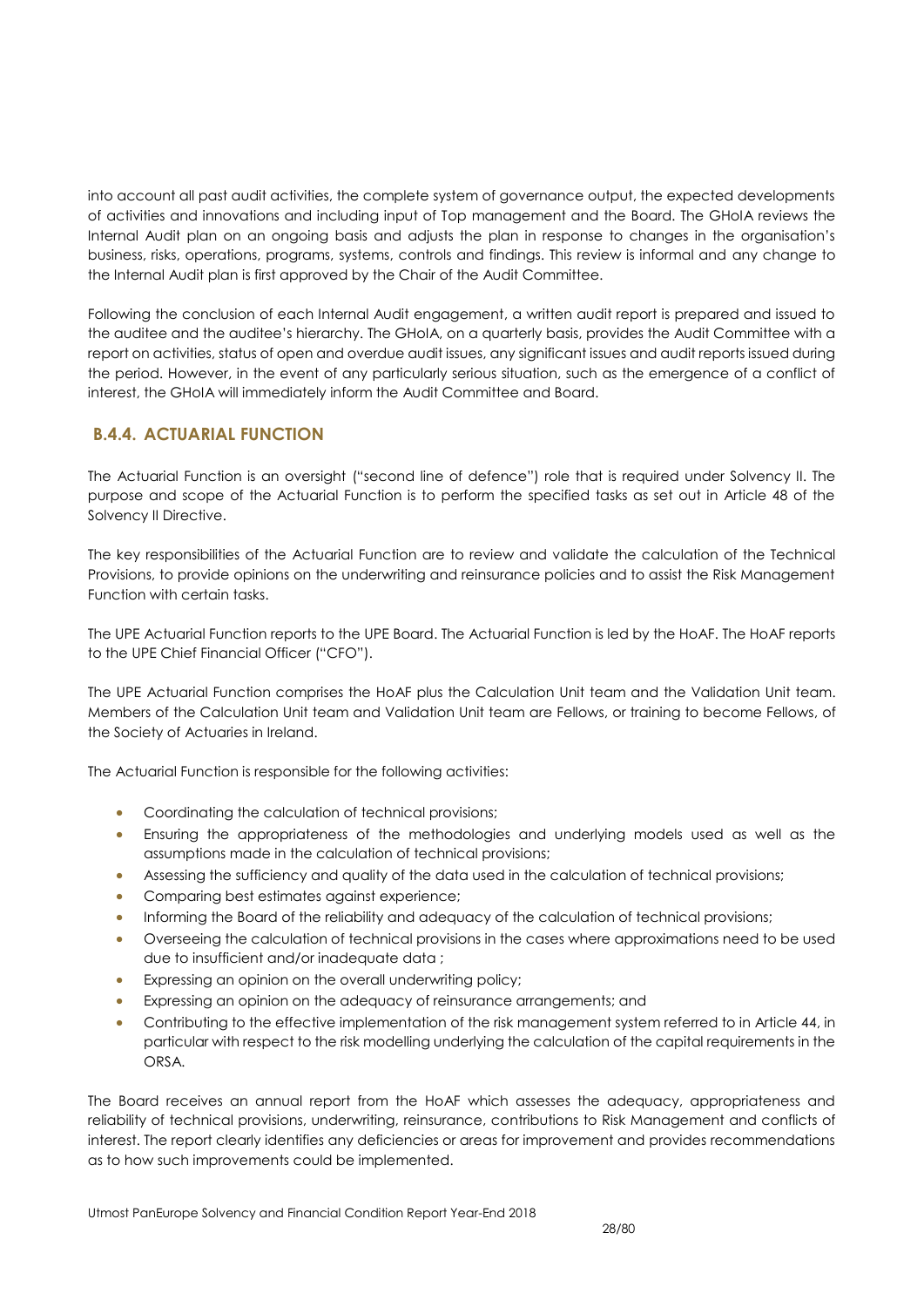into account all past audit activities, the complete system of governance output, the expected developments of activities and innovations and including input of Top management and the Board. The GHoIA reviews the Internal Audit plan on an ongoing basis and adjusts the plan in response to changes in the organisation's business, risks, operations, programs, systems, controls and findings. This review is informal and any change to the Internal Audit plan is first approved by the Chair of the Audit Committee.

Following the conclusion of each Internal Audit engagement, a written audit report is prepared and issued to the auditee and the auditee's hierarchy. The GHoIA, on a quarterly basis, provides the Audit Committee with a report on activities, status of open and overdue audit issues, any significant issues and audit reports issued during the period. However, in the event of any particularly serious situation, such as the emergence of a conflict of interest, the GHoIA will immediately inform the Audit Committee and Board.

### B.4.4. ACTUARIAL FUNCTION

The Actuarial Function is an oversight ("second line of defence") role that is required under Solvency II. The purpose and scope of the Actuarial Function is to perform the specified tasks as set out in Article 48 of the Solvency II Directive.

The key responsibilities of the Actuarial Function are to review and validate the calculation of the Technical Provisions, to provide opinions on the underwriting and reinsurance policies and to assist the Risk Management Function with certain tasks.

The UPE Actuarial Function reports to the UPE Board. The Actuarial Function is led by the HoAF. The HoAF reports to the UPE Chief Financial Officer ("CFO").

The UPE Actuarial Function comprises the HoAF plus the Calculation Unit team and the Validation Unit team. Members of the Calculation Unit team and Validation Unit team are Fellows, or training to become Fellows, of the Society of Actuaries in Ireland.

The Actuarial Function is responsible for the following activities:

- Coordinating the calculation of technical provisions;
- Ensuring the appropriateness of the methodologies and underlying models used as well as the assumptions made in the calculation of technical provisions;
- Assessing the sufficiency and quality of the data used in the calculation of technical provisions;
- Comparing best estimates against experience;
- Informing the Board of the reliability and adequacy of the calculation of technical provisions;
- Overseeing the calculation of technical provisions in the cases where approximations need to be used due to insufficient and/or inadequate data ;
- Expressing an opinion on the overall underwriting policy;
- Expressing an opinion on the adequacy of reinsurance arrangements; and
- Contributing to the effective implementation of the risk management system referred to in Article 44, in particular with respect to the risk modelling underlying the calculation of the capital requirements in the ORSA.

The Board receives an annual report from the HoAF which assesses the adequacy, appropriateness and reliability of technical provisions, underwriting, reinsurance, contributions to Risk Management and conflicts of interest. The report clearly identifies any deficiencies or areas for improvement and provides recommendations as to how such improvements could be implemented.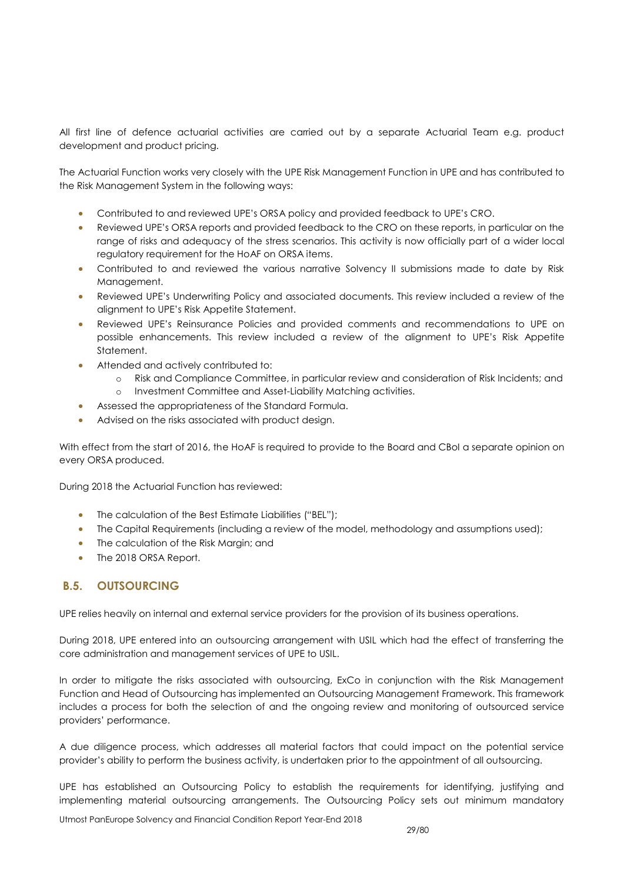All first line of defence actuarial activities are carried out by a separate Actuarial Team e.g. product development and product pricing.

The Actuarial Function works very closely with the UPE Risk Management Function in UPE and has contributed to the Risk Management System in the following ways:

- Contributed to and reviewed UPE's ORSA policy and provided feedback to UPE's CRO.
- Reviewed UPE's ORSA reports and provided feedback to the CRO on these reports, in particular on the range of risks and adequacy of the stress scenarios. This activity is now officially part of a wider local regulatory requirement for the HoAF on ORSA items.
- Contributed to and reviewed the various narrative Solvency II submissions made to date by Risk Management.
- Reviewed UPE's Underwriting Policy and associated documents. This review included a review of the alignment to UPE's Risk Appetite Statement.
- Reviewed UPE's Reinsurance Policies and provided comments and recommendations to UPE on possible enhancements. This review included a review of the alignment to UPE's Risk Appetite Statement.
- Attended and actively contributed to:
  - Risk and Compliance Committee, in particular review and consideration of Risk Incidents; and
  - Investment Committee and Asset-Liability Matching activities.
- Assessed the appropriateness of the Standard Formula.
- Advised on the risks associated with product design.

With effect from the start of 2016, the HoAF is required to provide to the Board and CBoI a separate opinion on every ORSA produced.

During 2018 the Actuarial Function has reviewed:

- The calculation of the Best Estimate Liabilities ("BEL");
- The Capital Requirements (including a review of the model, methodology and assumptions used);
- The calculation of the Risk Margin; and
- The 2018 ORSA Report.

## B.5. OUTSOURCING

UPE relies heavily on internal and external service providers for the provision of its business operations.

During 2018, UPE entered into an outsourcing arrangement with USIL which had the effect of transferring the core administration and management services of UPE to USIL.

In order to mitigate the risks associated with outsourcing, ExCo in conjunction with the Risk Management Function and Head of Outsourcing has implemented an Outsourcing Management Framework. This framework includes a process for both the selection of and the ongoing review and monitoring of outsourced service providers' performance.

A due diligence process, which addresses all material factors that could impact on the potential service provider's ability to perform the business activity, is undertaken prior to the appointment of all outsourcing.

UPE has established an Outsourcing Policy to establish the requirements for identifying, justifying and implementing material outsourcing arrangements. The Outsourcing Policy sets out minimum mandatory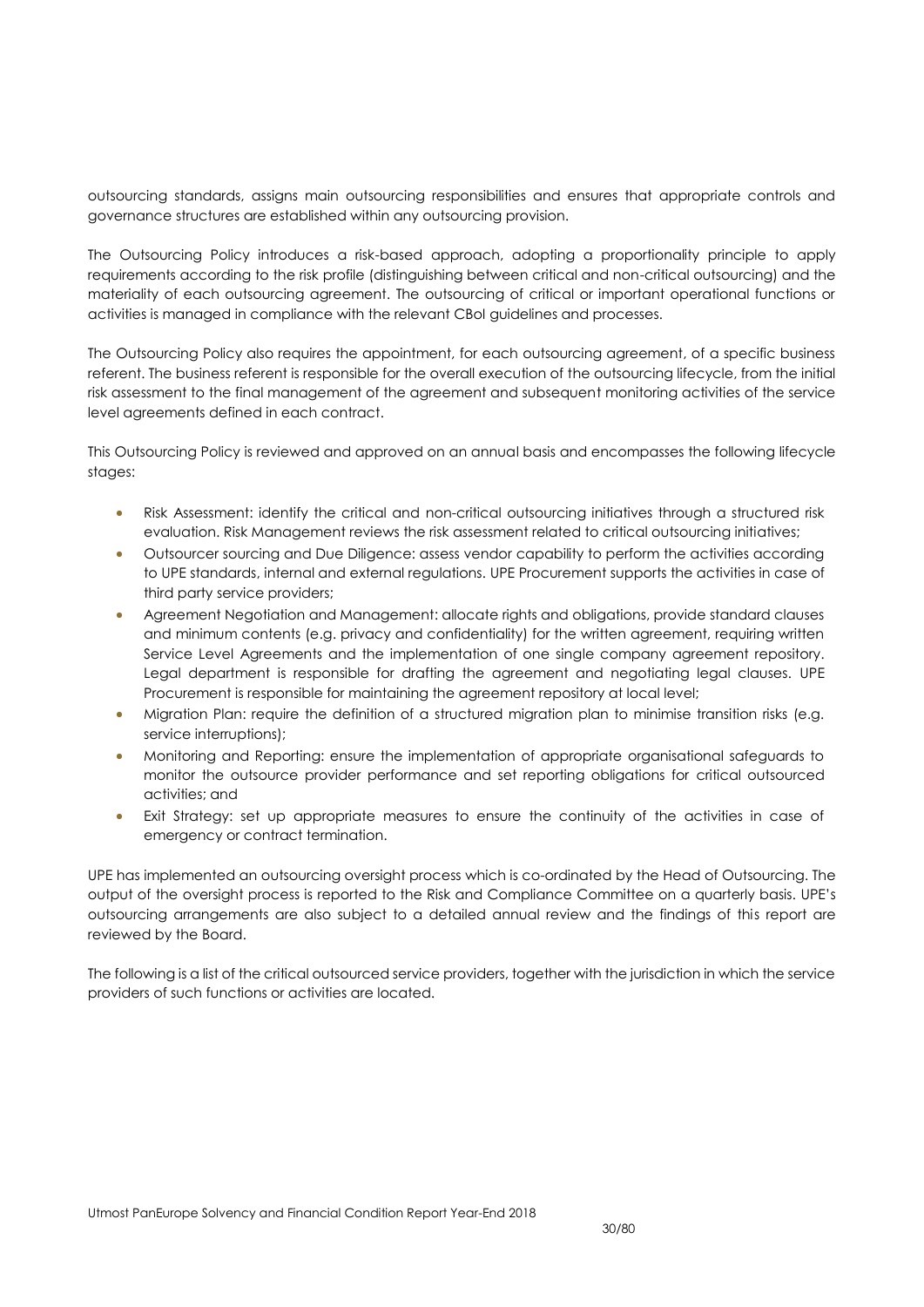outsourcing standards, assigns main outsourcing responsibilities and ensures that appropriate controls and governance structures are established within any outsourcing provision.

The Outsourcing Policy introduces a risk-based approach, adopting a proportionality principle to apply requirements according to the risk profile (distinguishing between critical and non-critical outsourcing) and the materiality of each outsourcing agreement. The outsourcing of critical or important operational functions or activities is managed in compliance with the relevant CBoI guidelines and processes.

The Outsourcing Policy also requires the appointment, for each outsourcing agreement, of a specific business referent. The business referent is responsible for the overall execution of the outsourcing lifecycle, from the initial risk assessment to the final management of the agreement and subsequent monitoring activities of the service level agreements defined in each contract.

This Outsourcing Policy is reviewed and approved on an annual basis and encompasses the following lifecycle stages:

- Risk Assessment: identify the critical and non-critical outsourcing initiatives through a structured risk evaluation. Risk Management reviews the risk assessment related to critical outsourcing initiatives;
- Outsourcer sourcing and Due Diligence: assess vendor capability to perform the activities according to UPE standards, internal and external regulations. UPE Procurement supports the activities in case of third party service providers;
- Agreement Negotiation and Management: allocate rights and obligations, provide standard clauses and minimum contents (e.g. privacy and confidentiality) for the written agreement, requiring written Service Level Agreements and the implementation of one single company agreement repository. Legal department is responsible for drafting the agreement and negotiating legal clauses. UPE Procurement is responsible for maintaining the agreement repository at local level;
- Migration Plan: require the definition of a structured migration plan to minimise transition risks (e.g. service interruptions);
- Monitoring and Reporting: ensure the implementation of appropriate organisational safeguards to monitor the outsource provider performance and set reporting obligations for critical outsourced activities; and
- Exit Strategy: set up appropriate measures to ensure the continuity of the activities in case of emergency or contract termination.

UPE has implemented an outsourcing oversight process which is co-ordinated by the Head of Outsourcing. The output of the oversight process is reported to the Risk and Compliance Committee on a quarterly basis. UPE's outsourcing arrangements are also subject to a detailed annual review and the findings of this report are reviewed by the Board.

The following is a list of the critical outsourced service providers, together with the jurisdiction in which the service providers of such functions or activities are located.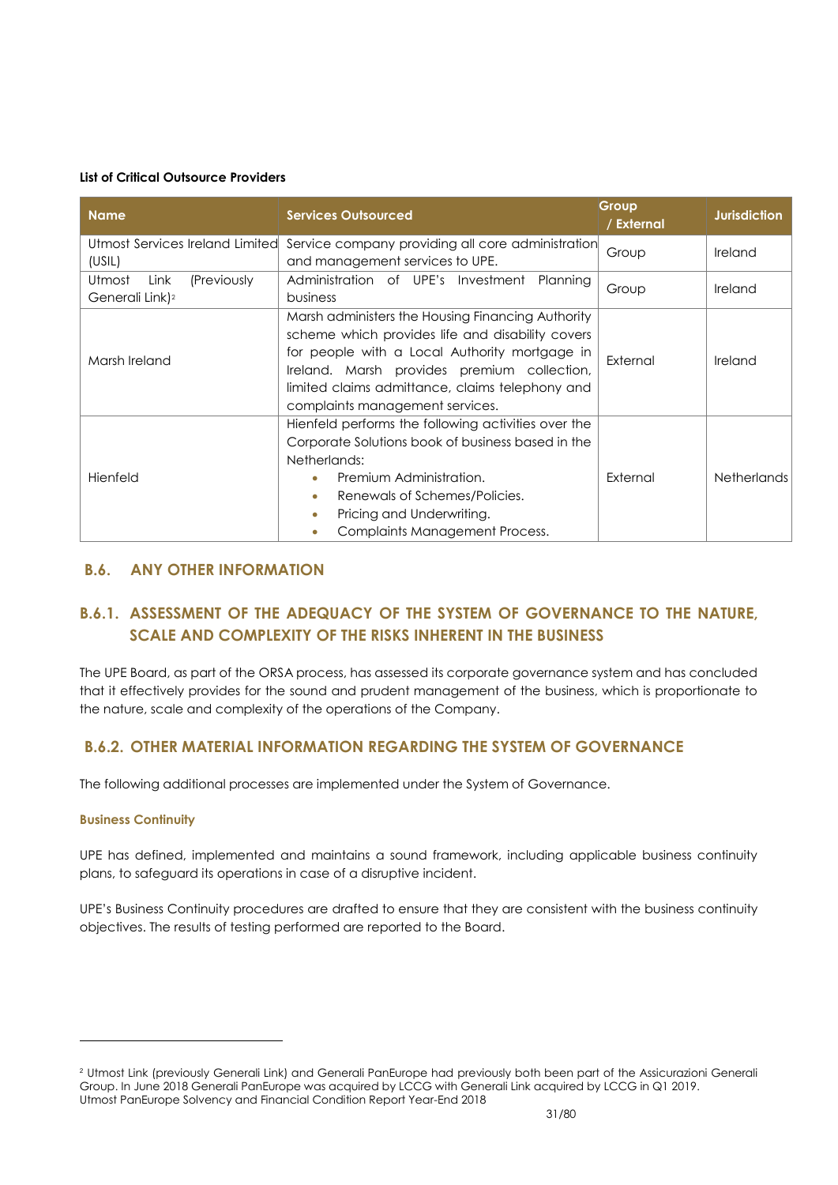**List of Critical Outsource Providers**

| Name | Services Outsourced | Group / External | Jurisdiction |
|---|---|---|---|
| Utmost Services Ireland Limited (USIL) | Service company providing all core administration and management services to UPE. | Group | Ireland |
| Utmost Link (Previously Generali Link)[2] | Administration of UPE's Investment Planning business | Group | Ireland |
| Marsh Ireland | Marsh administers the Housing Financing Authority scheme which provides life and disability covers for people with a Local Authority mortgage in Ireland. Marsh provides premium collection, limited claims admittance, claims telephony and complaints management services. | External | Ireland |
| Hienfeld | Hienfeld performs the following activities over the Corporate Solutions book of business based in the Netherlands: <br>• Premium Administration. <br>• Renewals of Schemes/Policies. <br>• Pricing and Underwriting. <br>• Complaints Management Process. | External | Netherlands |

## B.6. ANY OTHER INFORMATION

### B.6.1. ASSESSMENT OF THE ADEQUACY OF THE SYSTEM OF GOVERNANCE TO THE NATURE, SCALE AND COMPLEXITY OF THE RISKS INHERENT IN THE BUSINESS

The UPE Board, as part of the ORSA process, has assessed its corporate governance system and has concluded that it effectively provides for the sound and prudent management of the business, which is proportionate to the nature, scale and complexity of the operations of the Company.

### B.6.2. OTHER MATERIAL INFORMATION REGARDING THE SYSTEM OF GOVERNANCE

The following additional processes are implemented under the System of Governance.

#### Business Continuity

UPE has defined, implemented and maintains a sound framework, including applicable business continuity plans, to safeguard its operations in case of a disruptive incident.

UPE's Business Continuity procedures are drafted to ensure that they are consistent with the business continuity objectives. The results of testing performed are reported to the Board.

---

[2] Utmost Link (previously Generali Link) and Generali PanEurope had previously both been part of the Assicurazioni Generali Group. In June 2018 Generali PanEurope was acquired by LCCG with Generali Link acquired by LCCG in Q1 2019.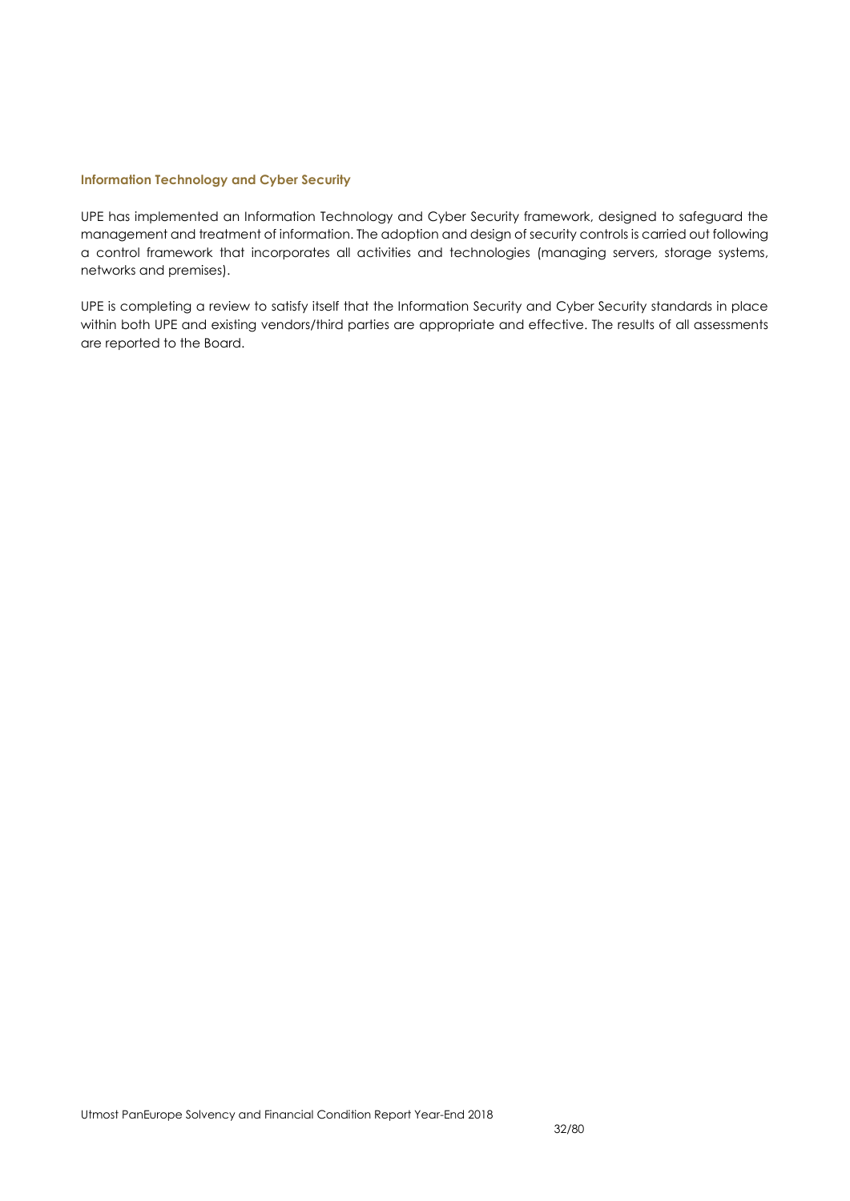### Information Technology and Cyber Security

UPE has implemented an Information Technology and Cyber Security framework, designed to safeguard the management and treatment of information. The adoption and design of security controls is carried out following a control framework that incorporates all activities and technologies (managing servers, storage systems, networks and premises).

UPE is completing a review to satisfy itself that the Information Security and Cyber Security standards in place within both UPE and existing vendors/third parties are appropriate and effective. The results of all assessments are reported to the Board.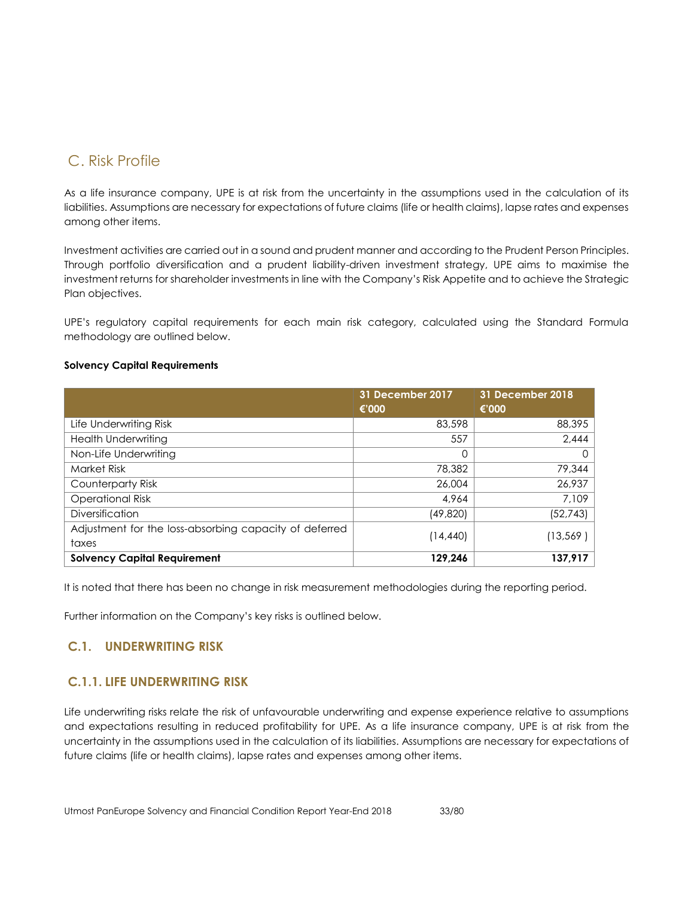# C. Risk Profile

As a life insurance company, UPE is at risk from the uncertainty in the assumptions used in the calculation of its liabilities. Assumptions are necessary for expectations of future claims (life or health claims), lapse rates and expenses among other items.

Investment activities are carried out in a sound and prudent manner and according to the Prudent Person Principles. Through portfolio diversification and a prudent liability-driven investment strategy, UPE aims to maximise the investment returns for shareholder investments in line with the Company's Risk Appetite and to achieve the Strategic Plan objectives.

UPE's regulatory capital requirements for each main risk category, calculated using the Standard Formula methodology are outlined below.

**Solvency Capital Requirements**

| | 31 December 2017 €'000 | 31 December 2018 €'000 |
|---|---:|---:|
| Life Underwriting Risk | 83,598 | 88,395 |
| Health Underwriting | 557 | 2,444 |
| Non-Life Underwriting | 0 | 0 |
| Market Risk | 78,382 | 79,344 |
| Counterparty Risk | 26,004 | 26,937 |
| Operational Risk | 4,964 | 7,109 |
| Diversification | (49,820) | (52,743) |
| Adjustment for the loss-absorbing capacity of deferred taxes | (14,440) | (13,569 ) |
| **Solvency Capital Requirement** | **129,246** | **137,917** |

It is noted that there has been no change in risk measurement methodologies during the reporting period.

Further information on the Company's key risks is outlined below.

## C.1. UNDERWRITING RISK

### C.1.1. LIFE UNDERWRITING RISK

Life underwriting risks relate the risk of unfavourable underwriting and expense experience relative to assumptions and expectations resulting in reduced profitability for UPE. As a life insurance company, UPE is at risk from the uncertainty in the assumptions used in the calculation of its liabilities. Assumptions are necessary for expectations of future claims (life or health claims), lapse rates and expenses among other items.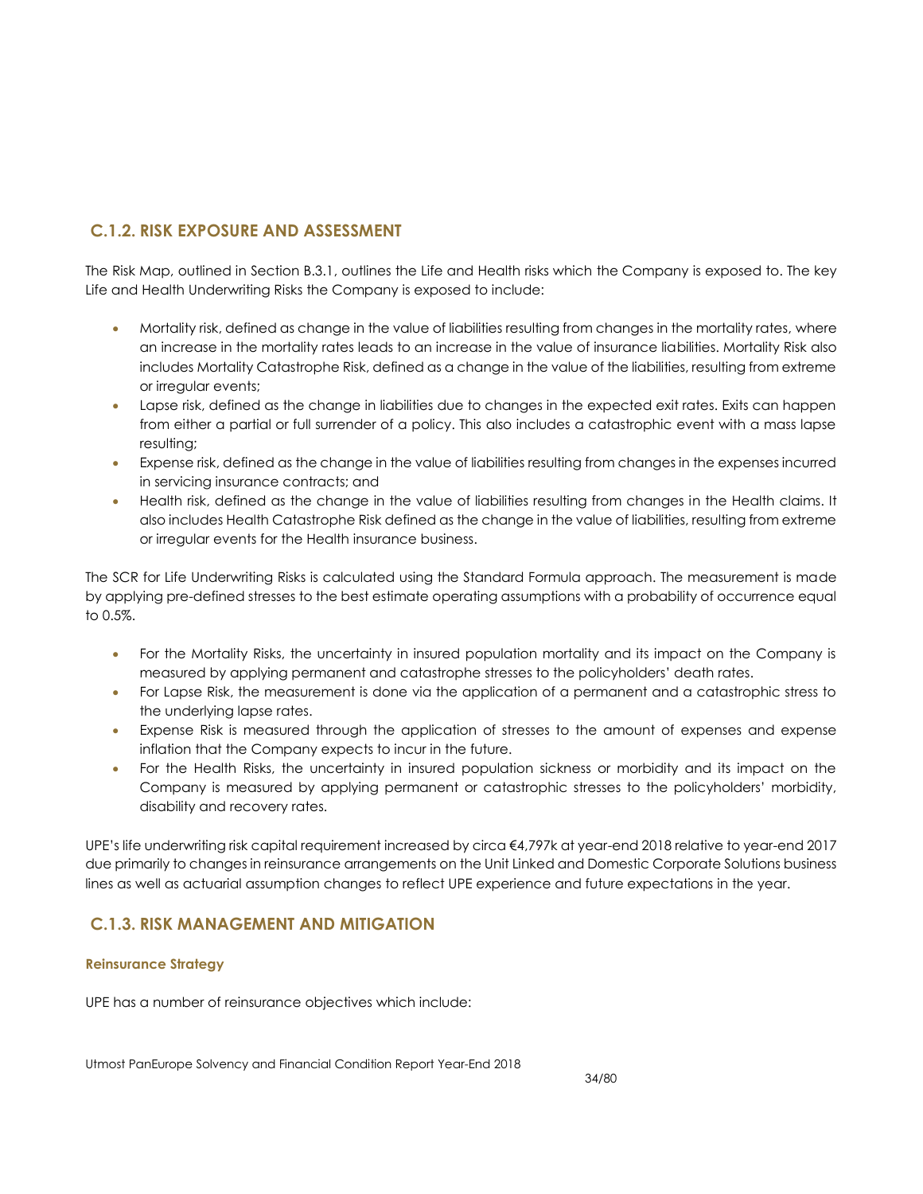## C.1.2. RISK EXPOSURE AND ASSESSMENT

The Risk Map, outlined in Section B.3.1, outlines the Life and Health risks which the Company is exposed to. The key Life and Health Underwriting Risks the Company is exposed to include:

- Mortality risk, defined as change in the value of liabilities resulting from changes in the mortality rates, where an increase in the mortality rates leads to an increase in the value of insurance liabilities. Mortality Risk also includes Mortality Catastrophe Risk, defined as a change in the value of the liabilities, resulting from extreme or irregular events;
- Lapse risk, defined as the change in liabilities due to changes in the expected exit rates. Exits can happen from either a partial or full surrender of a policy. This also includes a catastrophic event with a mass lapse resulting;
- Expense risk, defined as the change in the value of liabilities resulting from changes in the expenses incurred in servicing insurance contracts; and
- Health risk, defined as the change in the value of liabilities resulting from changes in the Health claims. It also includes Health Catastrophe Risk defined as the change in the value of liabilities, resulting from extreme or irregular events for the Health insurance business.

The SCR for Life Underwriting Risks is calculated using the Standard Formula approach. The measurement is made by applying pre-defined stresses to the best estimate operating assumptions with a probability of occurrence equal to 0.5%.

- For the Mortality Risks, the uncertainty in insured population mortality and its impact on the Company is measured by applying permanent and catastrophe stresses to the policyholders' death rates.
- For Lapse Risk, the measurement is done via the application of a permanent and a catastrophic stress to the underlying lapse rates.
- Expense Risk is measured through the application of stresses to the amount of expenses and expense inflation that the Company expects to incur in the future.
- For the Health Risks, the uncertainty in insured population sickness or morbidity and its impact on the Company is measured by applying permanent or catastrophic stresses to the policyholders' morbidity, disability and recovery rates.

UPE's life underwriting risk capital requirement increased by circa €4,797k at year-end 2018 relative to year-end 2017 due primarily to changes in reinsurance arrangements on the Unit Linked and Domestic Corporate Solutions business lines as well as actuarial assumption changes to reflect UPE experience and future expectations in the year.

## C.1.3. RISK MANAGEMENT AND MITIGATION

#### Reinsurance Strategy

UPE has a number of reinsurance objectives which include: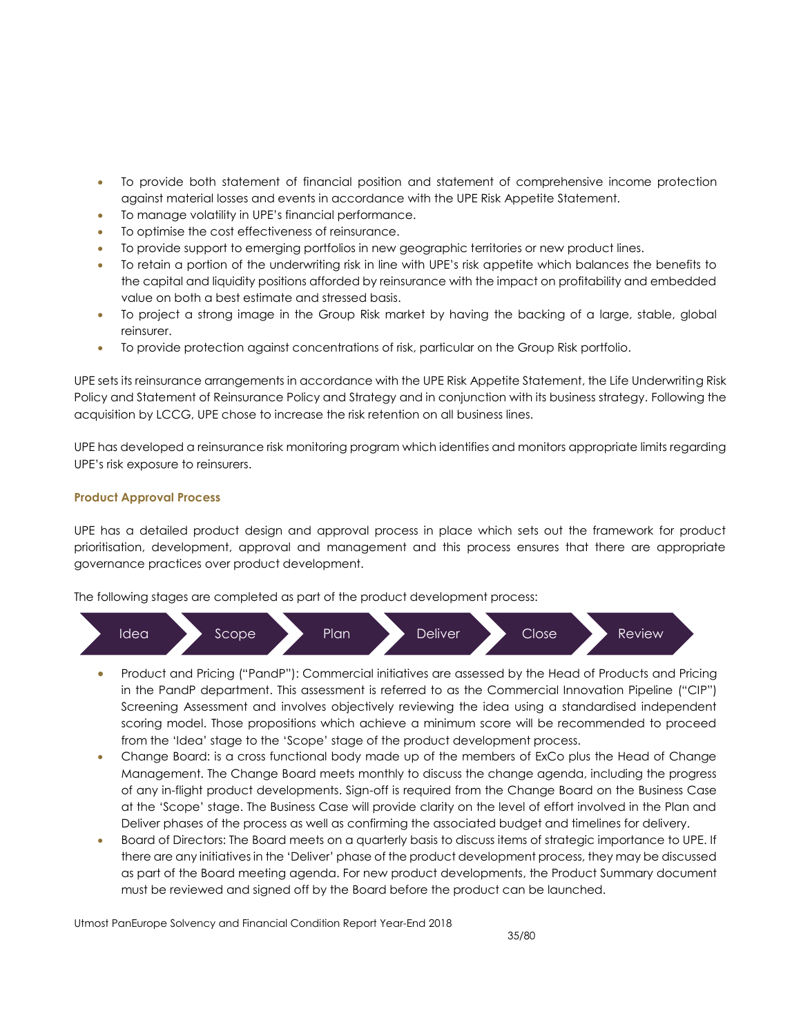- To provide both statement of financial position and statement of comprehensive income protection against material losses and events in accordance with the UPE Risk Appetite Statement.
- To manage volatility in UPE's financial performance.
- To optimise the cost effectiveness of reinsurance.
- To provide support to emerging portfolios in new geographic territories or new product lines.
- To retain a portion of the underwriting risk in line with UPE's risk appetite which balances the benefits to the capital and liquidity positions afforded by reinsurance with the impact on profitability and embedded value on both a best estimate and stressed basis.
- To project a strong image in the Group Risk market by having the backing of a large, stable, global reinsurer.
- To provide protection against concentrations of risk, particular on the Group Risk portfolio.

UPE sets its reinsurance arrangements in accordance with the UPE Risk Appetite Statement, the Life Underwriting Risk Policy and Statement of Reinsurance Policy and Strategy and in conjunction with its business strategy. Following the acquisition by LCCG, UPE chose to increase the risk retention on all business lines.

UPE has developed a reinsurance risk monitoring program which identifies and monitors appropriate limits regarding UPE's risk exposure to reinsurers.

### Product Approval Process

UPE has a detailed product design and approval process in place which sets out the framework for product prioritisation, development, approval and management and this process ensures that there are appropriate governance practices over product development.

The following stages are completed as part of the product development process:

Idea → Scope → Plan → Deliver → Close → Review

- Product and Pricing ("PandP"): Commercial initiatives are assessed by the Head of Products and Pricing in the PandP department. This assessment is referred to as the Commercial Innovation Pipeline ("CIP") Screening Assessment and involves objectively reviewing the idea using a standardised independent scoring model. Those propositions which achieve a minimum score will be recommended to proceed from the 'Idea' stage to the 'Scope' stage of the product development process.
- Change Board: is a cross functional body made up of the members of ExCo plus the Head of Change Management. The Change Board meets monthly to discuss the change agenda, including the progress of any in-flight product developments. Sign-off is required from the Change Board on the Business Case at the 'Scope' stage. The Business Case will provide clarity on the level of effort involved in the Plan and Deliver phases of the process as well as confirming the associated budget and timelines for delivery.
- Board of Directors: The Board meets on a quarterly basis to discuss items of strategic importance to UPE. If there are any initiatives in the 'Deliver' phase of the product development process, they may be discussed as part of the Board meeting agenda. For new product developments, the Product Summary document must be reviewed and signed off by the Board before the product can be launched.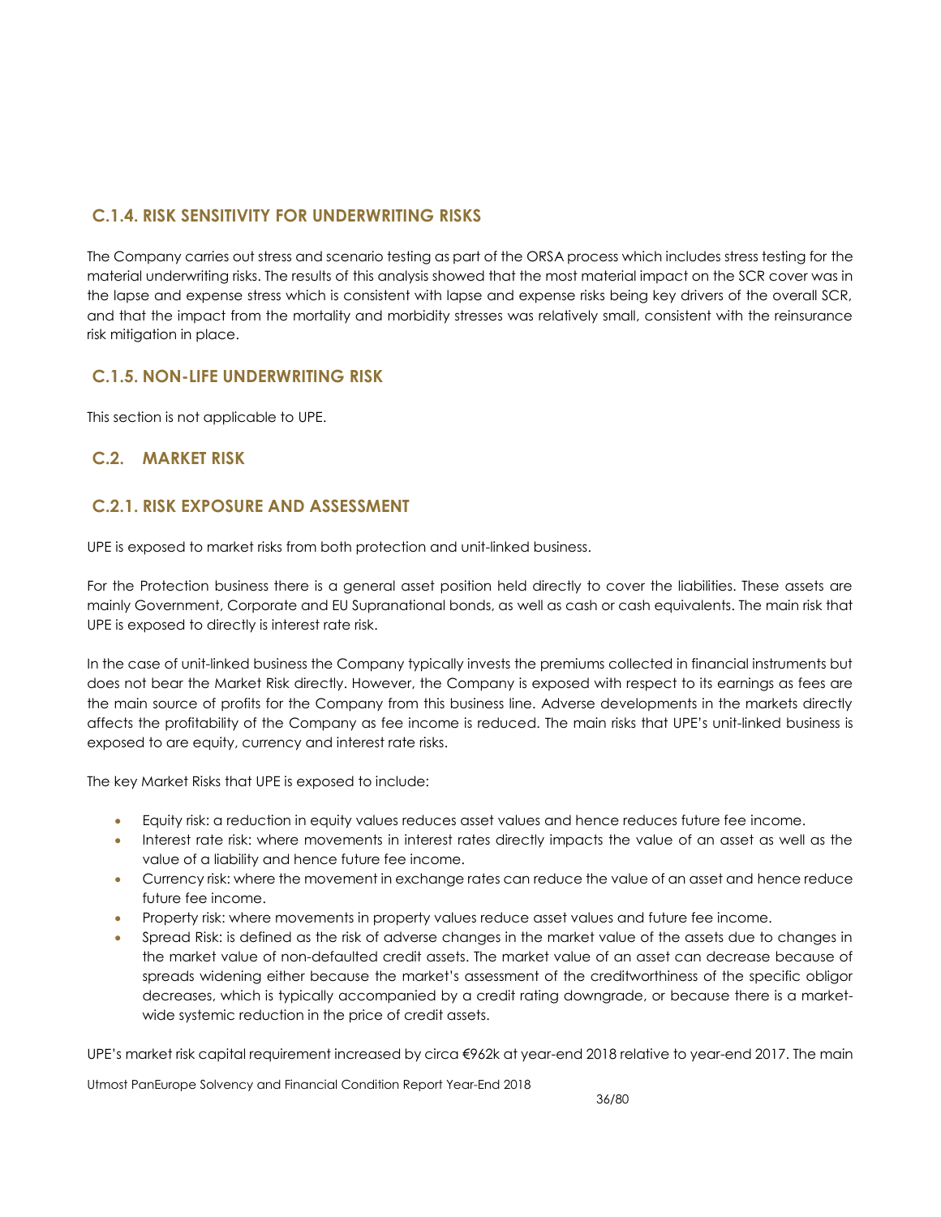### C.1.4. RISK SENSITIVITY FOR UNDERWRITING RISKS

The Company carries out stress and scenario testing as part of the ORSA process which includes stress testing for the material underwriting risks. The results of this analysis showed that the most material impact on the SCR cover was in the lapse and expense stress which is consistent with lapse and expense risks being key drivers of the overall SCR, and that the impact from the mortality and morbidity stresses was relatively small, consistent with the reinsurance risk mitigation in place.

### C.1.5. NON-LIFE UNDERWRITING RISK

This section is not applicable to UPE.

## C.2. MARKET RISK

### C.2.1. RISK EXPOSURE AND ASSESSMENT

UPE is exposed to market risks from both protection and unit-linked business.

For the Protection business there is a general asset position held directly to cover the liabilities. These assets are mainly Government, Corporate and EU Supranational bonds, as well as cash or cash equivalents. The main risk that UPE is exposed to directly is interest rate risk.

In the case of unit-linked business the Company typically invests the premiums collected in financial instruments but does not bear the Market Risk directly. However, the Company is exposed with respect to its earnings as fees are the main source of profits for the Company from this business line. Adverse developments in the markets directly affects the profitability of the Company as fee income is reduced. The main risks that UPE's unit-linked business is exposed to are equity, currency and interest rate risks.

The key Market Risks that UPE is exposed to include:

- Equity risk: a reduction in equity values reduces asset values and hence reduces future fee income.
- Interest rate risk: where movements in interest rates directly impacts the value of an asset as well as the value of a liability and hence future fee income.
- Currency risk: where the movement in exchange rates can reduce the value of an asset and hence reduce future fee income.
- Property risk: where movements in property values reduce asset values and future fee income.
- Spread Risk: is defined as the risk of adverse changes in the market value of the assets due to changes in the market value of non-defaulted credit assets. The market value of an asset can decrease because of spreads widening either because the market's assessment of the creditworthiness of the specific obligor decreases, which is typically accompanied by a credit rating downgrade, or because there is a market-wide systemic reduction in the price of credit assets.

UPE's market risk capital requirement increased by circa €962k at year-end 2018 relative to year-end 2017. The main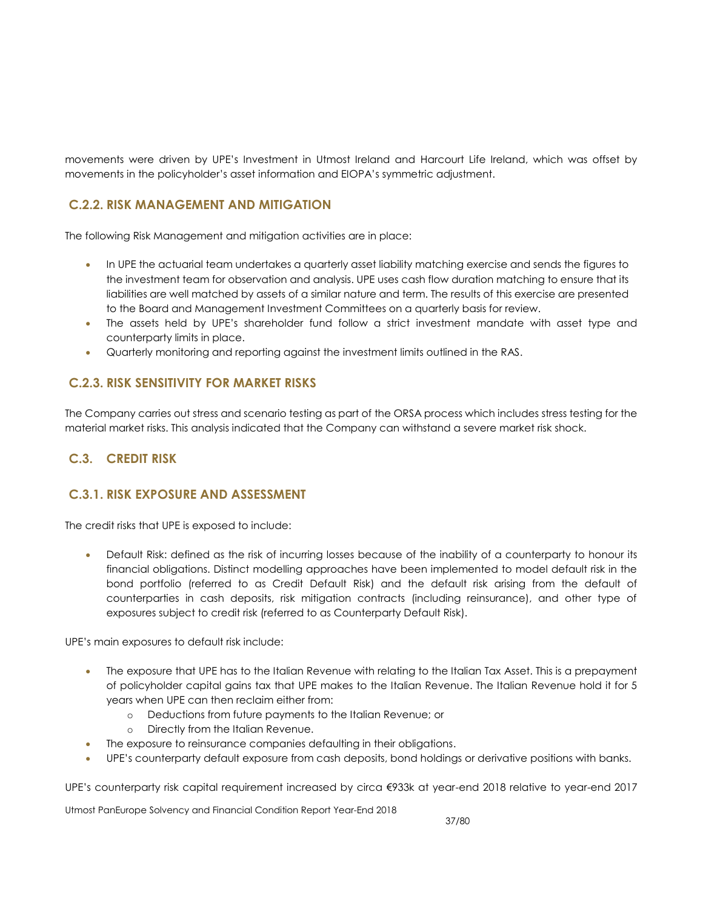movements were driven by UPE's Investment in Utmost Ireland and Harcourt Life Ireland, which was offset by movements in the policyholder's asset information and EIOPA's symmetric adjustment.

### C.2.2. RISK MANAGEMENT AND MITIGATION

The following Risk Management and mitigation activities are in place:

- In UPE the actuarial team undertakes a quarterly asset liability matching exercise and sends the figures to the investment team for observation and analysis. UPE uses cash flow duration matching to ensure that its liabilities are well matched by assets of a similar nature and term. The results of this exercise are presented to the Board and Management Investment Committees on a quarterly basis for review.
- The assets held by UPE's shareholder fund follow a strict investment mandate with asset type and counterparty limits in place.
- Quarterly monitoring and reporting against the investment limits outlined in the RAS.

### C.2.3. RISK SENSITIVITY FOR MARKET RISKS

The Company carries out stress and scenario testing as part of the ORSA process which includes stress testing for the material market risks. This analysis indicated that the Company can withstand a severe market risk shock.

## C.3. CREDIT RISK

### C.3.1. RISK EXPOSURE AND ASSESSMENT

The credit risks that UPE is exposed to include:

- Default Risk: defined as the risk of incurring losses because of the inability of a counterparty to honour its financial obligations. Distinct modelling approaches have been implemented to model default risk in the bond portfolio (referred to as Credit Default Risk) and the default risk arising from the default of counterparties in cash deposits, risk mitigation contracts (including reinsurance), and other type of exposures subject to credit risk (referred to as Counterparty Default Risk).

UPE's main exposures to default risk include:

- The exposure that UPE has to the Italian Revenue with relating to the Italian Tax Asset. This is a prepayment of policyholder capital gains tax that UPE makes to the Italian Revenue. The Italian Revenue hold it for 5 years when UPE can then reclaim either from:
  - Deductions from future payments to the Italian Revenue; or
  - Directly from the Italian Revenue.
- The exposure to reinsurance companies defaulting in their obligations.
- UPE's counterparty default exposure from cash deposits, bond holdings or derivative positions with banks.

UPE's counterparty risk capital requirement increased by circa €933k at year-end 2018 relative to year-end 2017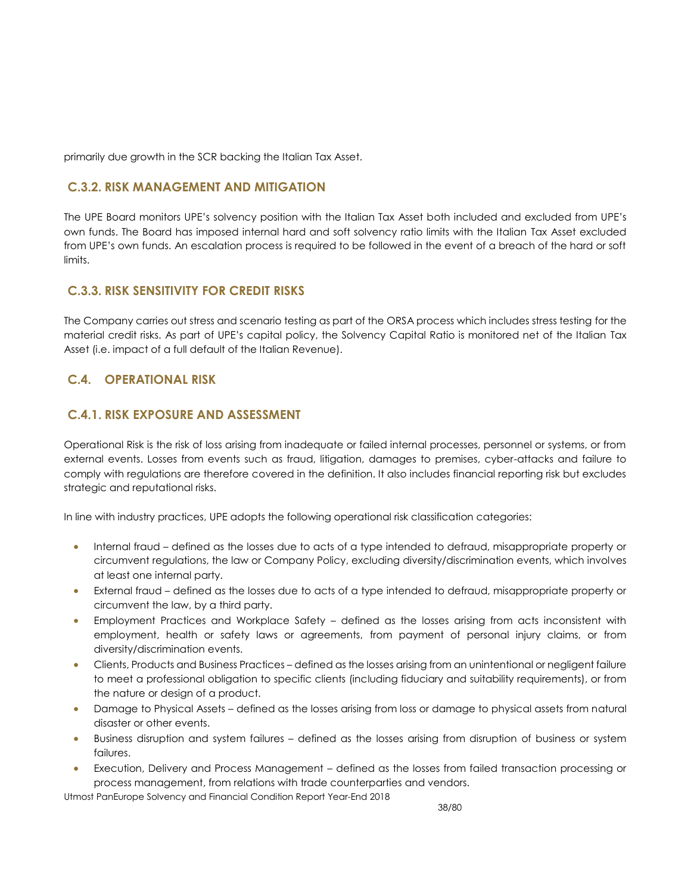primarily due growth in the SCR backing the Italian Tax Asset.

## C.3.2. RISK MANAGEMENT AND MITIGATION

The UPE Board monitors UPE's solvency position with the Italian Tax Asset both included and excluded from UPE's own funds. The Board has imposed internal hard and soft solvency ratio limits with the Italian Tax Asset excluded from UPE's own funds. An escalation process is required to be followed in the event of a breach of the hard or soft limits.

## C.3.3. RISK SENSITIVITY FOR CREDIT RISKS

The Company carries out stress and scenario testing as part of the ORSA process which includes stress testing for the material credit risks. As part of UPE's capital policy, the Solvency Capital Ratio is monitored net of the Italian Tax Asset (i.e. impact of a full default of the Italian Revenue).

## C.4. OPERATIONAL RISK

## C.4.1. RISK EXPOSURE AND ASSESSMENT

Operational Risk is the risk of loss arising from inadequate or failed internal processes, personnel or systems, or from external events. Losses from events such as fraud, litigation, damages to premises, cyber-attacks and failure to comply with regulations are therefore covered in the definition. It also includes financial reporting risk but excludes strategic and reputational risks.

In line with industry practices, UPE adopts the following operational risk classification categories:

- Internal fraud – defined as the losses due to acts of a type intended to defraud, misappropriate property or circumvent regulations, the law or Company Policy, excluding diversity/discrimination events, which involves at least one internal party.
- External fraud – defined as the losses due to acts of a type intended to defraud, misappropriate property or circumvent the law, by a third party.
- Employment Practices and Workplace Safety – defined as the losses arising from acts inconsistent with employment, health or safety laws or agreements, from payment of personal injury claims, or from diversity/discrimination events.
- Clients, Products and Business Practices – defined as the losses arising from an unintentional or negligent failure to meet a professional obligation to specific clients (including fiduciary and suitability requirements), or from the nature or design of a product.
- Damage to Physical Assets – defined as the losses arising from loss or damage to physical assets from natural disaster or other events.
- Business disruption and system failures – defined as the losses arising from disruption of business or system failures.
- Execution, Delivery and Process Management – defined as the losses from failed transaction processing or process management, from relations with trade counterparties and vendors.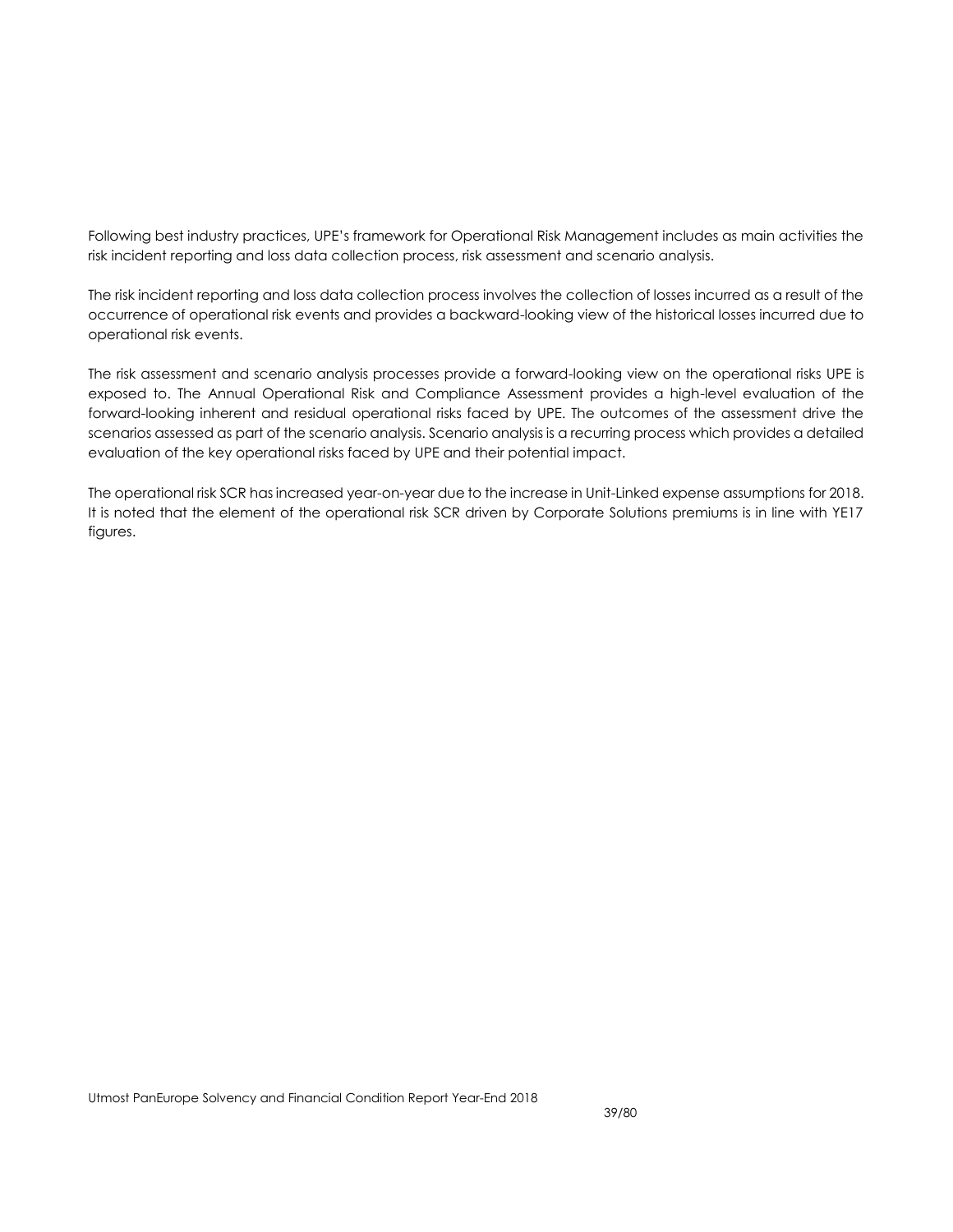Following best industry practices, UPE's framework for Operational Risk Management includes as main activities the risk incident reporting and loss data collection process, risk assessment and scenario analysis.

The risk incident reporting and loss data collection process involves the collection of losses incurred as a result of the occurrence of operational risk events and provides a backward-looking view of the historical losses incurred due to operational risk events.

The risk assessment and scenario analysis processes provide a forward-looking view on the operational risks UPE is exposed to. The Annual Operational Risk and Compliance Assessment provides a high-level evaluation of the forward-looking inherent and residual operational risks faced by UPE. The outcomes of the assessment drive the scenarios assessed as part of the scenario analysis. Scenario analysis is a recurring process which provides a detailed evaluation of the key operational risks faced by UPE and their potential impact.

The operational risk SCR has increased year-on-year due to the increase in Unit-Linked expense assumptions for 2018. It is noted that the element of the operational risk SCR driven by Corporate Solutions premiums is in line with YE17 figures.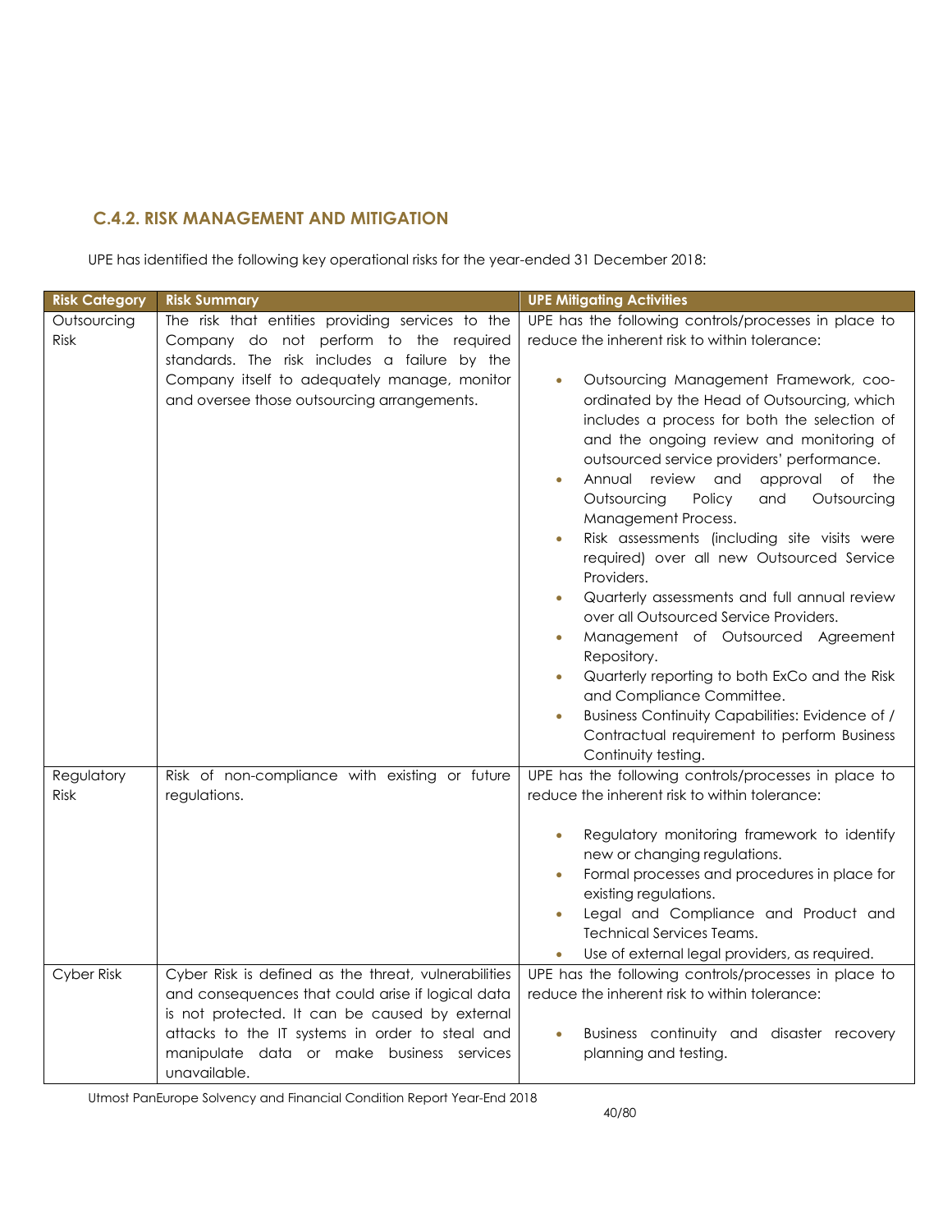### C.4.2. RISK MANAGEMENT AND MITIGATION

UPE has identified the following key operational risks for the year-ended 31 December 2018:

| Risk Category | Risk Summary | UPE Mitigating Activities |
|---|---|---|
| Outsourcing Risk | The risk that entities providing services to the Company do not perform to the required standards. The risk includes a failure by the Company itself to adequately manage, monitor and oversee those outsourcing arrangements. | UPE has the following controls/processes in place to reduce the inherent risk to within tolerance:<br><br>• Outsourcing Management Framework, coo-ordinated by the Head of Outsourcing, which includes a process for both the selection of and the ongoing review and monitoring of outsourced service providers' performance.<br>• Annual review and approval of the Outsourcing Policy and Outsourcing Management Process.<br>• Risk assessments (including site visits were required) over all new Outsourced Service Providers.<br>• Quarterly assessments and full annual review over all Outsourced Service Providers.<br>• Management of Outsourced Agreement Repository.<br>• Quarterly reporting to both ExCo and the Risk and Compliance Committee.<br>• Business Continuity Capabilities: Evidence of / Contractual requirement to perform Business Continuity testing. |
| Regulatory Risk | Risk of non-compliance with existing or future regulations. | UPE has the following controls/processes in place to reduce the inherent risk to within tolerance:<br><br>• Regulatory monitoring framework to identify new or changing regulations.<br>• Formal processes and procedures in place for existing regulations.<br>• Legal and Compliance and Product and Technical Services Teams.<br>• Use of external legal providers, as required. |
| Cyber Risk | Cyber Risk is defined as the threat, vulnerabilities and consequences that could arise if logical data is not protected. It can be caused by external attacks to the IT systems in order to steal and manipulate data or make business services unavailable. | UPE has the following controls/processes in place to reduce the inherent risk to within tolerance:<br><br>• Business continuity and disaster recovery planning and testing. |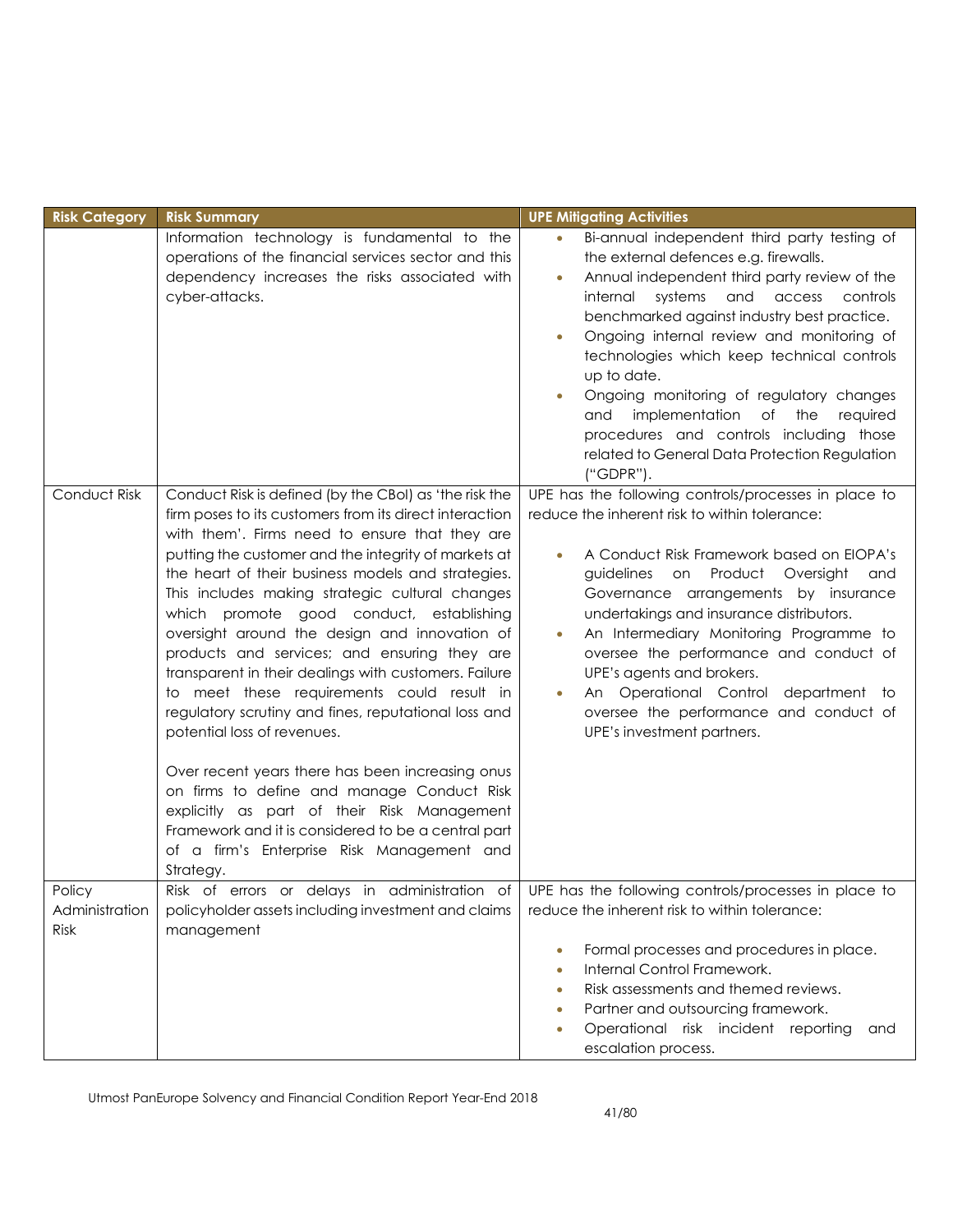| Risk Category | Risk Summary | UPE Mitigating Activities |
|---|---|---|
| | Information technology is fundamental to the operations of the financial services sector and this dependency increases the risks associated with cyber-attacks. | • Bi-annual independent third party testing of the external defences e.g. firewalls.<br>• Annual independent third party review of the internal systems and access controls benchmarked against industry best practice.<br>• Ongoing internal review and monitoring of technologies which keep technical controls up to date.<br>• Ongoing monitoring of regulatory changes and implementation of the required procedures and controls including those related to General Data Protection Regulation ("GDPR"). |
| Conduct Risk | Conduct Risk is defined (by the CBoI) as 'the risk the firm poses to its customers from its direct interaction with them'. Firms need to ensure that they are putting the customer and the integrity of markets at the heart of their business models and strategies. This includes making strategic cultural changes which promote good conduct, establishing oversight around the design and innovation of products and services; and ensuring they are transparent in their dealings with customers. Failure to meet these requirements could result in regulatory scrutiny and fines, reputational loss and potential loss of revenues.<br><br>Over recent years there has been increasing onus on firms to define and manage Conduct Risk explicitly as part of their Risk Management Framework and it is considered to be a central part of a firm's Enterprise Risk Management and Strategy. | UPE has the following controls/processes in place to reduce the inherent risk to within tolerance:<br><br>• A Conduct Risk Framework based on EIOPA's guidelines on Product Oversight and Governance arrangements by insurance undertakings and insurance distributors.<br>• An Intermediary Monitoring Programme to oversee the performance and conduct of UPE's agents and brokers.<br>• An Operational Control department to oversee the performance and conduct of UPE's investment partners. |
| Policy Administration Risk | Risk of errors or delays in administration of policyholder assets including investment and claims management | UPE has the following controls/processes in place to reduce the inherent risk to within tolerance:<br><br>• Formal processes and procedures in place.<br>• Internal Control Framework.<br>• Risk assessments and themed reviews.<br>• Partner and outsourcing framework.<br>• Operational risk incident reporting and escalation process. |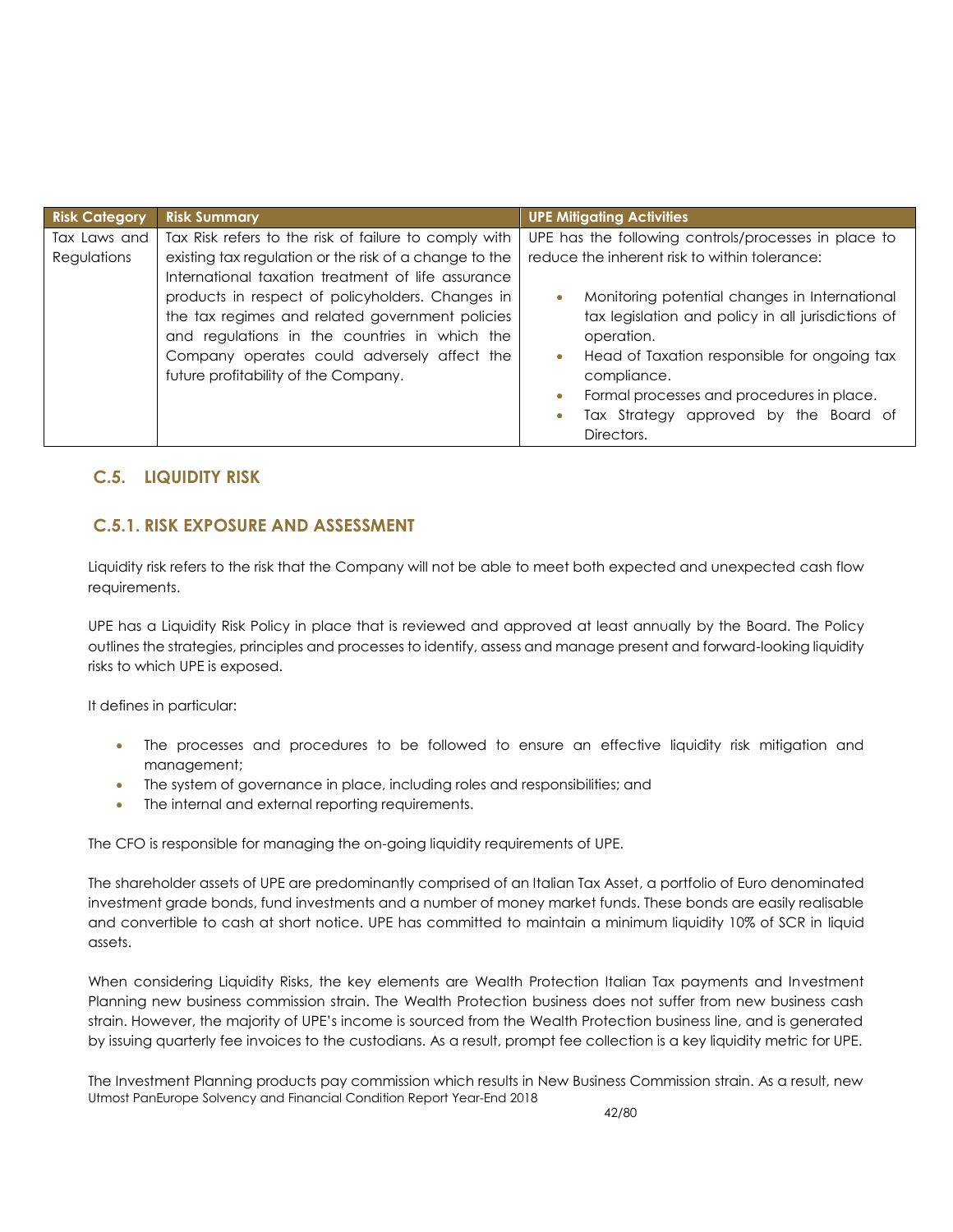| Risk Category | Risk Summary | UPE Mitigating Activities |
| --- | --- | --- |
| Tax Laws and Regulations | Tax Risk refers to the risk of failure to comply with existing tax regulation or the risk of a change to the International taxation treatment of life assurance products in respect of policyholders. Changes in the tax regimes and related government policies and regulations in the countries in which the Company operates could adversely affect the future profitability of the Company. | UPE has the following controls/processes in place to reduce the inherent risk to within tolerance: <br><br> • Monitoring potential changes in International tax legislation and policy in all jurisdictions of operation. <br> • Head of Taxation responsible for ongoing tax compliance. <br> • Formal processes and procedures in place. <br> • Tax Strategy approved by the Board of Directors. |

## C.5. LIQUIDITY RISK

### C.5.1. RISK EXPOSURE AND ASSESSMENT

Liquidity risk refers to the risk that the Company will not be able to meet both expected and unexpected cash flow requirements.

UPE has a Liquidity Risk Policy in place that is reviewed and approved at least annually by the Board. The Policy outlines the strategies, principles and processes to identify, assess and manage present and forward-looking liquidity risks to which UPE is exposed.

It defines in particular:

- The processes and procedures to be followed to ensure an effective liquidity risk mitigation and management;
- The system of governance in place, including roles and responsibilities; and
- The internal and external reporting requirements.

The CFO is responsible for managing the on-going liquidity requirements of UPE.

The shareholder assets of UPE are predominantly comprised of an Italian Tax Asset, a portfolio of Euro denominated investment grade bonds, fund investments and a number of money market funds. These bonds are easily realisable and convertible to cash at short notice. UPE has committed to maintain a minimum liquidity 10% of SCR in liquid assets.

When considering Liquidity Risks, the key elements are Wealth Protection Italian Tax payments and Investment Planning new business commission strain. The Wealth Protection business does not suffer from new business cash strain. However, the majority of UPE's income is sourced from the Wealth Protection business line, and is generated by issuing quarterly fee invoices to the custodians. As a result, prompt fee collection is a key liquidity metric for UPE.

The Investment Planning products pay commission which results in New Business Commission strain. As a result, new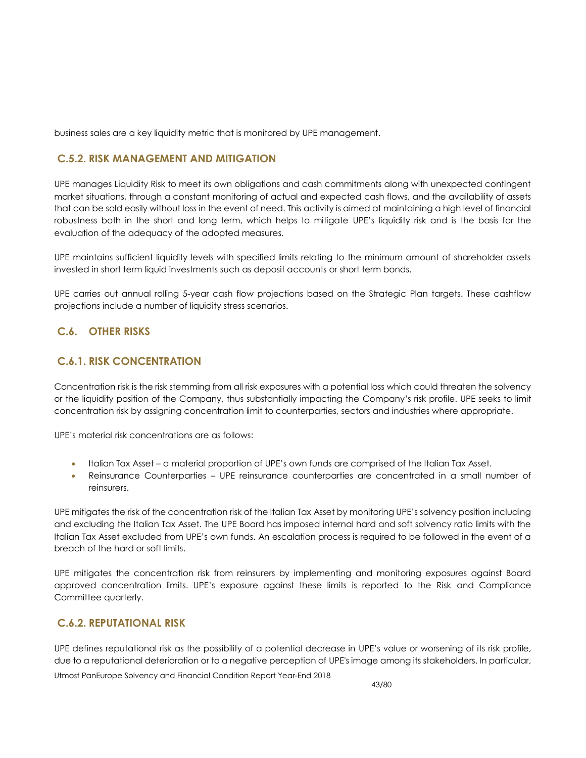business sales are a key liquidity metric that is monitored by UPE management.

### C.5.2. RISK MANAGEMENT AND MITIGATION

UPE manages Liquidity Risk to meet its own obligations and cash commitments along with unexpected contingent market situations, through a constant monitoring of actual and expected cash flows, and the availability of assets that can be sold easily without loss in the event of need. This activity is aimed at maintaining a high level of financial robustness both in the short and long term, which helps to mitigate UPE's liquidity risk and is the basis for the evaluation of the adequacy of the adopted measures.

UPE maintains sufficient liquidity levels with specified limits relating to the minimum amount of shareholder assets invested in short term liquid investments such as deposit accounts or short term bonds.

UPE carries out annual rolling 5-year cash flow projections based on the Strategic Plan targets. These cashflow projections include a number of liquidity stress scenarios.

## C.6. OTHER RISKS

### C.6.1. RISK CONCENTRATION

Concentration risk is the risk stemming from all risk exposures with a potential loss which could threaten the solvency or the liquidity position of the Company, thus substantially impacting the Company's risk profile. UPE seeks to limit concentration risk by assigning concentration limit to counterparties, sectors and industries where appropriate.

UPE's material risk concentrations are as follows:

- Italian Tax Asset – a material proportion of UPE's own funds are comprised of the Italian Tax Asset.
- Reinsurance Counterparties – UPE reinsurance counterparties are concentrated in a small number of reinsurers.

UPE mitigates the risk of the concentration risk of the Italian Tax Asset by monitoring UPE's solvency position including and excluding the Italian Tax Asset. The UPE Board has imposed internal hard and soft solvency ratio limits with the Italian Tax Asset excluded from UPE's own funds. An escalation process is required to be followed in the event of a breach of the hard or soft limits.

UPE mitigates the concentration risk from reinsurers by implementing and monitoring exposures against Board approved concentration limits. UPE's exposure against these limits is reported to the Risk and Compliance Committee quarterly.

### C.6.2. REPUTATIONAL RISK

UPE defines reputational risk as the possibility of a potential decrease in UPE's value or worsening of its risk profile, due to a reputational deterioration or to a negative perception of UPE's image among its stakeholders. In particular,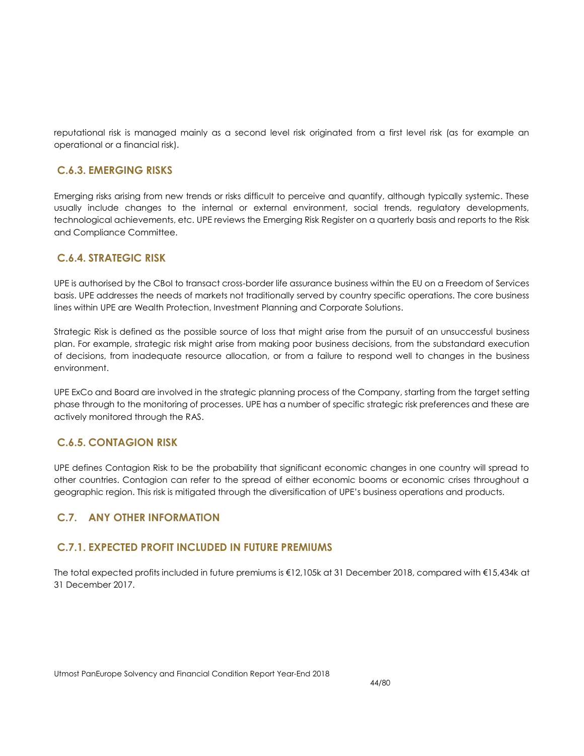reputational risk is managed mainly as a second level risk originated from a first level risk (as for example an operational or a financial risk).

### C.6.3. EMERGING RISKS

Emerging risks arising from new trends or risks difficult to perceive and quantify, although typically systemic. These usually include changes to the internal or external environment, social trends, regulatory developments, technological achievements, etc. UPE reviews the Emerging Risk Register on a quarterly basis and reports to the Risk and Compliance Committee.

### C.6.4. STRATEGIC RISK

UPE is authorised by the CBoI to transact cross-border life assurance business within the EU on a Freedom of Services basis. UPE addresses the needs of markets not traditionally served by country specific operations. The core business lines within UPE are Wealth Protection, Investment Planning and Corporate Solutions.

Strategic Risk is defined as the possible source of loss that might arise from the pursuit of an unsuccessful business plan. For example, strategic risk might arise from making poor business decisions, from the substandard execution of decisions, from inadequate resource allocation, or from a failure to respond well to changes in the business environment.

UPE ExCo and Board are involved in the strategic planning process of the Company, starting from the target setting phase through to the monitoring of processes. UPE has a number of specific strategic risk preferences and these are actively monitored through the RAS.

### C.6.5. CONTAGION RISK

UPE defines Contagion Risk to be the probability that significant economic changes in one country will spread to other countries. Contagion can refer to the spread of either economic booms or economic crises throughout a geographic region. This risk is mitigated through the diversification of UPE's business operations and products.

## C.7. ANY OTHER INFORMATION

### C.7.1. EXPECTED PROFIT INCLUDED IN FUTURE PREMIUMS

The total expected profits included in future premiums is €12,105k at 31 December 2018, compared with €15,434k at 31 December 2017.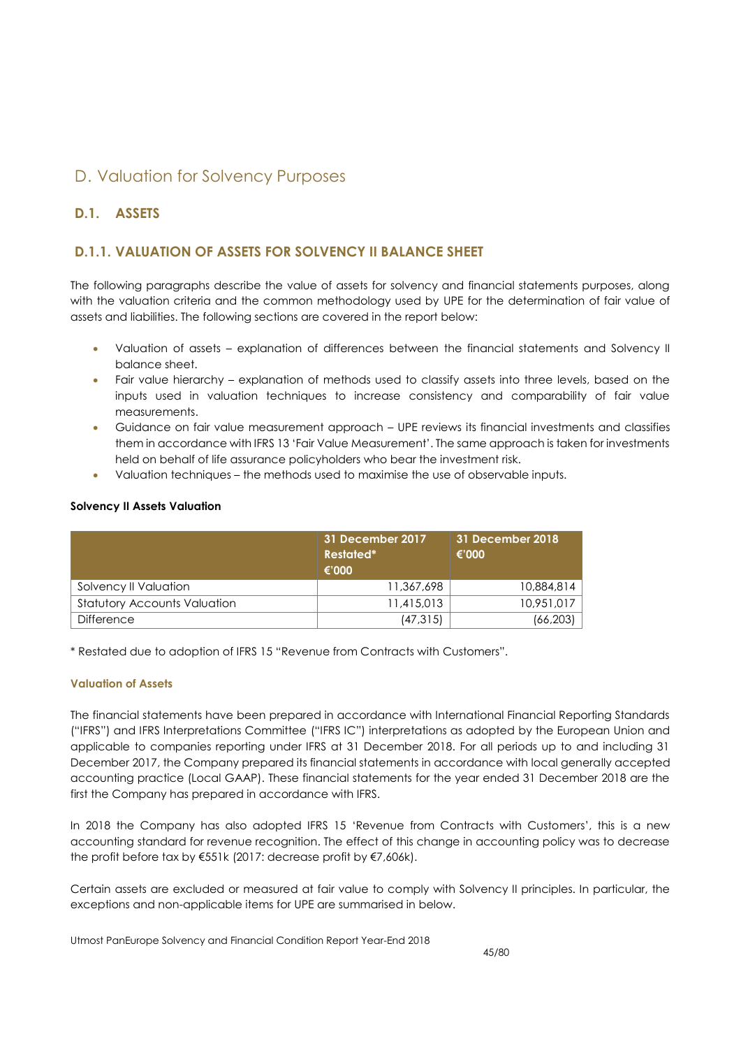# D. Valuation for Solvency Purposes

## D.1. ASSETS

### D.1.1. VALUATION OF ASSETS FOR SOLVENCY II BALANCE SHEET

The following paragraphs describe the value of assets for solvency and financial statements purposes, along with the valuation criteria and the common methodology used by UPE for the determination of fair value of assets and liabilities. The following sections are covered in the report below:

- Valuation of assets – explanation of differences between the financial statements and Solvency II balance sheet.
- Fair value hierarchy – explanation of methods used to classify assets into three levels, based on the inputs used in valuation techniques to increase consistency and comparability of fair value measurements.
- Guidance on fair value measurement approach – UPE reviews its financial investments and classifies them in accordance with IFRS 13 'Fair Value Measurement'. The same approach is taken for investments held on behalf of life assurance policyholders who bear the investment risk.
- Valuation techniques – the methods used to maximise the use of observable inputs.

**Solvency II Assets Valuation**

| | 31 December 2017 Restated* €'000 | 31 December 2018 €'000 |
|---|---|---|
| Solvency II Valuation | 11,367,698 | 10,884,814 |
| Statutory Accounts Valuation | 11,415,013 | 10,951,017 |
| Difference | (47,315) | (66,203) |

* Restated due to adoption of IFRS 15 "Revenue from Contracts with Customers".

**Valuation of Assets**

The financial statements have been prepared in accordance with International Financial Reporting Standards ("IFRS") and IFRS Interpretations Committee ("IFRS IC") interpretations as adopted by the European Union and applicable to companies reporting under IFRS at 31 December 2018. For all periods up to and including 31 December 2017, the Company prepared its financial statements in accordance with local generally accepted accounting practice (Local GAAP). These financial statements for the year ended 31 December 2018 are the first the Company has prepared in accordance with IFRS.

In 2018 the Company has also adopted IFRS 15 'Revenue from Contracts with Customers', this is a new accounting standard for revenue recognition. The effect of this change in accounting policy was to decrease the profit before tax by €551k (2017: decrease profit by €7,606k).

Certain assets are excluded or measured at fair value to comply with Solvency II principles. In particular, the exceptions and non-applicable items for UPE are summarised in below.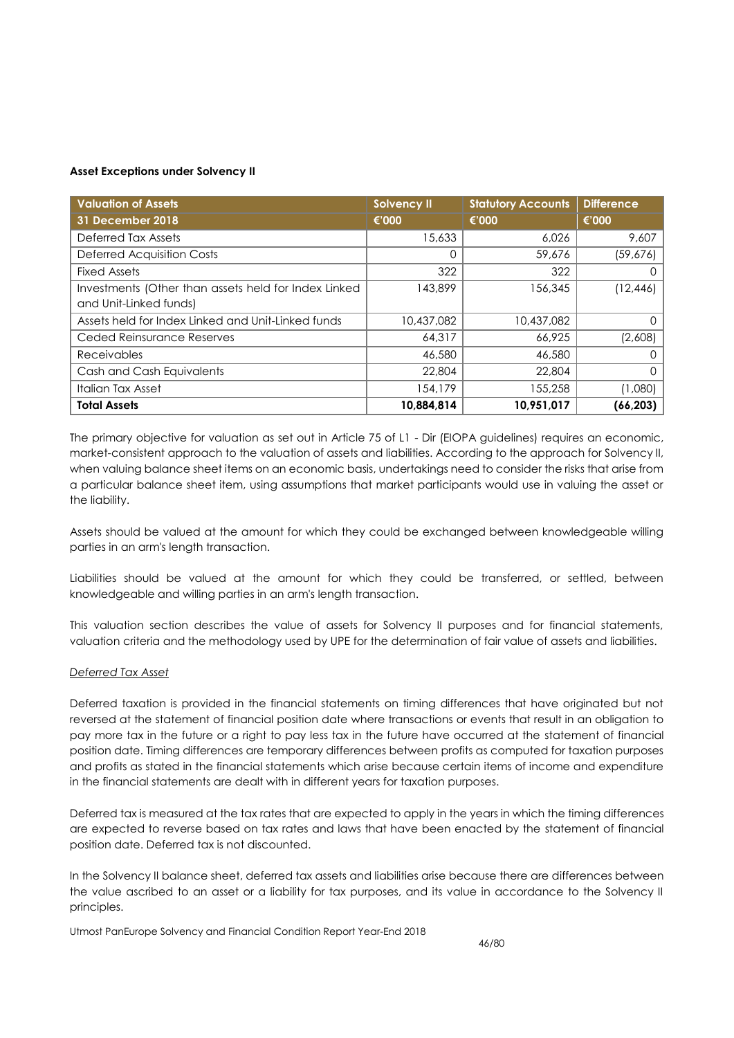**Asset Exceptions under Solvency II**

| Valuation of Assets | Solvency II | Statutory Accounts | Difference |
|---|---|---|---|
| **31 December 2018** | **€'000** | **€'000** | **€'000** |
| Deferred Tax Assets | 15,633 | 6,026 | 9,607 |
| Deferred Acquisition Costs | 0 | 59,676 | (59,676) |
| Fixed Assets | 322 | 322 | 0 |
| Investments (Other than assets held for Index Linked and Unit-Linked funds) | 143,899 | 156,345 | (12,446) |
| Assets held for Index Linked and Unit-Linked funds | 10,437,082 | 10,437,082 | 0 |
| Ceded Reinsurance Reserves | 64,317 | 66,925 | (2,608) |
| Receivables | 46,580 | 46,580 | 0 |
| Cash and Cash Equivalents | 22,804 | 22,804 | 0 |
| Italian Tax Asset | 154,179 | 155,258 | (1,080) |
| **Total Assets** | **10,884,814** | **10,951,017** | **(66,203)** |

The primary objective for valuation as set out in Article 75 of L1 - Dir (EIOPA guidelines) requires an economic, market-consistent approach to the valuation of assets and liabilities. According to the approach for Solvency II, when valuing balance sheet items on an economic basis, undertakings need to consider the risks that arise from a particular balance sheet item, using assumptions that market participants would use in valuing the asset or the liability.

Assets should be valued at the amount for which they could be exchanged between knowledgeable willing parties in an arm's length transaction.

Liabilities should be valued at the amount for which they could be transferred, or settled, between knowledgeable and willing parties in an arm's length transaction.

This valuation section describes the value of assets for Solvency II purposes and for financial statements, valuation criteria and the methodology used by UPE for the determination of fair value of assets and liabilities.

*Deferred Tax Asset*

Deferred taxation is provided in the financial statements on timing differences that have originated but not reversed at the statement of financial position date where transactions or events that result in an obligation to pay more tax in the future or a right to pay less tax in the future have occurred at the statement of financial position date. Timing differences are temporary differences between profits as computed for taxation purposes and profits as stated in the financial statements which arise because certain items of income and expenditure in the financial statements are dealt with in different years for taxation purposes.

Deferred tax is measured at the tax rates that are expected to apply in the years in which the timing differences are expected to reverse based on tax rates and laws that have been enacted by the statement of financial position date. Deferred tax is not discounted.

In the Solvency II balance sheet, deferred tax assets and liabilities arise because there are differences between the value ascribed to an asset or a liability for tax purposes, and its value in accordance to the Solvency II principles.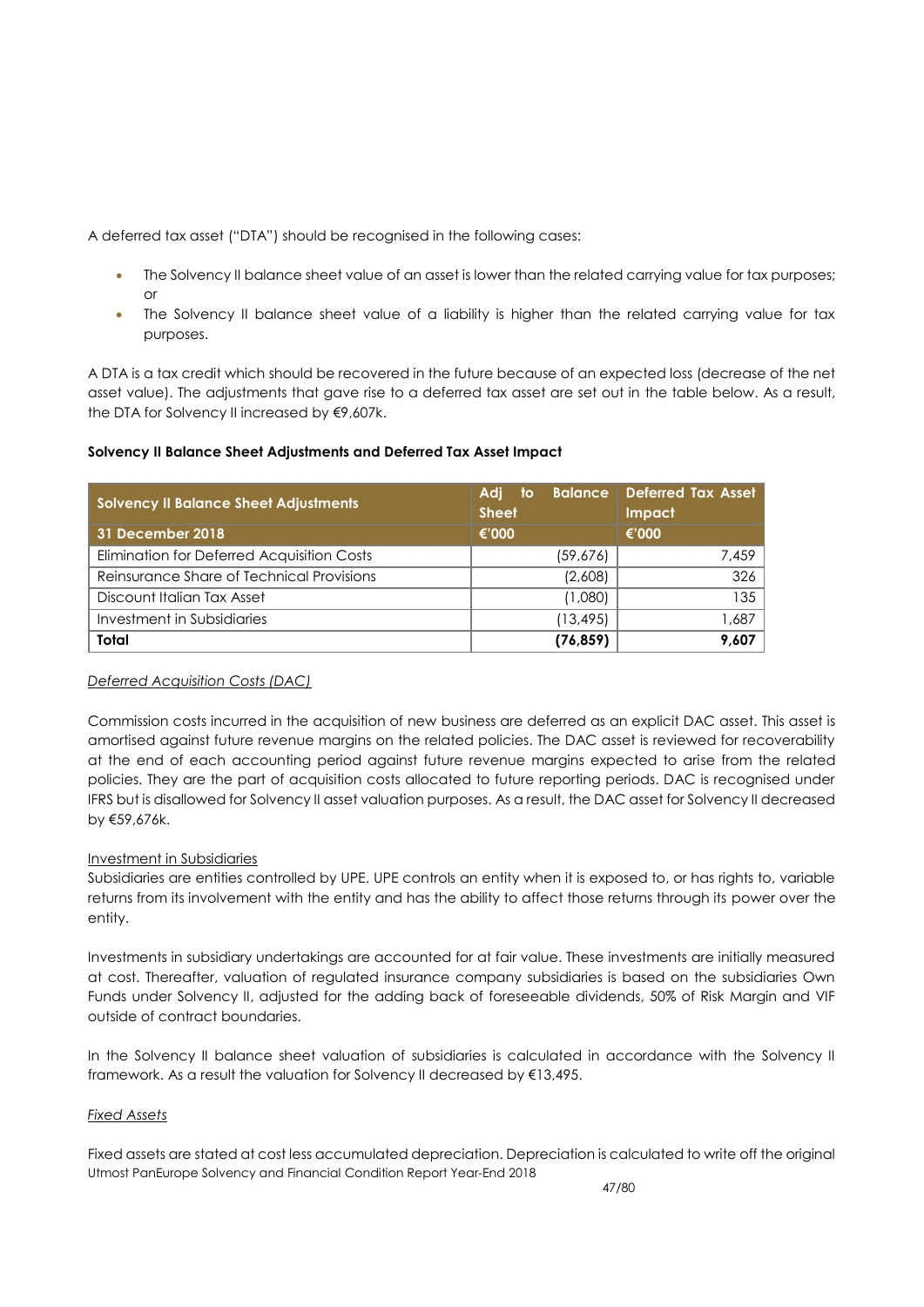A deferred tax asset ("DTA") should be recognised in the following cases:

- The Solvency II balance sheet value of an asset is lower than the related carrying value for tax purposes; or
- The Solvency II balance sheet value of a liability is higher than the related carrying value for tax purposes.

A DTA is a tax credit which should be recovered in the future because of an expected loss (decrease of the net asset value). The adjustments that gave rise to a deferred tax asset are set out in the table below. As a result, the DTA for Solvency II increased by €9,607k.

**Solvency II Balance Sheet Adjustments and Deferred Tax Asset Impact**

| Solvency II Balance Sheet Adjustments | Adj to Balance Sheet | Deferred Tax Asset Impact |
|---|---|---|
| **31 December 2018** | **€'000** | **€'000** |
| Elimination for Deferred Acquisition Costs | (59,676) | 7,459 |
| Reinsurance Share of Technical Provisions | (2,608) | 326 |
| Discount Italian Tax Asset | (1,080) | 135 |
| Investment in Subsidiaries | (13,495) | 1,687 |
| **Total** | **(76,859)** | **9,607** |

*Deferred Acquisition Costs (DAC)*

Commission costs incurred in the acquisition of new business are deferred as an explicit DAC asset. This asset is amortised against future revenue margins on the related policies. The DAC asset is reviewed for recoverability at the end of each accounting period against future revenue margins expected to arise from the related policies. They are the part of acquisition costs allocated to future reporting periods. DAC is recognised under IFRS but is disallowed for Solvency II asset valuation purposes. As a result, the DAC asset for Solvency II decreased by €59,676k.

Investment in Subsidiaries

Subsidiaries are entities controlled by UPE. UPE controls an entity when it is exposed to, or has rights to, variable returns from its involvement with the entity and has the ability to affect those returns through its power over the entity.

Investments in subsidiary undertakings are accounted for at fair value. These investments are initially measured at cost. Thereafter, valuation of regulated insurance company subsidiaries is based on the subsidiaries Own Funds under Solvency II, adjusted for the adding back of foreseeable dividends, 50% of Risk Margin and VIF outside of contract boundaries.

In the Solvency II balance sheet valuation of subsidiaries is calculated in accordance with the Solvency II framework. As a result the valuation for Solvency II decreased by €13,495.

*Fixed Assets*

Fixed assets are stated at cost less accumulated depreciation. Depreciation is calculated to write off the original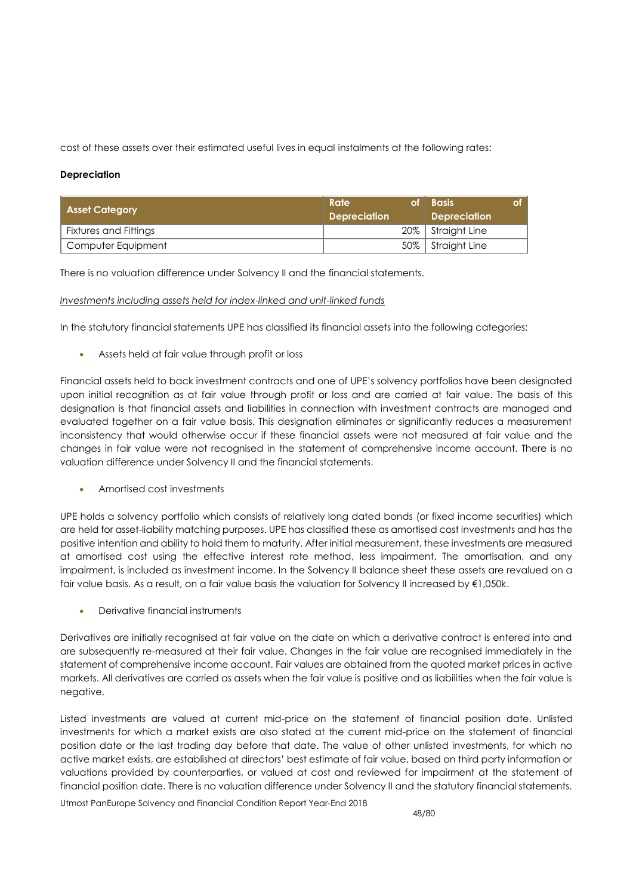cost of these assets over their estimated useful lives in equal instalments at the following rates:

**Depreciation**

| Asset Category | Rate of Depreciation | Basis of Depreciation |
|---|---|---|
| Fixtures and Fittings | 20% | Straight Line |
| Computer Equipment | 50% | Straight Line |

There is no valuation difference under Solvency II and the financial statements.

*Investments including assets held for index-linked and unit-linked funds*

In the statutory financial statements UPE has classified its financial assets into the following categories:

- Assets held at fair value through profit or loss

Financial assets held to back investment contracts and one of UPE's solvency portfolios have been designated upon initial recognition as at fair value through profit or loss and are carried at fair value. The basis of this designation is that financial assets and liabilities in connection with investment contracts are managed and evaluated together on a fair value basis. This designation eliminates or significantly reduces a measurement inconsistency that would otherwise occur if these financial assets were not measured at fair value and the changes in fair value were not recognised in the statement of comprehensive income account. There is no valuation difference under Solvency II and the financial statements.

- Amortised cost investments

UPE holds a solvency portfolio which consists of relatively long dated bonds (or fixed income securities) which are held for asset-liability matching purposes. UPE has classified these as amortised cost investments and has the positive intention and ability to hold them to maturity. After initial measurement, these investments are measured at amortised cost using the effective interest rate method, less impairment. The amortisation, and any impairment, is included as investment income. In the Solvency II balance sheet these assets are revalued on a fair value basis. As a result, on a fair value basis the valuation for Solvency II increased by €1,050k.

- Derivative financial instruments

Derivatives are initially recognised at fair value on the date on which a derivative contract is entered into and are subsequently re-measured at their fair value. Changes in the fair value are recognised immediately in the statement of comprehensive income account. Fair values are obtained from the quoted market prices in active markets. All derivatives are carried as assets when the fair value is positive and as liabilities when the fair value is negative.

Listed investments are valued at current mid-price on the statement of financial position date. Unlisted investments for which a market exists are also stated at the current mid-price on the statement of financial position date or the last trading day before that date. The value of other unlisted investments, for which no active market exists, are established at directors' best estimate of fair value, based on third party information or valuations provided by counterparties, or valued at cost and reviewed for impairment at the statement of financial position date. There is no valuation difference under Solvency II and the statutory financial statements.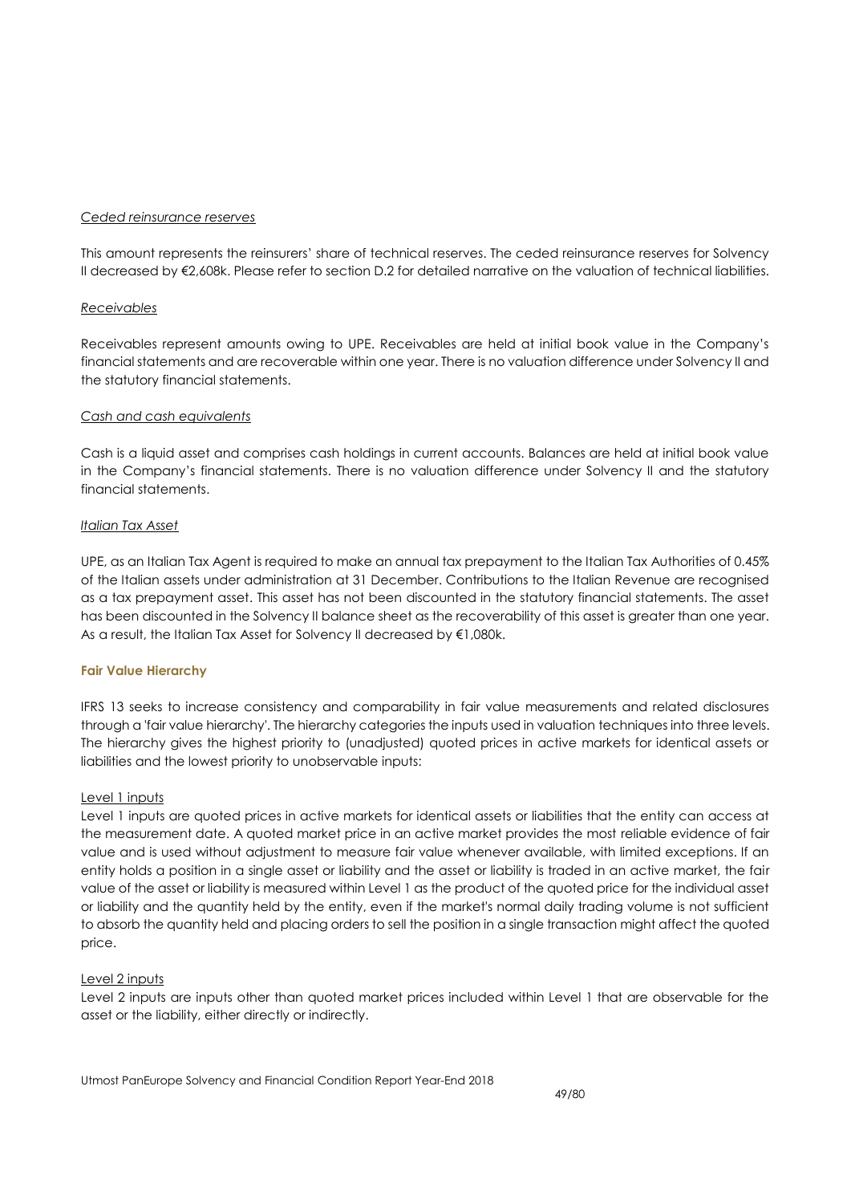*Ceded reinsurance reserves*

This amount represents the reinsurers' share of technical reserves. The ceded reinsurance reserves for Solvency II decreased by €2,608k. Please refer to section D.2 for detailed narrative on the valuation of technical liabilities.

*Receivables*

Receivables represent amounts owing to UPE. Receivables are held at initial book value in the Company's financial statements and are recoverable within one year. There is no valuation difference under Solvency II and the statutory financial statements.

*Cash and cash equivalents*

Cash is a liquid asset and comprises cash holdings in current accounts. Balances are held at initial book value in the Company's financial statements. There is no valuation difference under Solvency II and the statutory financial statements.

*Italian Tax Asset*

UPE, as an Italian Tax Agent is required to make an annual tax prepayment to the Italian Tax Authorities of 0.45% of the Italian assets under administration at 31 December. Contributions to the Italian Revenue are recognised as a tax prepayment asset. This asset has not been discounted in the statutory financial statements. The asset has been discounted in the Solvency II balance sheet as the recoverability of this asset is greater than one year. As a result, the Italian Tax Asset for Solvency II decreased by €1,080k.

**Fair Value Hierarchy**

IFRS 13 seeks to increase consistency and comparability in fair value measurements and related disclosures through a 'fair value hierarchy'. The hierarchy categories the inputs used in valuation techniques into three levels. The hierarchy gives the highest priority to (unadjusted) quoted prices in active markets for identical assets or liabilities and the lowest priority to unobservable inputs:

Level 1 inputs

Level 1 inputs are quoted prices in active markets for identical assets or liabilities that the entity can access at the measurement date. A quoted market price in an active market provides the most reliable evidence of fair value and is used without adjustment to measure fair value whenever available, with limited exceptions. If an entity holds a position in a single asset or liability and the asset or liability is traded in an active market, the fair value of the asset or liability is measured within Level 1 as the product of the quoted price for the individual asset or liability and the quantity held by the entity, even if the market's normal daily trading volume is not sufficient to absorb the quantity held and placing orders to sell the position in a single transaction might affect the quoted price.

Level 2 inputs

Level 2 inputs are inputs other than quoted market prices included within Level 1 that are observable for the asset or the liability, either directly or indirectly.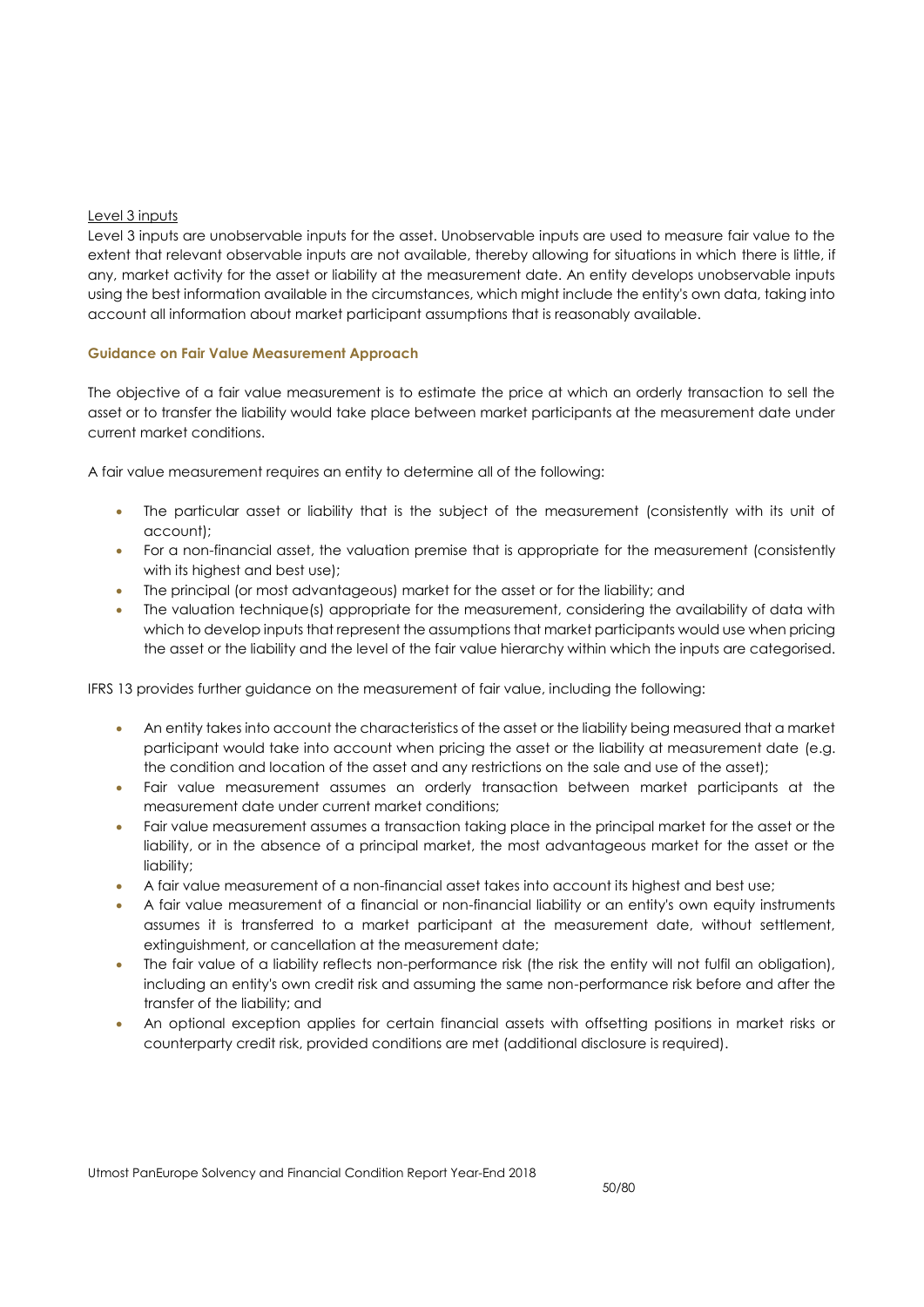Level 3 inputs

Level 3 inputs are unobservable inputs for the asset. Unobservable inputs are used to measure fair value to the extent that relevant observable inputs are not available, thereby allowing for situations in which there is little, if any, market activity for the asset or liability at the measurement date. An entity develops unobservable inputs using the best information available in the circumstances, which might include the entity's own data, taking into account all information about market participant assumptions that is reasonably available.

**Guidance on Fair Value Measurement Approach**

The objective of a fair value measurement is to estimate the price at which an orderly transaction to sell the asset or to transfer the liability would take place between market participants at the measurement date under current market conditions.

A fair value measurement requires an entity to determine all of the following:

- The particular asset or liability that is the subject of the measurement (consistently with its unit of account);
- For a non-financial asset, the valuation premise that is appropriate for the measurement (consistently with its highest and best use);
- The principal (or most advantageous) market for the asset or for the liability; and
- The valuation technique(s) appropriate for the measurement, considering the availability of data with which to develop inputs that represent the assumptions that market participants would use when pricing the asset or the liability and the level of the fair value hierarchy within which the inputs are categorised.

IFRS 13 provides further guidance on the measurement of fair value, including the following:

- An entity takes into account the characteristics of the asset or the liability being measured that a market participant would take into account when pricing the asset or the liability at measurement date (e.g. the condition and location of the asset and any restrictions on the sale and use of the asset);
- Fair value measurement assumes an orderly transaction between market participants at the measurement date under current market conditions;
- Fair value measurement assumes a transaction taking place in the principal market for the asset or the liability, or in the absence of a principal market, the most advantageous market for the asset or the liability;
- A fair value measurement of a non-financial asset takes into account its highest and best use;
- A fair value measurement of a financial or non-financial liability or an entity's own equity instruments assumes it is transferred to a market participant at the measurement date, without settlement, extinguishment, or cancellation at the measurement date;
- The fair value of a liability reflects non-performance risk (the risk the entity will not fulfil an obligation), including an entity's own credit risk and assuming the same non-performance risk before and after the transfer of the liability; and
- An optional exception applies for certain financial assets with offsetting positions in market risks or counterparty credit risk, provided conditions are met (additional disclosure is required).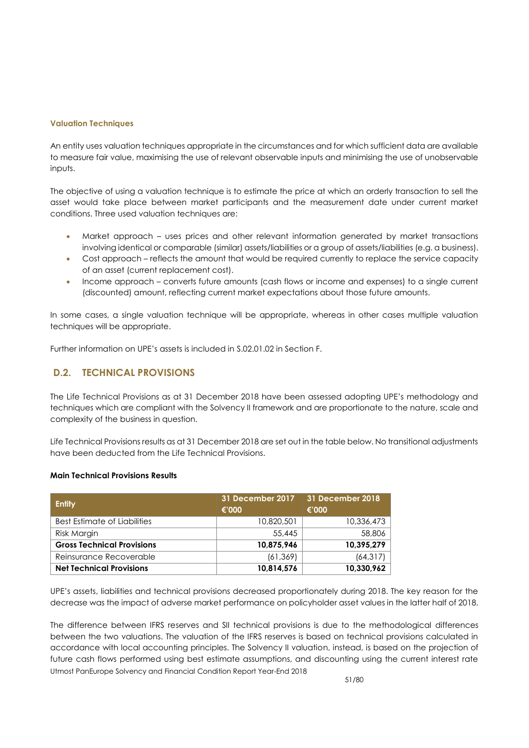### Valuation Techniques

An entity uses valuation techniques appropriate in the circumstances and for which sufficient data are available to measure fair value, maximising the use of relevant observable inputs and minimising the use of unobservable inputs.

The objective of using a valuation technique is to estimate the price at which an orderly transaction to sell the asset would take place between market participants and the measurement date under current market conditions. Three used valuation techniques are:

- Market approach – uses prices and other relevant information generated by market transactions involving identical or comparable (similar) assets/liabilities or a group of assets/liabilities (e.g. a business).
- Cost approach – reflects the amount that would be required currently to replace the service capacity of an asset (current replacement cost).
- Income approach – converts future amounts (cash flows or income and expenses) to a single current (discounted) amount, reflecting current market expectations about those future amounts.

In some cases, a single valuation technique will be appropriate, whereas in other cases multiple valuation techniques will be appropriate.

Further information on UPE's assets is included in S.02.01.02 in Section F.

## D.2. TECHNICAL PROVISIONS

The Life Technical Provisions as at 31 December 2018 have been assessed adopting UPE's methodology and techniques which are compliant with the Solvency II framework and are proportionate to the nature, scale and complexity of the business in question.

Life Technical Provisions results as at 31 December 2018 are set out in the table below. No transitional adjustments have been deducted from the Life Technical Provisions.

**Main Technical Provisions Results**

| Entity | 31 December 2017 €'000 | 31 December 2018 €'000 |
|---|---|---|
| Best Estimate of Liabilities | 10,820,501 | 10,336,473 |
| Risk Margin | 55,445 | 58,806 |
| **Gross Technical Provisions** | **10,875,946** | **10,395,279** |
| Reinsurance Recoverable | (61,369) | (64,317) |
| **Net Technical Provisions** | **10,814,576** | **10,330,962** |

UPE's assets, liabilities and technical provisions decreased proportionately during 2018. The key reason for the decrease was the impact of adverse market performance on policyholder asset values in the latter half of 2018.

The difference between IFRS reserves and SII technical provisions is due to the methodological differences between the two valuations. The valuation of the IFRS reserves is based on technical provisions calculated in accordance with local accounting principles. The Solvency II valuation, instead, is based on the projection of future cash flows performed using best estimate assumptions, and discounting using the current interest rate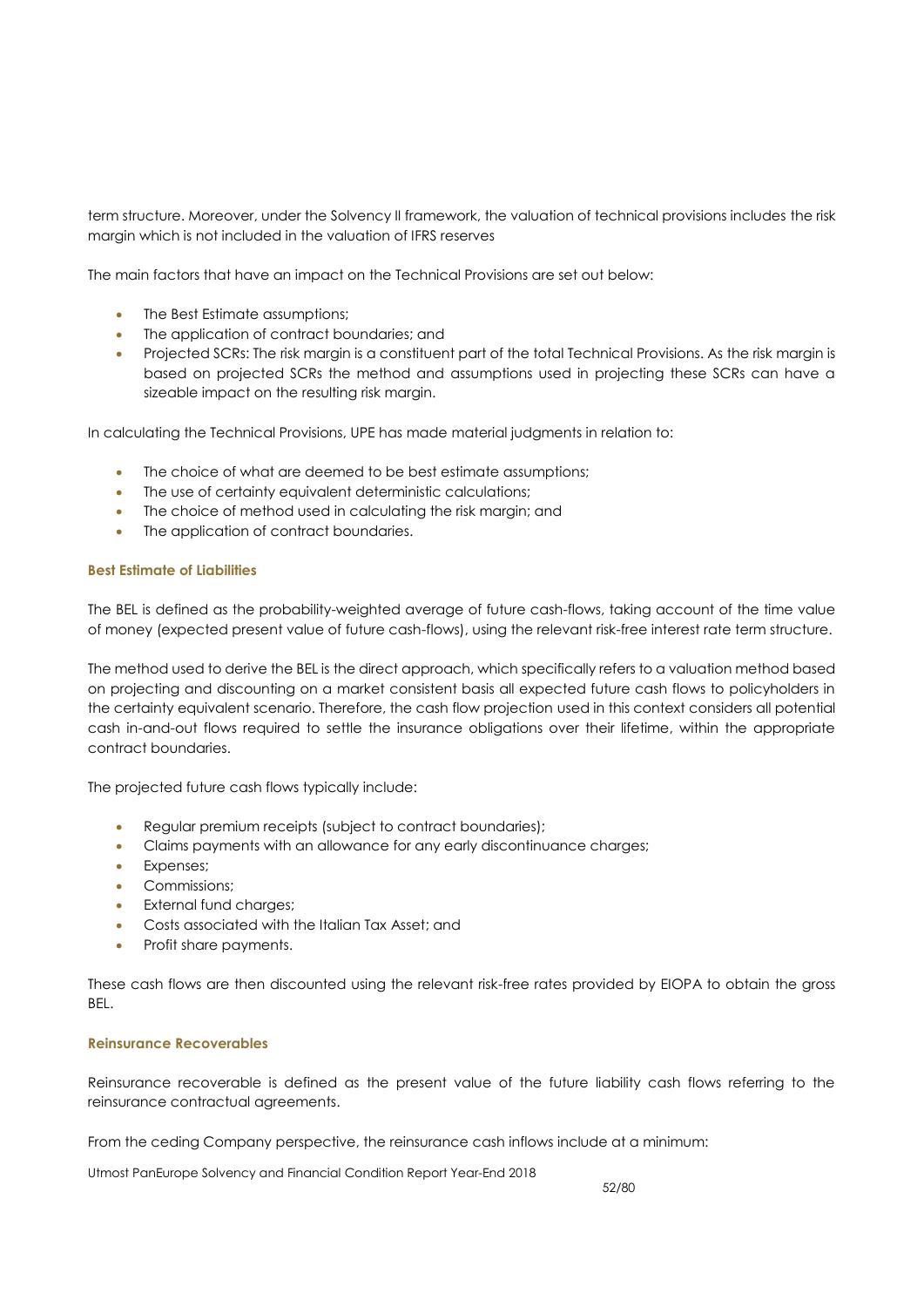term structure. Moreover, under the Solvency II framework, the valuation of technical provisions includes the risk margin which is not included in the valuation of IFRS reserves

The main factors that have an impact on the Technical Provisions are set out below:

- The Best Estimate assumptions;
- The application of contract boundaries; and
- Projected SCRs: The risk margin is a constituent part of the total Technical Provisions. As the risk margin is based on projected SCRs the method and assumptions used in projecting these SCRs can have a sizeable impact on the resulting risk margin.

In calculating the Technical Provisions, UPE has made material judgments in relation to:

- The choice of what are deemed to be best estimate assumptions;
- The use of certainty equivalent deterministic calculations;
- The choice of method used in calculating the risk margin; and
- The application of contract boundaries.

#### Best Estimate of Liabilities

The BEL is defined as the probability-weighted average of future cash-flows, taking account of the time value of money (expected present value of future cash-flows), using the relevant risk-free interest rate term structure.

The method used to derive the BEL is the direct approach, which specifically refers to a valuation method based on projecting and discounting on a market consistent basis all expected future cash flows to policyholders in the certainty equivalent scenario. Therefore, the cash flow projection used in this context considers all potential cash in-and-out flows required to settle the insurance obligations over their lifetime, within the appropriate contract boundaries.

The projected future cash flows typically include:

- Regular premium receipts (subject to contract boundaries);
- Claims payments with an allowance for any early discontinuance charges;
- Expenses;
- Commissions;
- External fund charges;
- Costs associated with the Italian Tax Asset; and
- Profit share payments.

These cash flows are then discounted using the relevant risk-free rates provided by EIOPA to obtain the gross BEL.

#### Reinsurance Recoverables

Reinsurance recoverable is defined as the present value of the future liability cash flows referring to the reinsurance contractual agreements.

From the ceding Company perspective, the reinsurance cash inflows include at a minimum: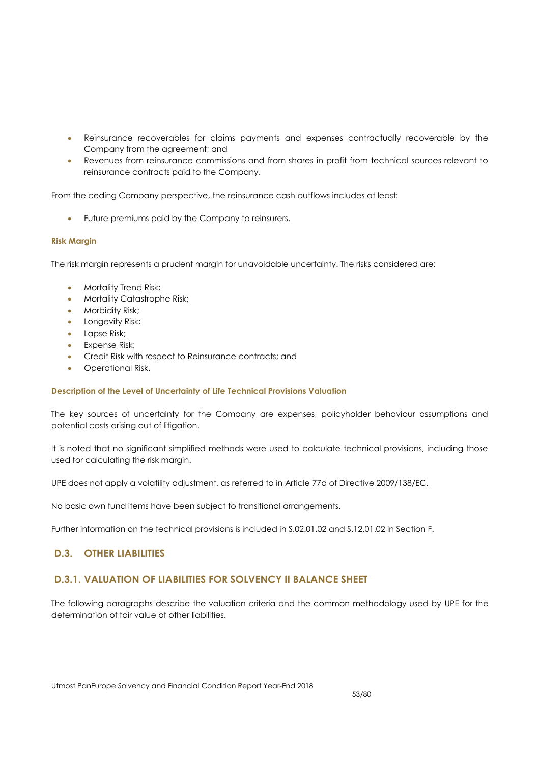- Reinsurance recoverables for claims payments and expenses contractually recoverable by the Company from the agreement; and
- Revenues from reinsurance commissions and from shares in profit from technical sources relevant to reinsurance contracts paid to the Company.

From the ceding Company perspective, the reinsurance cash outflows includes at least:

- Future premiums paid by the Company to reinsurers.

#### Risk Margin

The risk margin represents a prudent margin for unavoidable uncertainty. The risks considered are:

- Mortality Trend Risk;
- Mortality Catastrophe Risk;
- Morbidity Risk;
- Longevity Risk;
- Lapse Risk;
- Expense Risk;
- Credit Risk with respect to Reinsurance contracts; and
- Operational Risk.

#### Description of the Level of Uncertainty of Life Technical Provisions Valuation

The key sources of uncertainty for the Company are expenses, policyholder behaviour assumptions and potential costs arising out of litigation.

It is noted that no significant simplified methods were used to calculate technical provisions, including those used for calculating the risk margin.

UPE does not apply a volatility adjustment, as referred to in Article 77d of Directive 2009/138/EC.

No basic own fund items have been subject to transitional arrangements.

Further information on the technical provisions is included in S.02.01.02 and S.12.01.02 in Section F.

## D.3. OTHER LIABILITIES

### D.3.1. VALUATION OF LIABILITIES FOR SOLVENCY II BALANCE SHEET

The following paragraphs describe the valuation criteria and the common methodology used by UPE for the determination of fair value of other liabilities.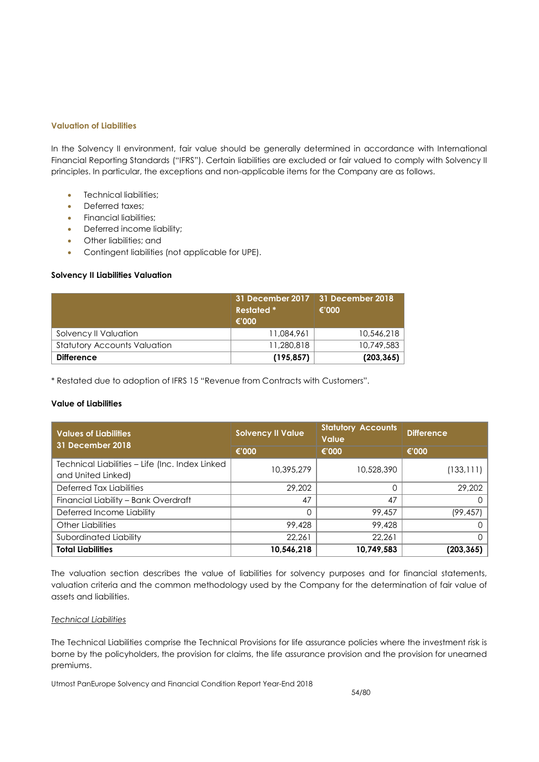### Valuation of Liabilities

In the Solvency II environment, fair value should be generally determined in accordance with International Financial Reporting Standards ("IFRS"). Certain liabilities are excluded or fair valued to comply with Solvency II principles. In particular, the exceptions and non-applicable items for the Company are as follows.

- Technical liabilities;
- Deferred taxes;
- Financial liabilities;
- Deferred income liability;
- Other liabilities; and
- Contingent liabilities (not applicable for UPE).

**Solvency II Liabilities Valuation**

| | 31 December 2017 Restated * €'000 | 31 December 2018 €'000 |
|---|---|---|
| Solvency II Valuation | 11,084,961 | 10,546,218 |
| Statutory Accounts Valuation | 11,280,818 | 10,749,583 |
| **Difference** | **(195,857)** | **(203,365)** |

* Restated due to adoption of IFRS 15 "Revenue from Contracts with Customers".

**Value of Liabilities**

| Values of Liabilities 31 December 2018 | Solvency II Value | Statutory Accounts Value | Difference |
|---|---|---|---|
| | €'000 | €'000 | €'000 |
| Technical Liabilities – Life (Inc. Index Linked and United Linked) | 10,395,279 | 10,528,390 | (133,111) |
| Deferred Tax Liabilities | 29,202 | 0 | 29,202 |
| Financial Liability – Bank Overdraft | 47 | 47 | 0 |
| Deferred Income Liability | 0 | 99,457 | (99,457) |
| Other Liabilities | 99,428 | 99,428 | 0 |
| Subordinated Liability | 22,261 | 22,261 | 0 |
| **Total Liabilities** | **10,546,218** | **10,749,583** | **(203,365)** |

The valuation section describes the value of liabilities for solvency purposes and for financial statements, valuation criteria and the common methodology used by the Company for the determination of fair value of assets and liabilities.

*Technical Liabilities*

The Technical Liabilities comprise the Technical Provisions for life assurance policies where the investment risk is borne by the policyholders, the provision for claims, the life assurance provision and the provision for unearned premiums.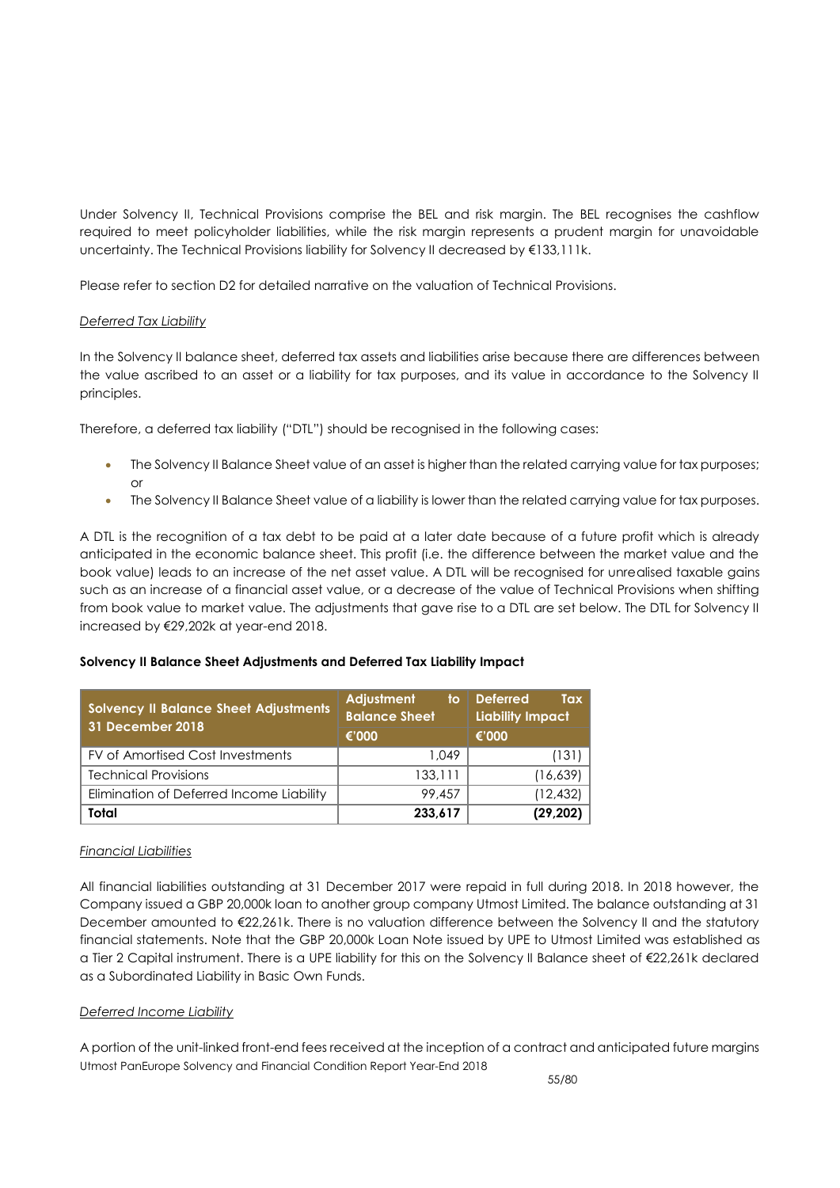Under Solvency II, Technical Provisions comprise the BEL and risk margin. The BEL recognises the cashflow required to meet policyholder liabilities, while the risk margin represents a prudent margin for unavoidable uncertainty. The Technical Provisions liability for Solvency II decreased by €133,111k.

Please refer to section D2 for detailed narrative on the valuation of Technical Provisions.

*Deferred Tax Liability*

In the Solvency II balance sheet, deferred tax assets and liabilities arise because there are differences between the value ascribed to an asset or a liability for tax purposes, and its value in accordance to the Solvency II principles.

Therefore, a deferred tax liability ("DTL") should be recognised in the following cases:

- The Solvency II Balance Sheet value of an asset is higher than the related carrying value for tax purposes; or
- The Solvency II Balance Sheet value of a liability is lower than the related carrying value for tax purposes.

A DTL is the recognition of a tax debt to be paid at a later date because of a future profit which is already anticipated in the economic balance sheet. This profit (i.e. the difference between the market value and the book value) leads to an increase of the net asset value. A DTL will be recognised for unrealised taxable gains such as an increase of a financial asset value, or a decrease of the value of Technical Provisions when shifting from book value to market value. The adjustments that gave rise to a DTL are set below. The DTL for Solvency II increased by €29,202k at year-end 2018.

**Solvency II Balance Sheet Adjustments and Deferred Tax Liability Impact**

| Solvency II Balance Sheet Adjustments 31 December 2018 | Adjustment to Balance Sheet | Deferred Tax Liability Impact |
|---|---|---|
| | €'000 | €'000 |
| FV of Amortised Cost Investments | 1,049 | (131) |
| Technical Provisions | 133,111 | (16,639) |
| Elimination of Deferred Income Liability | 99,457 | (12,432) |
| **Total** | **233,617** | **(29,202)** |

*Financial Liabilities*

All financial liabilities outstanding at 31 December 2017 were repaid in full during 2018. In 2018 however, the Company issued a GBP 20,000k loan to another group company Utmost Limited. The balance outstanding at 31 December amounted to €22,261k. There is no valuation difference between the Solvency II and the statutory financial statements. Note that the GBP 20,000k Loan Note issued by UPE to Utmost Limited was established as a Tier 2 Capital instrument. There is a UPE liability for this on the Solvency II Balance sheet of €22,261k declared as a Subordinated Liability in Basic Own Funds.

*Deferred Income Liability*

A portion of the unit-linked front-end fees received at the inception of a contract and anticipated future margins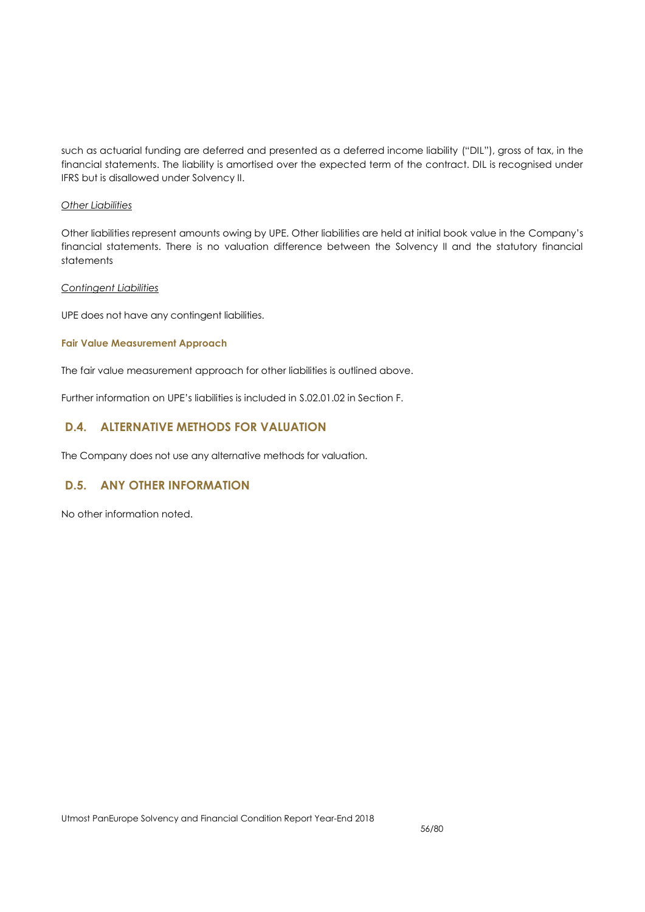such as actuarial funding are deferred and presented as a deferred income liability ("DIL"), gross of tax, in the financial statements. The liability is amortised over the expected term of the contract. DIL is recognised under IFRS but is disallowed under Solvency II.

*Other Liabilities*

Other liabilities represent amounts owing by UPE. Other liabilities are held at initial book value in the Company's financial statements. There is no valuation difference between the Solvency II and the statutory financial statements

*Contingent Liabilities*

UPE does not have any contingent liabilities.

**Fair Value Measurement Approach**

The fair value measurement approach for other liabilities is outlined above.

Further information on UPE's liabilities is included in S.02.01.02 in Section F.

## D.4. ALTERNATIVE METHODS FOR VALUATION

The Company does not use any alternative methods for valuation.

## D.5. ANY OTHER INFORMATION

No other information noted.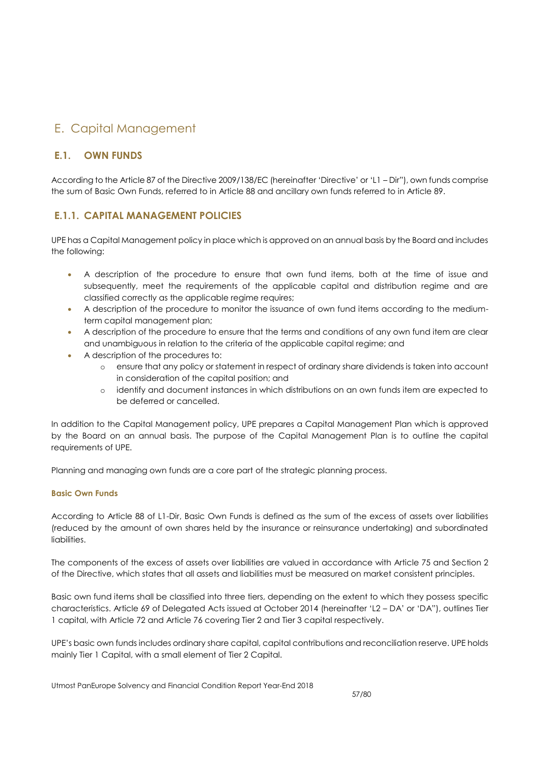# E. Capital Management

## E.1. OWN FUNDS

According to the Article 87 of the Directive 2009/138/EC (hereinafter 'Directive' or 'L1 – Dir"), own funds comprise the sum of Basic Own Funds, referred to in Article 88 and ancillary own funds referred to in Article 89.

## E.1.1. CAPITAL MANAGEMENT POLICIES

UPE has a Capital Management policy in place which is approved on an annual basis by the Board and includes the following:

- A description of the procedure to ensure that own fund items, both at the time of issue and subsequently, meet the requirements of the applicable capital and distribution regime and are classified correctly as the applicable regime requires;
- A description of the procedure to monitor the issuance of own fund items according to the medium-term capital management plan;
- A description of the procedure to ensure that the terms and conditions of any own fund item are clear and unambiguous in relation to the criteria of the applicable capital regime; and
- A description of the procedures to:
  - ensure that any policy or statement in respect of ordinary share dividends is taken into account in consideration of the capital position; and
  - identify and document instances in which distributions on an own funds item are expected to be deferred or cancelled.

In addition to the Capital Management policy, UPE prepares a Capital Management Plan which is approved by the Board on an annual basis. The purpose of the Capital Management Plan is to outline the capital requirements of UPE.

Planning and managing own funds are a core part of the strategic planning process.

#### Basic Own Funds

According to Article 88 of L1-Dir, Basic Own Funds is defined as the sum of the excess of assets over liabilities (reduced by the amount of own shares held by the insurance or reinsurance undertaking) and subordinated liabilities.

The components of the excess of assets over liabilities are valued in accordance with Article 75 and Section 2 of the Directive, which states that all assets and liabilities must be measured on market consistent principles.

Basic own fund items shall be classified into three tiers, depending on the extent to which they possess specific characteristics. Article 69 of Delegated Acts issued at October 2014 (hereinafter 'L2 – DA' or 'DA"), outlines Tier 1 capital, with Article 72 and Article 76 covering Tier 2 and Tier 3 capital respectively.

UPE's basic own funds includes ordinary share capital, capital contributions and reconciliation reserve. UPE holds mainly Tier 1 Capital, with a small element of Tier 2 Capital.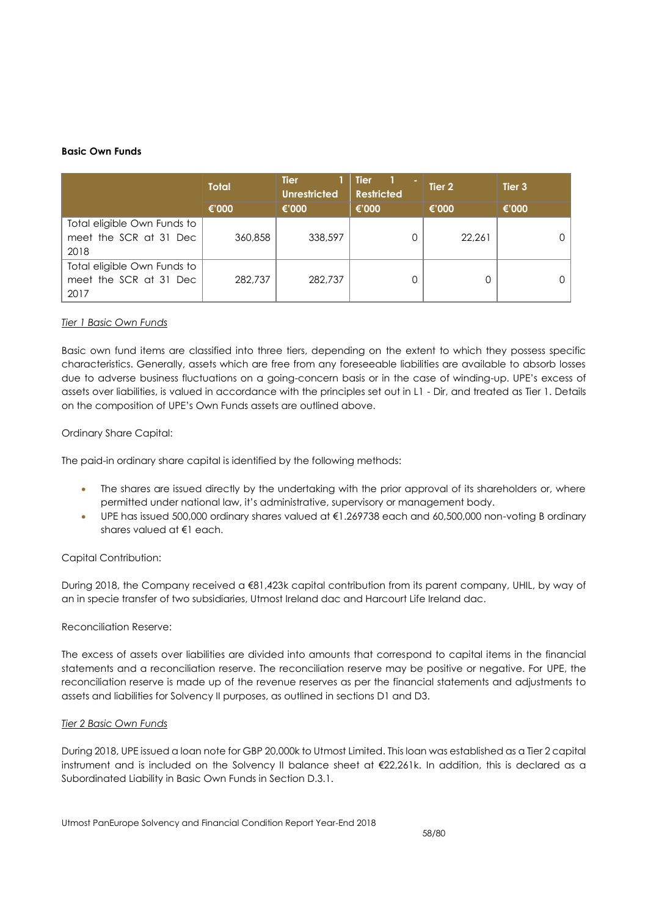**Basic Own Funds**

| | Total | Tier 1 Unrestricted | Tier 1 - Restricted | Tier 2 | Tier 3 |
|---|---|---|---|---|---|
| | €'000 | €'000 | €'000 | €'000 | €'000 |
| Total eligible Own Funds to meet the SCR at 31 Dec 2018 | 360,858 | 338,597 | 0 | 22,261 | 0 |
| Total eligible Own Funds to meet the SCR at 31 Dec 2017 | 282,737 | 282,737 | 0 | 0 | 0 |

*Tier 1 Basic Own Funds*

Basic own fund items are classified into three tiers, depending on the extent to which they possess specific characteristics. Generally, assets which are free from any foreseeable liabilities are available to absorb losses due to adverse business fluctuations on a going-concern basis or in the case of winding-up. UPE's excess of assets over liabilities, is valued in accordance with the principles set out in L1 - Dir, and treated as Tier 1. Details on the composition of UPE's Own Funds assets are outlined above.

Ordinary Share Capital:

The paid-in ordinary share capital is identified by the following methods:

- The shares are issued directly by the undertaking with the prior approval of its shareholders or, where permitted under national law, it's administrative, supervisory or management body.
- UPE has issued 500,000 ordinary shares valued at €1.269738 each and 60,500,000 non-voting B ordinary shares valued at €1 each.

Capital Contribution:

During 2018, the Company received a €81,423k capital contribution from its parent company, UHIL, by way of an in specie transfer of two subsidiaries, Utmost Ireland dac and Harcourt Life Ireland dac.

Reconciliation Reserve:

The excess of assets over liabilities are divided into amounts that correspond to capital items in the financial statements and a reconciliation reserve. The reconciliation reserve may be positive or negative. For UPE, the reconciliation reserve is made up of the revenue reserves as per the financial statements and adjustments to assets and liabilities for Solvency II purposes, as outlined in sections D1 and D3.

*Tier 2 Basic Own Funds*

During 2018, UPE issued a loan note for GBP 20,000k to Utmost Limited. This loan was established as a Tier 2 capital instrument and is included on the Solvency II balance sheet at €22,261k. In addition, this is declared as a Subordinated Liability in Basic Own Funds in Section D.3.1.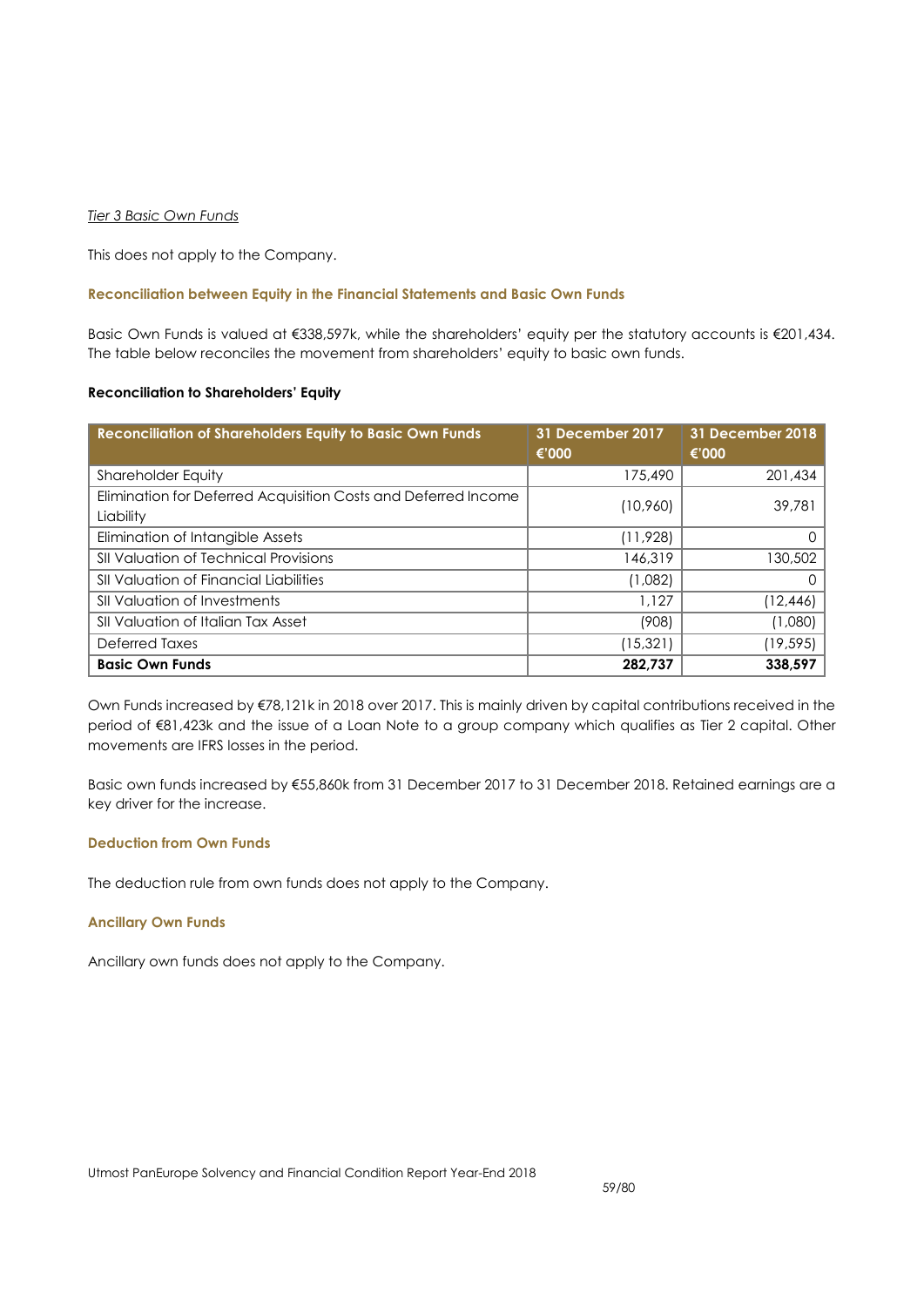*Tier 3 Basic Own Funds*

This does not apply to the Company.

### Reconciliation between Equity in the Financial Statements and Basic Own Funds

Basic Own Funds is valued at €338,597k, while the shareholders' equity per the statutory accounts is €201,434. The table below reconciles the movement from shareholders' equity to basic own funds.

**Reconciliation to Shareholders' Equity**

| Reconciliation of Shareholders Equity to Basic Own Funds | 31 December 2017 €'000 | 31 December 2018 €'000 |
|---|---|---|
| Shareholder Equity | 175,490 | 201,434 |
| Elimination for Deferred Acquisition Costs and Deferred Income Liability | (10,960) | 39,781 |
| Elimination of Intangible Assets | (11,928) | 0 |
| SII Valuation of Technical Provisions | 146,319 | 130,502 |
| SII Valuation of Financial Liabilities | (1,082) | 0 |
| SII Valuation of Investments | 1,127 | (12,446) |
| SII Valuation of Italian Tax Asset | (908) | (1,080) |
| Deferred Taxes | (15,321) | (19,595) |
| **Basic Own Funds** | **282,737** | **338,597** |

Own Funds increased by €78,121k in 2018 over 2017. This is mainly driven by capital contributions received in the period of €81,423k and the issue of a Loan Note to a group company which qualifies as Tier 2 capital. Other movements are IFRS losses in the period.

Basic own funds increased by €55,860k from 31 December 2017 to 31 December 2018. Retained earnings are a key driver for the increase.

### Deduction from Own Funds

The deduction rule from own funds does not apply to the Company.

### Ancillary Own Funds

Ancillary own funds does not apply to the Company.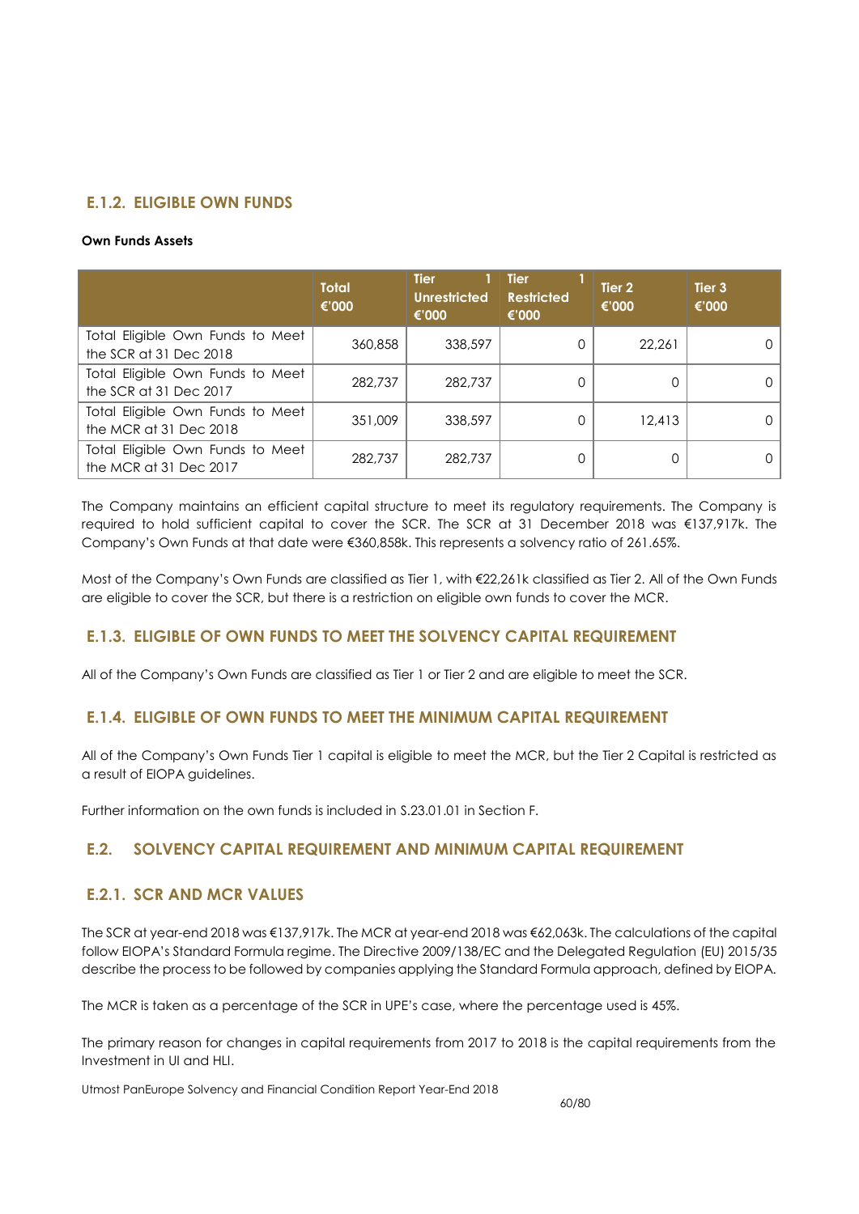## E.1.2. ELIGIBLE OWN FUNDS

**Own Funds Assets**

| | Total €'000 | Tier 1 Unrestricted €'000 | Tier 1 Restricted €'000 | Tier 2 €'000 | Tier 3 €'000 |
|---|---|---|---|---|---|
| Total Eligible Own Funds to Meet the SCR at 31 Dec 2018 | 360,858 | 338,597 | 0 | 22,261 | 0 |
| Total Eligible Own Funds to Meet the SCR at 31 Dec 2017 | 282,737 | 282,737 | 0 | 0 | 0 |
| Total Eligible Own Funds to Meet the MCR at 31 Dec 2018 | 351,009 | 338,597 | 0 | 12,413 | 0 |
| Total Eligible Own Funds to Meet the MCR at 31 Dec 2017 | 282,737 | 282,737 | 0 | 0 | 0 |

The Company maintains an efficient capital structure to meet its regulatory requirements. The Company is required to hold sufficient capital to cover the SCR. The SCR at 31 December 2018 was €137,917k. The Company's Own Funds at that date were €360,858k. This represents a solvency ratio of 261.65%.

Most of the Company's Own Funds are classified as Tier 1, with €22,261k classified as Tier 2. All of the Own Funds are eligible to cover the SCR, but there is a restriction on eligible own funds to cover the MCR.

## E.1.3. ELIGIBLE OF OWN FUNDS TO MEET THE SOLVENCY CAPITAL REQUIREMENT

All of the Company's Own Funds are classified as Tier 1 or Tier 2 and are eligible to meet the SCR.

## E.1.4. ELIGIBLE OF OWN FUNDS TO MEET THE MINIMUM CAPITAL REQUIREMENT

All of the Company's Own Funds Tier 1 capital is eligible to meet the MCR, but the Tier 2 Capital is restricted as a result of EIOPA guidelines.

Further information on the own funds is included in S.23.01.01 in Section F.

# E.2. SOLVENCY CAPITAL REQUIREMENT AND MINIMUM CAPITAL REQUIREMENT

## E.2.1. SCR AND MCR VALUES

The SCR at year-end 2018 was €137,917k. The MCR at year-end 2018 was €62,063k. The calculations of the capital follow EIOPA's Standard Formula regime. The Directive 2009/138/EC and the Delegated Regulation (EU) 2015/35 describe the process to be followed by companies applying the Standard Formula approach, defined by EIOPA.

The MCR is taken as a percentage of the SCR in UPE's case, where the percentage used is 45%.

The primary reason for changes in capital requirements from 2017 to 2018 is the capital requirements from the Investment in UI and HLI.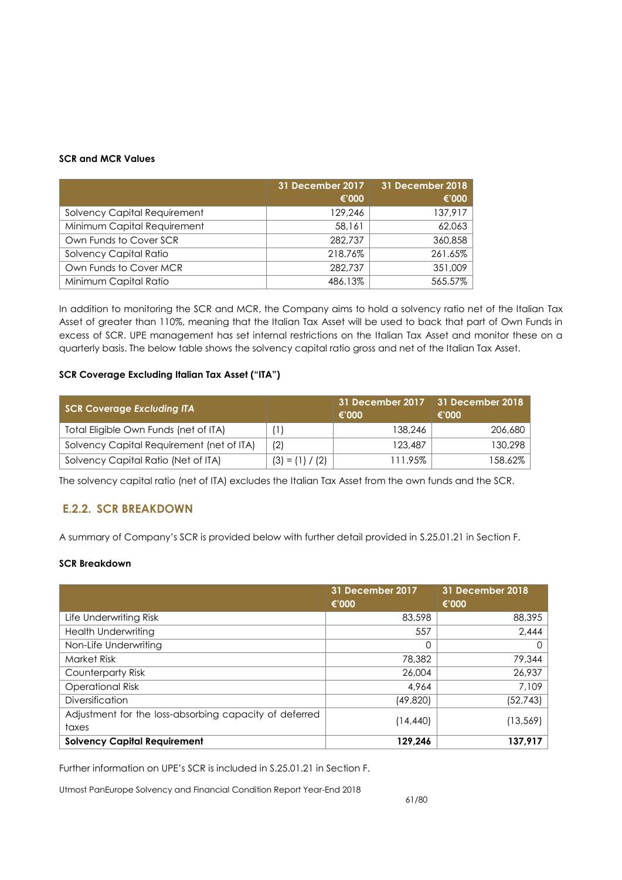**SCR and MCR Values**

| | 31 December 2017 €'000 | 31 December 2018 €'000 |
|---|---|---|
| Solvency Capital Requirement | 129,246 | 137,917 |
| Minimum Capital Requirement | 58,161 | 62,063 |
| Own Funds to Cover SCR | 282,737 | 360,858 |
| Solvency Capital Ratio | 218.76% | 261.65% |
| Own Funds to Cover MCR | 282,737 | 351,009 |
| Minimum Capital Ratio | 486.13% | 565.57% |

In addition to monitoring the SCR and MCR, the Company aims to hold a solvency ratio net of the Italian Tax Asset of greater than 110%, meaning that the Italian Tax Asset will be used to back that part of Own Funds in excess of SCR. UPE management has set internal restrictions on the Italian Tax Asset and monitor these on a quarterly basis. The below table shows the solvency capital ratio gross and net of the Italian Tax Asset.

**SCR Coverage Excluding Italian Tax Asset ("ITA")**

| SCR Coverage *Excluding ITA* | | 31 December 2017 €'000 | 31 December 2018 €'000 |
|---|---|---|---|
| Total Eligible Own Funds (net of ITA) | (1) | 138,246 | 206,680 |
| Solvency Capital Requirement (net of ITA) | (2) | 123,487 | 130,298 |
| Solvency Capital Ratio (Net of ITA) | (3) = (1) / (2) | 111.95% | 158.62% |

The solvency capital ratio (net of ITA) excludes the Italian Tax Asset from the own funds and the SCR.

## E.2.2. SCR BREAKDOWN

A summary of Company's SCR is provided below with further detail provided in S.25.01.21 in Section F.

**SCR Breakdown**

| | 31 December 2017 €'000 | 31 December 2018 €'000 |
|---|---|---|
| Life Underwriting Risk | 83,598 | 88,395 |
| Health Underwriting | 557 | 2,444 |
| Non-Life Underwriting | 0 | 0 |
| Market Risk | 78,382 | 79,344 |
| Counterparty Risk | 26,004 | 26,937 |
| Operational Risk | 4,964 | 7,109 |
| Diversification | (49,820) | (52,743) |
| Adjustment for the loss-absorbing capacity of deferred taxes | (14,440) | (13,569) |
| **Solvency Capital Requirement** | **129,246** | **137,917** |

Further information on UPE's SCR is included in S.25.01.21 in Section F.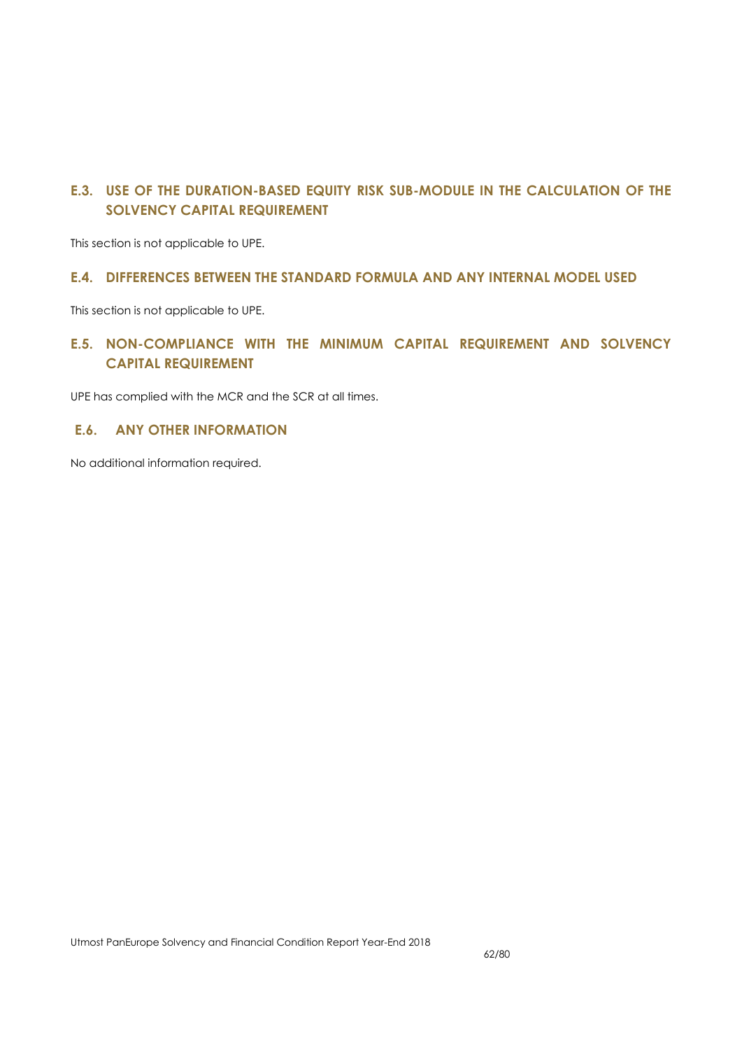## E.3. USE OF THE DURATION-BASED EQUITY RISK SUB-MODULE IN THE CALCULATION OF THE SOLVENCY CAPITAL REQUIREMENT

This section is not applicable to UPE.

## E.4. DIFFERENCES BETWEEN THE STANDARD FORMULA AND ANY INTERNAL MODEL USED

This section is not applicable to UPE.

## E.5. NON-COMPLIANCE WITH THE MINIMUM CAPITAL REQUIREMENT AND SOLVENCY CAPITAL REQUIREMENT

UPE has complied with the MCR and the SCR at all times.

## E.6. ANY OTHER INFORMATION

No additional information required.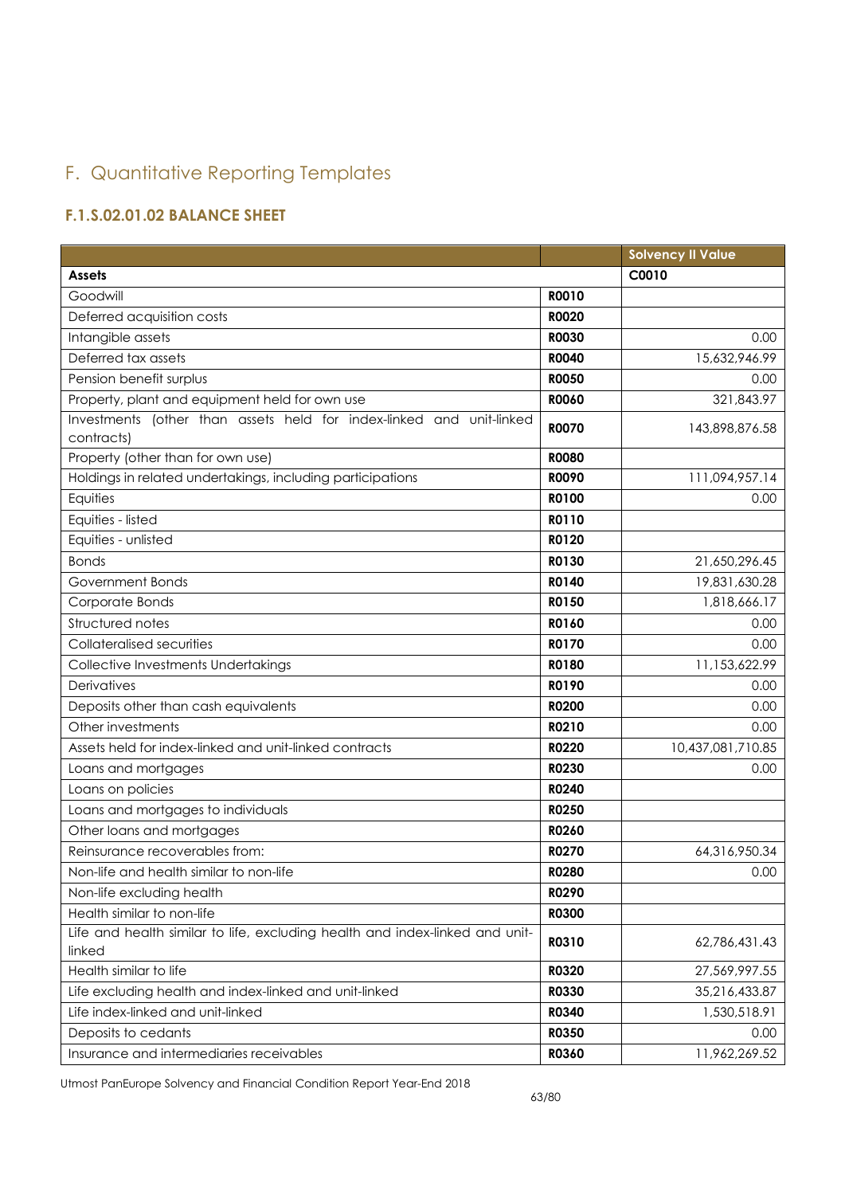# F. Quantitative Reporting Templates

## F.1.S.02.01.02 BALANCE SHEET

| | | Solvency II Value |
|---|---|---|
| **Assets** | | **C0010** |
| Goodwill | **R0010** | |
| Deferred acquisition costs | **R0020** | |
| Intangible assets | **R0030** | 0.00 |
| Deferred tax assets | **R0040** | 15,632,946.99 |
| Pension benefit surplus | **R0050** | 0.00 |
| Property, plant and equipment held for own use | **R0060** | 321,843.97 |
| Investments (other than assets held for index-linked and unit-linked contracts) | **R0070** | 143,898,876.58 |
| Property (other than for own use) | **R0080** | |
| Holdings in related undertakings, including participations | **R0090** | 111,094,957.14 |
| Equities | **R0100** | 0.00 |
| Equities - listed | **R0110** | |
| Equities - unlisted | **R0120** | |
| Bonds | **R0130** | 21,650,296.45 |
| Government Bonds | **R0140** | 19,831,630.28 |
| Corporate Bonds | **R0150** | 1,818,666.17 |
| Structured notes | **R0160** | 0.00 |
| Collateralised securities | **R0170** | 0.00 |
| Collective Investments Undertakings | **R0180** | 11,153,622.99 |
| Derivatives | **R0190** | 0.00 |
| Deposits other than cash equivalents | **R0200** | 0.00 |
| Other investments | **R0210** | 0.00 |
| Assets held for index-linked and unit-linked contracts | **R0220** | 10,437,081,710.85 |
| Loans and mortgages | **R0230** | 0.00 |
| Loans on policies | **R0240** | |
| Loans and mortgages to individuals | **R0250** | |
| Other loans and mortgages | **R0260** | |
| Reinsurance recoverables from: | **R0270** | 64,316,950.34 |
| Non-life and health similar to non-life | **R0280** | 0.00 |
| Non-life excluding health | **R0290** | |
| Health similar to non-life | **R0300** | |
| Life and health similar to life, excluding health and index-linked and unit-linked | **R0310** | 62,786,431.43 |
| Health similar to life | **R0320** | 27,569,997.55 |
| Life excluding health and index-linked and unit-linked | **R0330** | 35,216,433.87 |
| Life index-linked and unit-linked | **R0340** | 1,530,518.91 |
| Deposits to cedants | **R0350** | 0.00 |
| Insurance and intermediaries receivables | **R0360** | 11,962,269.52 |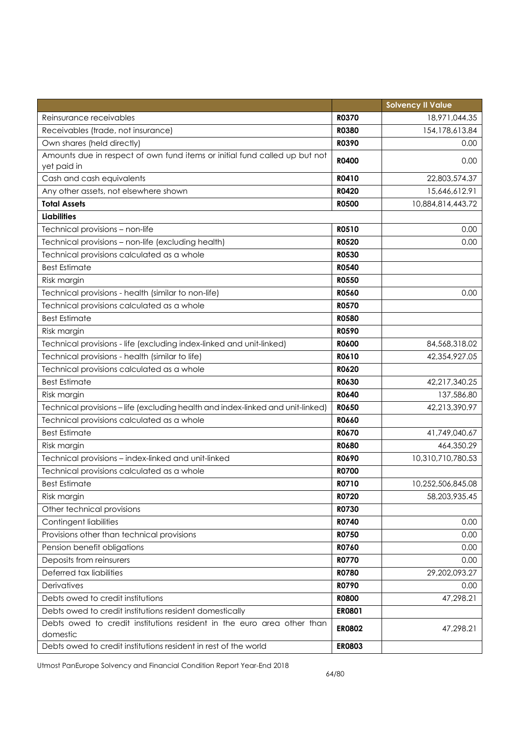| | | Solvency II Value |
|---|---|---|
| Reinsurance receivables | **R0370** | 18,971,044.35 |
| Receivables (trade, not insurance) | **R0380** | 154,178,613.84 |
| Own shares (held directly) | **R0390** | 0.00 |
| Amounts due in respect of own fund items or initial fund called up but not yet paid in | **R0400** | 0.00 |
| Cash and cash equivalents | **R0410** | 22,803,574.37 |
| Any other assets, not elsewhere shown | **R0420** | 15,646,612.91 |
| **Total Assets** | **R0500** | 10,884,814,443.72 |
| **Liabilities** | | |
| Technical provisions – non-life | **R0510** | 0.00 |
| Technical provisions – non-life (excluding health) | **R0520** | 0.00 |
| Technical provisions calculated as a whole | **R0530** | |
| Best Estimate | **R0540** | |
| Risk margin | **R0550** | |
| Technical provisions - health (similar to non-life) | **R0560** | 0.00 |
| Technical provisions calculated as a whole | **R0570** | |
| Best Estimate | **R0580** | |
| Risk margin | **R0590** | |
| Technical provisions - life (excluding index-linked and unit-linked) | **R0600** | 84,568,318.02 |
| Technical provisions - health (similar to life) | **R0610** | 42,354,927.05 |
| Technical provisions calculated as a whole | **R0620** | |
| Best Estimate | **R0630** | 42,217,340.25 |
| Risk margin | **R0640** | 137,586.80 |
| Technical provisions – life (excluding health and index-linked and unit-linked) | **R0650** | 42,213,390.97 |
| Technical provisions calculated as a whole | **R0660** | |
| Best Estimate | **R0670** | 41,749,040.67 |
| Risk margin | **R0680** | 464,350.29 |
| Technical provisions – index-linked and unit-linked | **R0690** | 10,310,710,780.53 |
| Technical provisions calculated as a whole | **R0700** | |
| Best Estimate | **R0710** | 10,252,506,845.08 |
| Risk margin | **R0720** | 58,203,935.45 |
| Other technical provisions | **R0730** | |
| Contingent liabilities | **R0740** | 0.00 |
| Provisions other than technical provisions | **R0750** | 0.00 |
| Pension benefit obligations | **R0760** | 0.00 |
| Deposits from reinsurers | **R0770** | 0.00 |
| Deferred tax liabilities | **R0780** | 29,202,093.27 |
| Derivatives | **R0790** | 0.00 |
| Debts owed to credit institutions | **R0800** | 47,298.21 |
| Debts owed to credit institutions resident domestically | **ER0801** | |
| Debts owed to credit institutions resident in the euro area other than domestic | **ER0802** | 47,298.21 |
| Debts owed to credit institutions resident in rest of the world | **ER0803** | |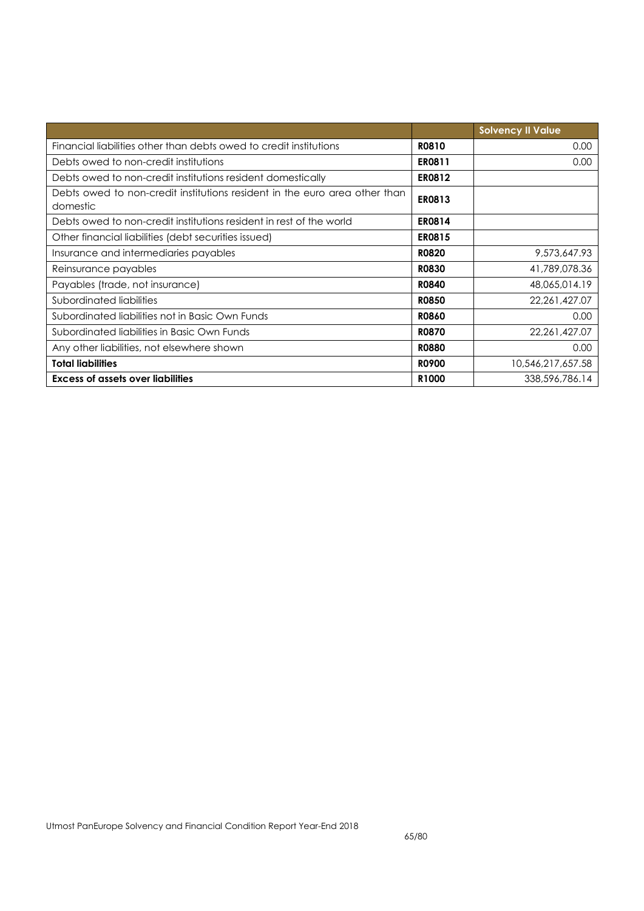| | | Solvency II Value |
|---|---|---|
| Financial liabilities other than debts owed to credit institutions | **R0810** | 0.00 |
| Debts owed to non-credit institutions | **ER0811** | 0.00 |
| Debts owed to non-credit institutions resident domestically | **ER0812** | |
| Debts owed to non-credit institutions resident in the euro area other than domestic | **ER0813** | |
| Debts owed to non-credit institutions resident in rest of the world | **ER0814** | |
| Other financial liabilities (debt securities issued) | **ER0815** | |
| Insurance and intermediaries payables | **R0820** | 9,573,647.93 |
| Reinsurance payables | **R0830** | 41,789,078.36 |
| Payables (trade, not insurance) | **R0840** | 48,065,014.19 |
| Subordinated liabilities | **R0850** | 22,261,427.07 |
| Subordinated liabilities not in Basic Own Funds | **R0860** | 0.00 |
| Subordinated liabilities in Basic Own Funds | **R0870** | 22,261,427.07 |
| Any other liabilities, not elsewhere shown | **R0880** | 0.00 |
| **Total liabilities** | **R0900** | 10,546,217,657.58 |
| **Excess of assets over liabilities** | **R1000** | 338,596,786.14 |

Utmost PanEurope Solvency and Financial Condition Report Year-End 2018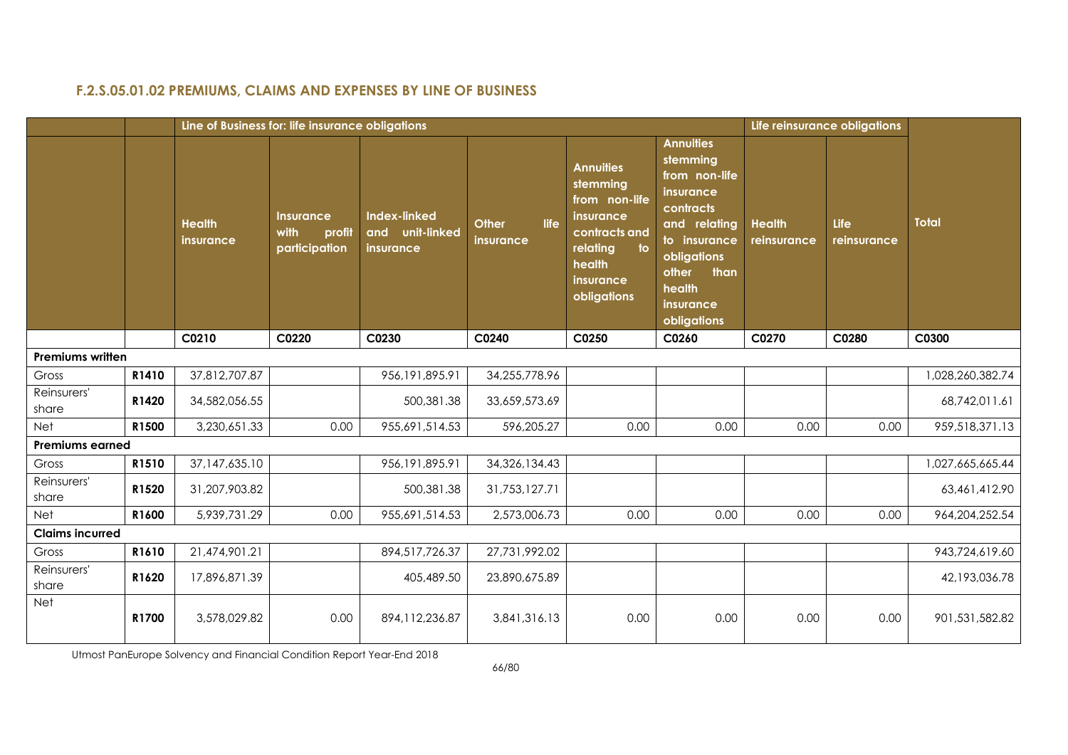### F.2.S.05.01.02 PREMIUMS, CLAIMS AND EXPENSES BY LINE OF BUSINESS

| | | Line of Business for: life insurance obligations | | | | | | Life reinsurance obligations | | |
|---|---|---|---|---|---|---|---|---|---|---|
| | | Health insurance | Insurance with profit participation | Index-linked and unit-linked insurance | Other life insurance | Annuities stemming from non-life insurance contracts and relating to health insurance obligations | Annuities stemming from non-life insurance contracts and relating to insurance obligations other than health insurance obligations | Health reinsurance | Life reinsurance | Total |
| | | C0210 | C0220 | C0230 | C0240 | C0250 | C0260 | C0270 | C0280 | C0300 |
| **Premiums written** | | | | | | | | | | |
| Gross | R1410 | 37,812,707.87 | | 956,191,895.91 | 34,255,778.96 | | | | | 1,028,260,382.74 |
| Reinsurers' share | R1420 | 34,582,056.55 | | 500,381.38 | 33,659,573.69 | | | | | 68,742,011.61 |
| Net | R1500 | 3,230,651.33 | 0.00 | 955,691,514.53 | 596,205.27 | 0.00 | 0.00 | 0.00 | 0.00 | 959,518,371.13 |
| **Premiums earned** | | | | | | | | | | |
| Gross | R1510 | 37,147,635.10 | | 956,191,895.91 | 34,326,134.43 | | | | | 1,027,665,665.44 |
| Reinsurers' share | R1520 | 31,207,903.82 | | 500,381.38 | 31,753,127.71 | | | | | 63,461,412.90 |
| Net | R1600 | 5,939,731.29 | 0.00 | 955,691,514.53 | 2,573,006.73 | 0.00 | 0.00 | 0.00 | 0.00 | 964,204,252.54 |
| **Claims incurred** | | | | | | | | | | |
| Gross | R1610 | 21,474,901.21 | | 894,517,726.37 | 27,731,992.02 | | | | | 943,724,619.60 |
| Reinsurers' share | R1620 | 17,896,871.39 | | 405,489.50 | 23,890,675.89 | | | | | 42,193,036.78 |
| Net | R1700 | 3,578,029.82 | 0.00 | 894,112,236.87 | 3,841,316.13 | 0.00 | 0.00 | 0.00 | 0.00 | 901,531,582.82 |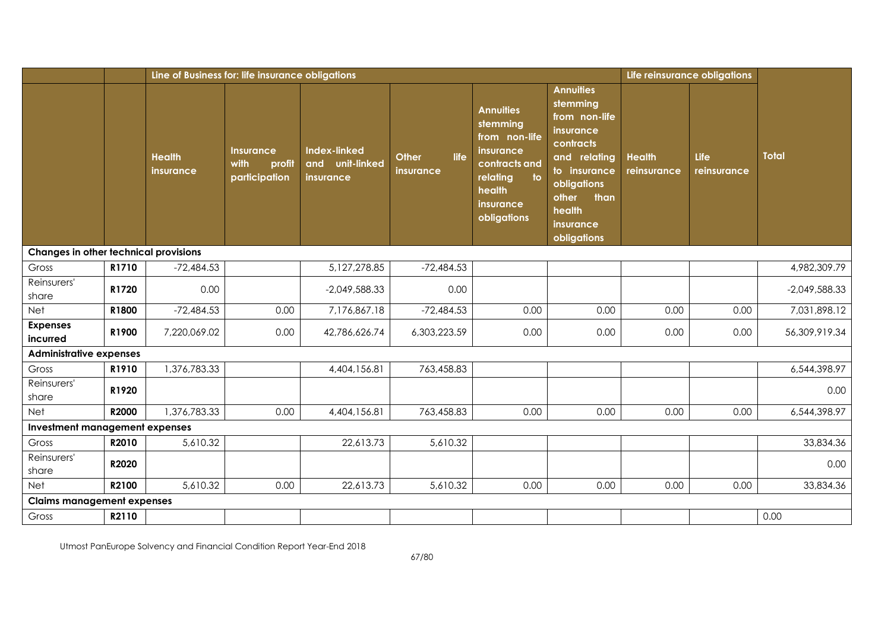| | | Line of Business for: life insurance obligations | | | | | | Life reinsurance obligations | | |
|---|---|---|---|---|---|---|---|---|---|---|
| | | Health insurance | Insurance with profit participation | Index-linked and unit-linked insurance | Other life insurance | Annuities stemming from non-life insurance contracts and relating to health insurance obligations | Annuities stemming from non-life insurance contracts and relating to insurance obligations other than health insurance obligations | Health reinsurance | Life reinsurance | Total |
| **Changes in other technical provisions** | | | | | | | | | | |
| Gross | R1710 | -72,484.53 | | 5,127,278.85 | -72,484.53 | | | | | 4,982,309.79 |
| Reinsurers' share | R1720 | 0.00 | | -2,049,588.33 | 0.00 | | | | | -2,049,588.33 |
| Net | R1800 | -72,484.53 | 0.00 | 7,176,867.18 | -72,484.53 | 0.00 | 0.00 | 0.00 | 0.00 | 7,031,898.12 |
| **Expenses incurred** | R1900 | 7,220,069.02 | 0.00 | 42,786,626.74 | 6,303,223.59 | 0.00 | 0.00 | 0.00 | 0.00 | 56,309,919.34 |
| **Administrative expenses** | | | | | | | | | | |
| Gross | R1910 | 1,376,783.33 | | 4,404,156.81 | 763,458.83 | | | | | 6,544,398.97 |
| Reinsurers' share | R1920 | | | | | | | | | 0.00 |
| Net | R2000 | 1,376,783.33 | 0.00 | 4,404,156.81 | 763,458.83 | 0.00 | 0.00 | 0.00 | 0.00 | 6,544,398.97 |
| **Investment management expenses** | | | | | | | | | | |
| Gross | R2010 | 5,610.32 | | 22,613.73 | 5,610.32 | | | | | 33,834.36 |
| Reinsurers' share | R2020 | | | | | | | | | 0.00 |
| Net | R2100 | 5,610.32 | 0.00 | 22,613.73 | 5,610.32 | 0.00 | 0.00 | 0.00 | 0.00 | 33,834.36 |
| **Claims management expenses** | | | | | | | | | | |
| Gross | R2110 | | | | | | | | | 0.00 |

Utmost PanEurope Solvency and Financial Condition Report Year-End 2018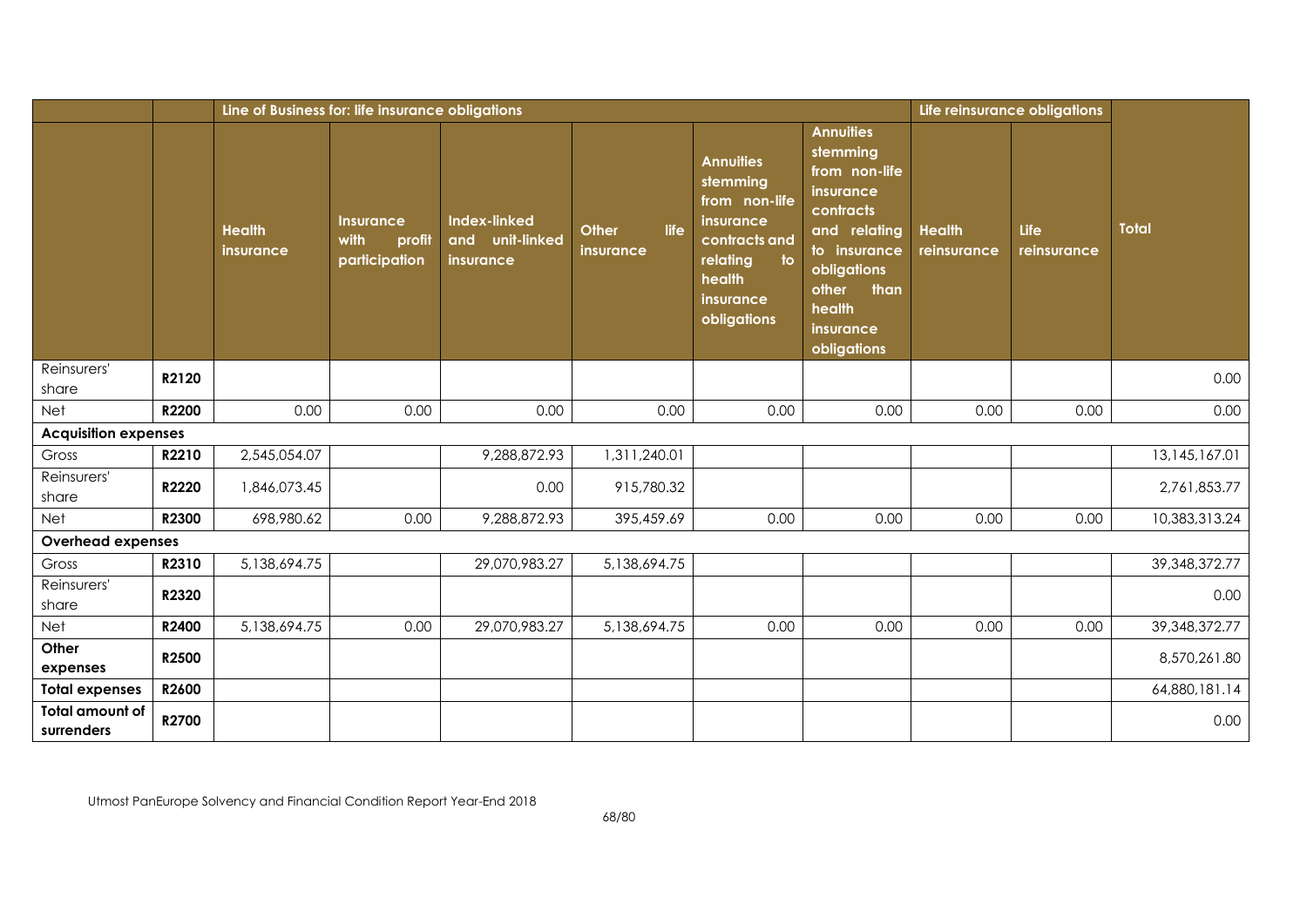| | | Line of Business for: life insurance obligations | | | | | | Life reinsurance obligations | | |
|---|---|---|---|---|---|---|---|---|---|---|
| | | Health insurance | Insurance with profit participation | Index-linked and unit-linked insurance | Other life insurance | Annuities stemming from non-life insurance contracts and relating to health insurance obligations | Annuities stemming from non-life insurance contracts and relating to insurance obligations other than health insurance obligations | Health reinsurance | Life reinsurance | Total |
| Reinsurers' share | R2120 | | | | | | | | | 0.00 |
| Net | R2200 | 0.00 | 0.00 | 0.00 | 0.00 | 0.00 | 0.00 | 0.00 | 0.00 | 0.00 |
| **Acquisition expenses** | | | | | | | | | | |
| Gross | R2210 | 2,545,054.07 | | 9,288,872.93 | 1,311,240.01 | | | | | 13,145,167.01 |
| Reinsurers' share | R2220 | 1,846,073.45 | | 0.00 | 915,780.32 | | | | | 2,761,853.77 |
| Net | R2300 | 698,980.62 | 0.00 | 9,288,872.93 | 395,459.69 | 0.00 | 0.00 | 0.00 | 0.00 | 10,383,313.24 |
| **Overhead expenses** | | | | | | | | | | |
| Gross | R2310 | 5,138,694.75 | | 29,070,983.27 | 5,138,694.75 | | | | | 39,348,372.77 |
| Reinsurers' share | R2320 | | | | | | | | | 0.00 |
| Net | R2400 | 5,138,694.75 | 0.00 | 29,070,983.27 | 5,138,694.75 | 0.00 | 0.00 | 0.00 | 0.00 | 39,348,372.77 |
| **Other expenses** | R2500 | | | | | | | | | 8,570,261.80 |
| **Total expenses** | R2600 | | | | | | | | | 64,880,181.14 |
| **Total amount of surrenders** | R2700 | | | | | | | | | 0.00 |

Utmost PanEurope Solvency and Financial Condition Report Year-End 2018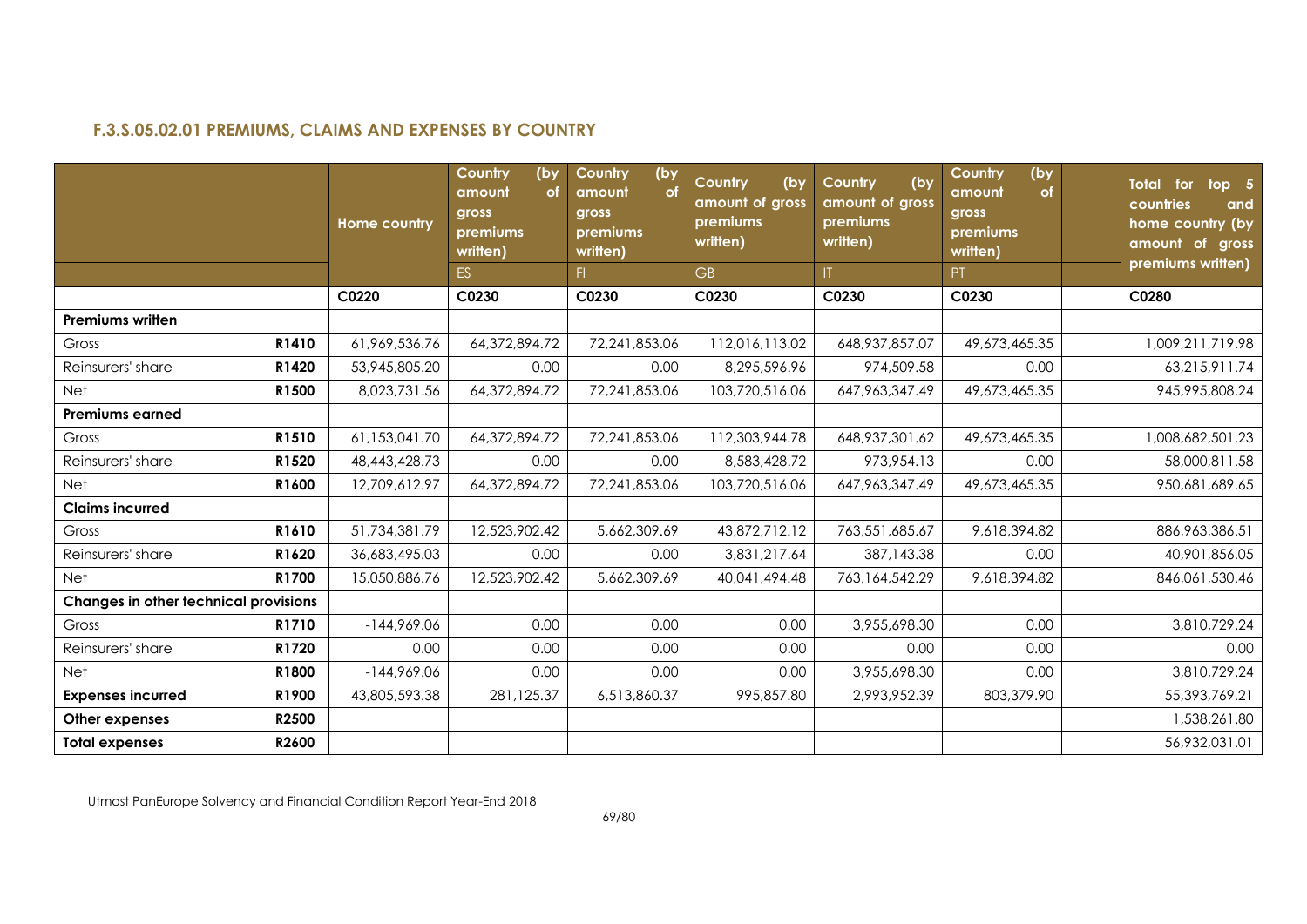### F.3.S.05.02.01 PREMIUMS, CLAIMS AND EXPENSES BY COUNTRY

| | | Home country | Country (by amount of gross premiums written) | Country (by amount of gross premiums written) | Country (by amount of gross premiums written) | Country (by amount of gross premiums written) | Country (by amount of gross premiums written) | | Total for top 5 countries and home country (by amount of gross premiums written) |
|---|---|---|---|---|---|---|---|---|---|
| | | | ES | FI | GB | IT | PT | | |
| | | C0220 | C0230 | C0230 | C0230 | C0230 | C0230 | | C0280 |
| **Premiums written** | | | | | | | | | |
| Gross | **R1410** | 61,969,536.76 | 64,372,894.72 | 72,241,853.06 | 112,016,113.02 | 648,937,857.07 | 49,673,465.35 | | 1,009,211,719.98 |
| Reinsurers' share | **R1420** | 53,945,805.20 | 0.00 | 0.00 | 8,295,596.96 | 974,509.58 | 0.00 | | 63,215,911.74 |
| Net | **R1500** | 8,023,731.56 | 64,372,894.72 | 72,241,853.06 | 103,720,516.06 | 647,963,347.49 | 49,673,465.35 | | 945,995,808.24 |
| **Premiums earned** | | | | | | | | | |
| Gross | **R1510** | 61,153,041.70 | 64,372,894.72 | 72,241,853.06 | 112,303,944.78 | 648,937,301.62 | 49,673,465.35 | | 1,008,682,501.23 |
| Reinsurers' share | **R1520** | 48,443,428.73 | 0.00 | 0.00 | 8,583,428.72 | 973,954.13 | 0.00 | | 58,000,811.58 |
| Net | **R1600** | 12,709,612.97 | 64,372,894.72 | 72,241,853.06 | 103,720,516.06 | 647,963,347.49 | 49,673,465.35 | | 950,681,689.65 |
| **Claims incurred** | | | | | | | | | |
| Gross | **R1610** | 51,734,381.79 | 12,523,902.42 | 5,662,309.69 | 43,872,712.12 | 763,551,685.67 | 9,618,394.82 | | 886,963,386.51 |
| Reinsurers' share | **R1620** | 36,683,495.03 | 0.00 | 0.00 | 3,831,217.64 | 387,143.38 | 0.00 | | 40,901,856.05 |
| Net | **R1700** | 15,050,886.76 | 12,523,902.42 | 5,662,309.69 | 40,041,494.48 | 763,164,542.29 | 9,618,394.82 | | 846,061,530.46 |
| **Changes in other technical provisions** | | | | | | | | | |
| Gross | **R1710** | -144,969.06 | 0.00 | 0.00 | 0.00 | 3,955,698.30 | 0.00 | | 3,810,729.24 |
| Reinsurers' share | **R1720** | 0.00 | 0.00 | 0.00 | 0.00 | 0.00 | 0.00 | | 0.00 |
| Net | **R1800** | -144,969.06 | 0.00 | 0.00 | 0.00 | 3,955,698.30 | 0.00 | | 3,810,729.24 |
| **Expenses incurred** | **R1900** | 43,805,593.38 | 281,125.37 | 6,513,860.37 | 995,857.80 | 2,993,952.39 | 803,379.90 | | 55,393,769.21 |
| **Other expenses** | **R2500** | | | | | | | | 1,538,261.80 |
| **Total expenses** | **R2600** | | | | | | | | 56,932,031.01 |

Utmost PanEurope Solvency and Financial Condition Report Year-End 2018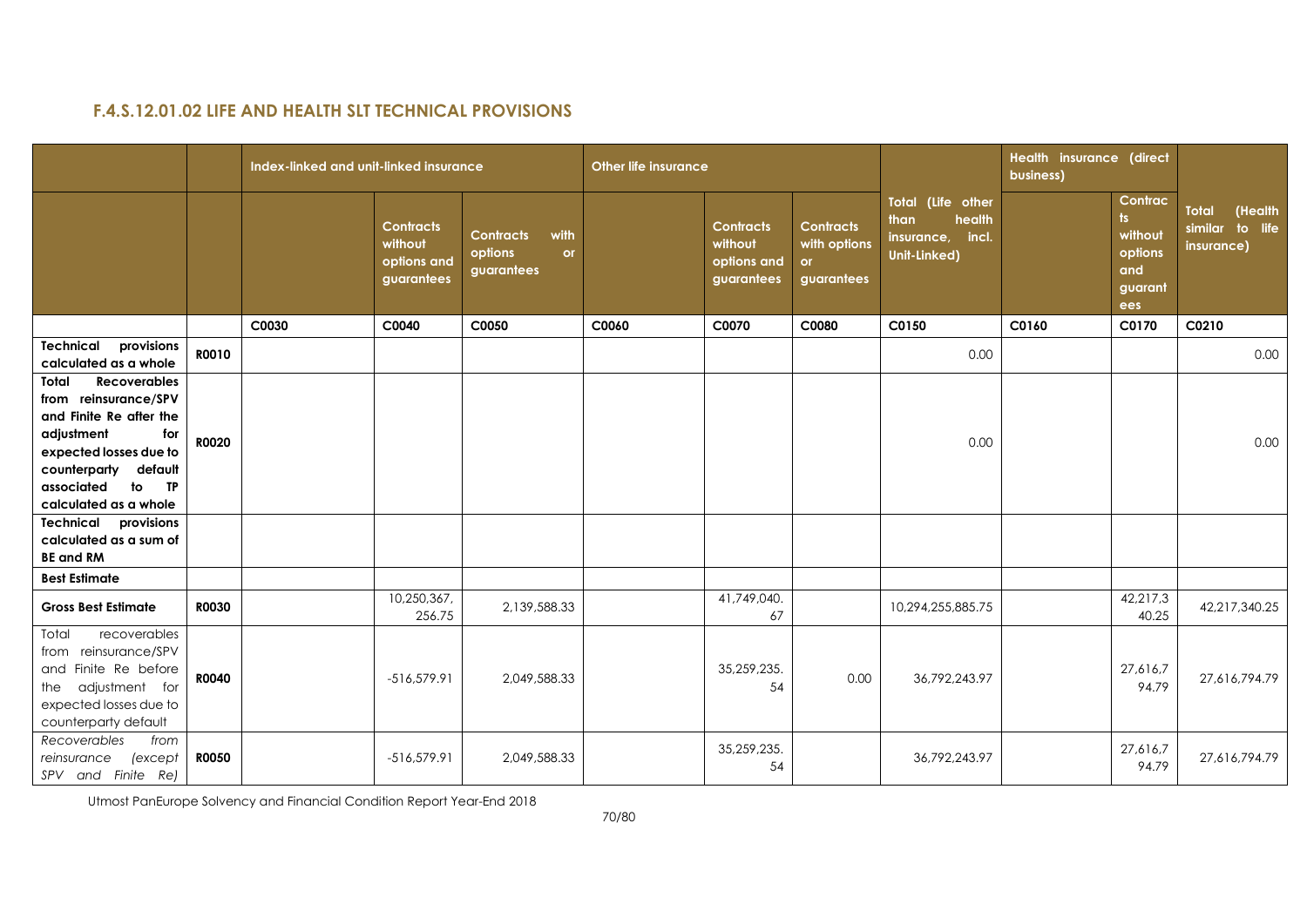### F.4.S.12.01.02 LIFE AND HEALTH SLT TECHNICAL PROVISIONS

| | | Index-linked and unit-linked insurance | | | Other life insurance | | | Total (Life other than health insurance, incl. Unit-Linked) | Health insurance (direct business) | | Total (Health similar to life insurance) |
|---|---|---|---|---|---|---|---|---|---|---|---|
| | | | Contracts without options and guarantees | Contracts with options or guarantees | | Contracts without options and guarantees | Contracts with options or guarantees | | | Contracts without options and guarantees | |
| | | C0030 | C0040 | C0050 | C0060 | C0070 | C0080 | C0150 | C0160 | C0170 | C0210 |
| **Technical provisions calculated as a whole** | **R0010** | | | | | | | 0.00 | | | 0.00 |
| **Total Recoverables from reinsurance/SPV and Finite Re after the adjustment for expected losses due to counterparty default associated to TP calculated as a whole** | **R0020** | | | | | | | 0.00 | | | 0.00 |
| **Technical provisions calculated as a sum of BE and RM** | | | | | | | | | | | |
| **Best Estimate** | | | | | | | | | | | |
| **Gross Best Estimate** | **R0030** | | 10,250,367,256.75 | 2,139,588.33 | | 41,749,040.67 | | 10,294,255,885.75 | | 42,217,340.25 | 42,217,340.25 |
| Total recoverables from reinsurance/SPV and Finite Re before the adjustment for expected losses due to counterparty default | **R0040** | | -516,579.91 | 2,049,588.33 | | 35,259,235.54 | 0.00 | 36,792,243.97 | | 27,616,794.79 | 27,616,794.79 |
| *Recoverables from reinsurance (except SPV and Finite Re)* | **R0050** | | -516,579.91 | 2,049,588.33 | | 35,259,235.54 | | 36,792,243.97 | | 27,616,794.79 | 27,616,794.79 |

Utmost PanEurope Solvency and Financial Condition Report Year-End 2018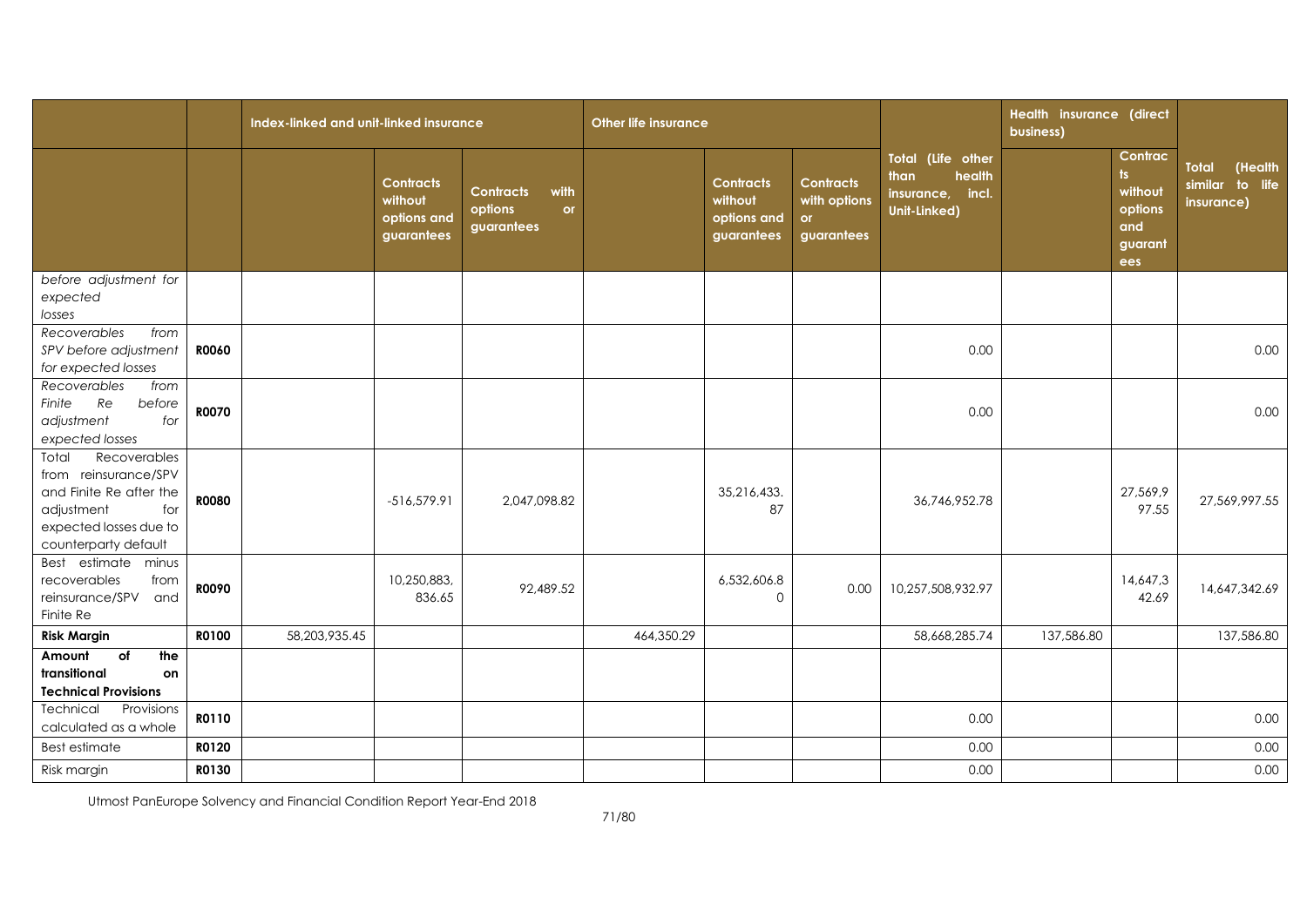| | | Index-linked and unit-linked insurance | | | Other life insurance | | | Total (Life other than health insurance, incl. Unit-Linked) | Health insurance (direct business) | | Total (Health similar to life insurance) |
|---|---|---|---|---|---|---|---|---|---|---|---|
| | | | Contracts without options and guarantees | Contracts with options or guarantees | | Contracts without options and guarantees | Contracts with options or guarantees | | | Contracts without options and guarantees | |
| *before adjustment for expected losses* | | | | | | | | | | | |
| *Recoverables from SPV before adjustment for expected losses* | **R0060** | | | | | | | 0.00 | | | 0.00 |
| *Recoverables from Finite Re before adjustment for expected losses* | **R0070** | | | | | | | 0.00 | | | 0.00 |
| Total Recoverables from reinsurance/SPV and Finite Re after the adjustment for expected losses due to counterparty default | **R0080** | | -516,579.91 | 2,047,098.82 | | 35,216,433.87 | | 36,746,952.78 | | 27,569,997.55 | 27,569,997.55 |
| Best estimate minus recoverables from reinsurance/SPV and Finite Re | **R0090** | | 10,250,883,836.65 | 92,489.52 | | 6,532,606.80 | 0.00 | 10,257,508,932.97 | | 14,647,342.69 | 14,647,342.69 |
| **Risk Margin** | **R0100** | 58,203,935.45 | | | 464,350.29 | | | 58,668,285.74 | 137,586.80 | | 137,586.80 |
| **Amount of the transitional on Technical Provisions** | | | | | | | | | | | |
| Technical Provisions calculated as a whole | **R0110** | | | | | | | 0.00 | | | 0.00 |
| Best estimate | **R0120** | | | | | | | 0.00 | | | 0.00 |
| Risk margin | **R0130** | | | | | | | 0.00 | | | 0.00 |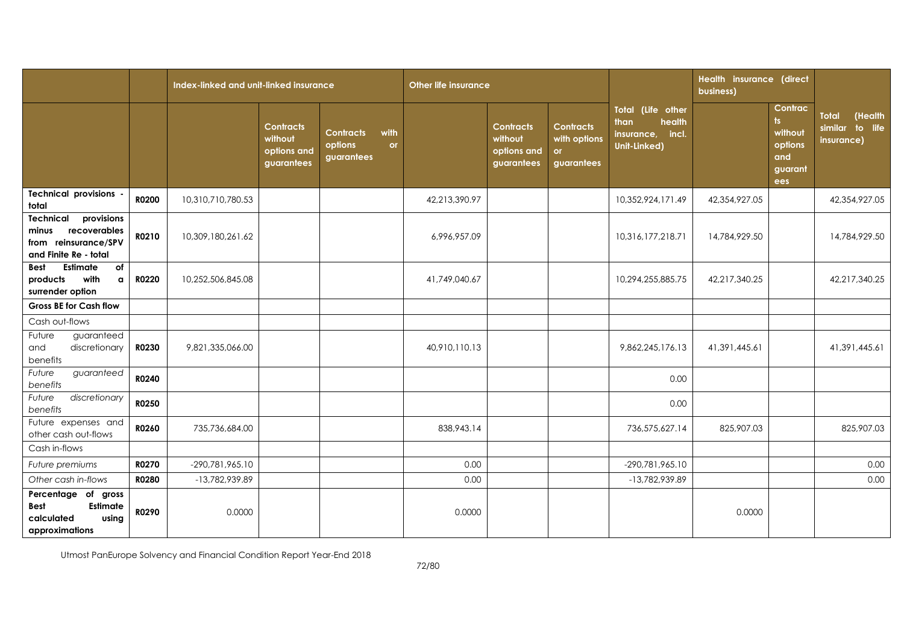| | | Index-linked and unit-linked insurance | | | Other life insurance | | | Total (Life other than health insurance, incl. Unit-Linked) | Health insurance (direct business) | | Total (Health similar to life insurance) |
|---|---|---|---|---|---|---|---|---|---|---|---|
| | | | Contracts without options and guarantees | Contracts with options or guarantees | | Contracts without options and guarantees | Contracts with options or guarantees | | | Contracts without options and guarantees | |
| **Technical provisions - total** | **R0200** | 10,310,710,780.53 | | | 42,213,390.97 | | | 10,352,924,171.49 | 42,354,927.05 | | 42,354,927.05 |
| **Technical provisions minus recoverables from reinsurance/SPV and Finite Re - total** | **R0210** | 10,309,180,261.62 | | | 6,996,957.09 | | | 10,316,177,218.71 | 14,784,929.50 | | 14,784,929.50 |
| **Best Estimate of products with a surrender option** | **R0220** | 10,252,506,845.08 | | | 41,749,040.67 | | | 10,294,255,885.75 | 42,217,340.25 | | 42,217,340.25 |
| **Gross BE for Cash flow** | | | | | | | | | | | |
| Cash out-flows | | | | | | | | | | | |
| Future guaranteed and discretionary benefits | **R0230** | 9,821,335,066.00 | | | 40,910,110.13 | | | 9,862,245,176.13 | 41,391,445.61 | | 41,391,445.61 |
| *Future guaranteed benefits* | **R0240** | | | | | | | 0.00 | | | |
| *Future discretionary benefits* | **R0250** | | | | | | | 0.00 | | | |
| Future expenses and other cash out-flows | **R0260** | 735,736,684.00 | | | 838,943.14 | | | 736,575,627.14 | 825,907.03 | | 825,907.03 |
| Cash in-flows | | | | | | | | | | | |
| *Future premiums* | **R0270** | -290,781,965.10 | | | 0.00 | | | -290,781,965.10 | | | 0.00 |
| *Other cash in-flows* | **R0280** | -13,782,939.89 | | | 0.00 | | | -13,782,939.89 | | | 0.00 |
| **Percentage of gross Best Estimate calculated using approximations** | **R0290** | 0.0000 | | | 0.0000 | | | | 0.0000 | | |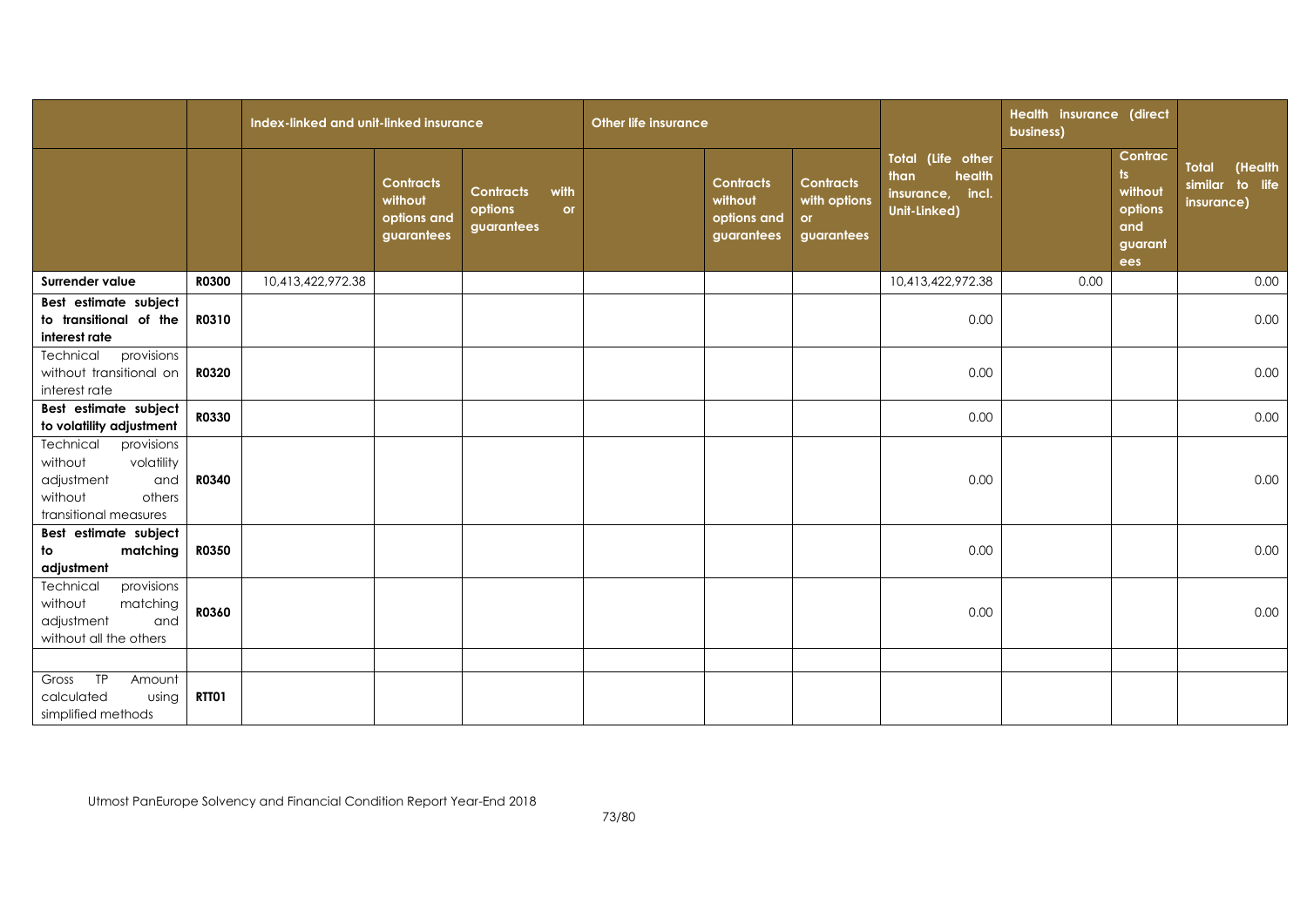| | | Index-linked and unit-linked insurance | | | Other life insurance | | | Total (Life other than health insurance, incl. Unit-Linked) | Health insurance (direct business) | | Total (Health similar to life insurance) |
|---|---|---|---|---|---|---|---|---|---|---|---|
| | | | Contracts without options and guarantees | Contracts with options or guarantees | | Contracts without options and guarantees | Contracts with options or guarantees | | | Contracts without options and guarantees | |
| **Surrender value** | **R0300** | 10,413,422,972.38 | | | | | | 10,413,422,972.38 | 0.00 | | 0.00 |
| **Best estimate subject to transitional of the interest rate** | **R0310** | | | | | | | 0.00 | | | 0.00 |
| Technical provisions without transitional on interest rate | **R0320** | | | | | | | 0.00 | | | 0.00 |
| **Best estimate subject to volatility adjustment** | **R0330** | | | | | | | 0.00 | | | 0.00 |
| Technical provisions without volatility adjustment and without others transitional measures | **R0340** | | | | | | | 0.00 | | | 0.00 |
| **Best estimate subject to matching adjustment** | **R0350** | | | | | | | 0.00 | | | 0.00 |
| Technical provisions without matching adjustment and without all the others | **R0360** | | | | | | | 0.00 | | | 0.00 |
| | | | | | | | | | | | |
| Gross TP Amount calculated using simplified methods | **RTT01** | | | | | | | | | | |

Utmost PanEurope Solvency and Financial Condition Report Year-End 2018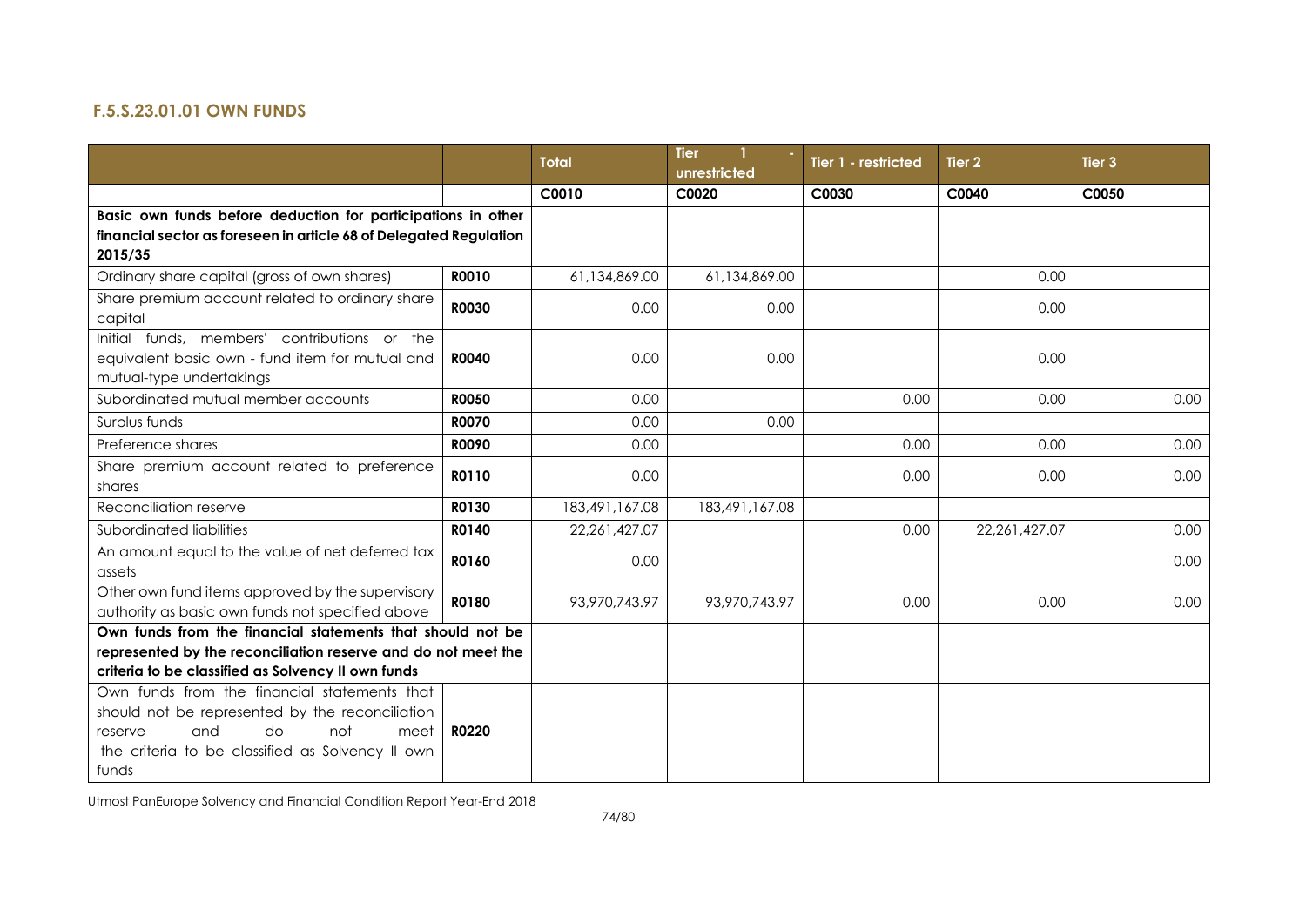### F.5.S.23.01.01 OWN FUNDS

| | | Total | Tier 1 - unrestricted | Tier 1 - restricted | Tier 2 | Tier 3 |
|---|---|---|---|---|---|---|
| | | C0010 | C0020 | C0030 | C0040 | C0050 |
| **Basic own funds before deduction for participations in other financial sector as foreseen in article 68 of Delegated Regulation 2015/35** | | | | | | |
| Ordinary share capital (gross of own shares) | **R0010** | 61,134,869.00 | 61,134,869.00 | | 0.00 | |
| Share premium account related to ordinary share capital | **R0030** | 0.00 | 0.00 | | 0.00 | |
| Initial funds, members' contributions or the equivalent basic own - fund item for mutual and mutual-type undertakings | **R0040** | 0.00 | 0.00 | | 0.00 | |
| Subordinated mutual member accounts | **R0050** | 0.00 | | 0.00 | 0.00 | 0.00 |
| Surplus funds | **R0070** | 0.00 | 0.00 | | | |
| Preference shares | **R0090** | 0.00 | | 0.00 | 0.00 | 0.00 |
| Share premium account related to preference shares | **R0110** | 0.00 | | 0.00 | 0.00 | 0.00 |
| Reconciliation reserve | **R0130** | 183,491,167.08 | 183,491,167.08 | | | |
| Subordinated liabilities | **R0140** | 22,261,427.07 | | 0.00 | 22,261,427.07 | 0.00 |
| An amount equal to the value of net deferred tax assets | **R0160** | 0.00 | | | | 0.00 |
| Other own fund items approved by the supervisory authority as basic own funds not specified above | **R0180** | 93,970,743.97 | 93,970,743.97 | 0.00 | 0.00 | 0.00 |
| **Own funds from the financial statements that should not be represented by the reconciliation reserve and do not meet the criteria to be classified as Solvency II own funds** | | | | | | |
| Own funds from the financial statements that should not be represented by the reconciliation reserve and do not meet the criteria to be classified as Solvency II own funds | **R0220** | | | | | |

Utmost PanEurope Solvency and Financial Condition Report Year-End 2018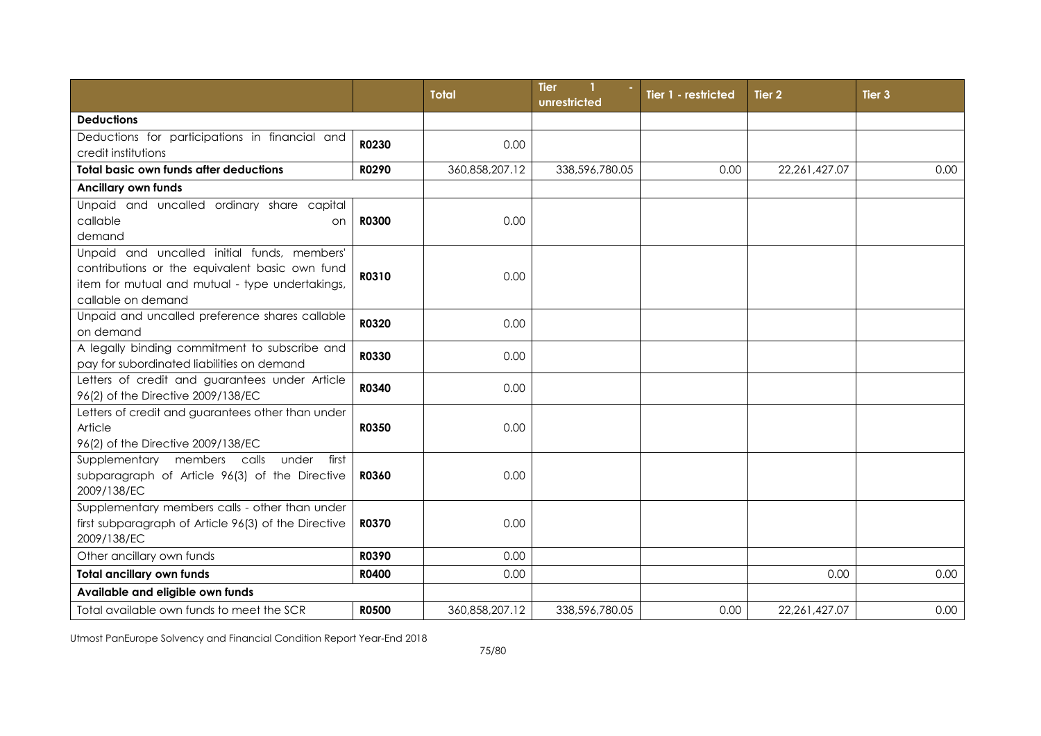| | | Total | Tier 1 - unrestricted | Tier 1 - restricted | Tier 2 | Tier 3 |
|---|---|---|---|---|---|---|
| **Deductions** | | | | | | |
| Deductions for participations in financial and credit institutions | **R0230** | 0.00 | | | | |
| **Total basic own funds after deductions** | **R0290** | 360,858,207.12 | 338,596,780.05 | 0.00 | 22,261,427.07 | 0.00 |
| **Ancillary own funds** | | | | | | |
| Unpaid and uncalled ordinary share capital callable on demand | **R0300** | 0.00 | | | | |
| Unpaid and uncalled initial funds, members' contributions or the equivalent basic own fund item for mutual and mutual - type undertakings, callable on demand | **R0310** | 0.00 | | | | |
| Unpaid and uncalled preference shares callable on demand | **R0320** | 0.00 | | | | |
| A legally binding commitment to subscribe and pay for subordinated liabilities on demand | **R0330** | 0.00 | | | | |
| Letters of credit and guarantees under Article 96(2) of the Directive 2009/138/EC | **R0340** | 0.00 | | | | |
| Letters of credit and guarantees other than under Article 96(2) of the Directive 2009/138/EC | **R0350** | 0.00 | | | | |
| Supplementary members calls under first subparagraph of Article 96(3) of the Directive 2009/138/EC | **R0360** | 0.00 | | | | |
| Supplementary members calls - other than under first subparagraph of Article 96(3) of the Directive 2009/138/EC | **R0370** | 0.00 | | | | |
| Other ancillary own funds | **R0390** | 0.00 | | | | |
| **Total ancillary own funds** | **R0400** | 0.00 | | | 0.00 | 0.00 |
| **Available and eligible own funds** | | | | | | |
| Total available own funds to meet the SCR | **R0500** | 360,858,207.12 | 338,596,780.05 | 0.00 | 22,261,427.07 | 0.00 |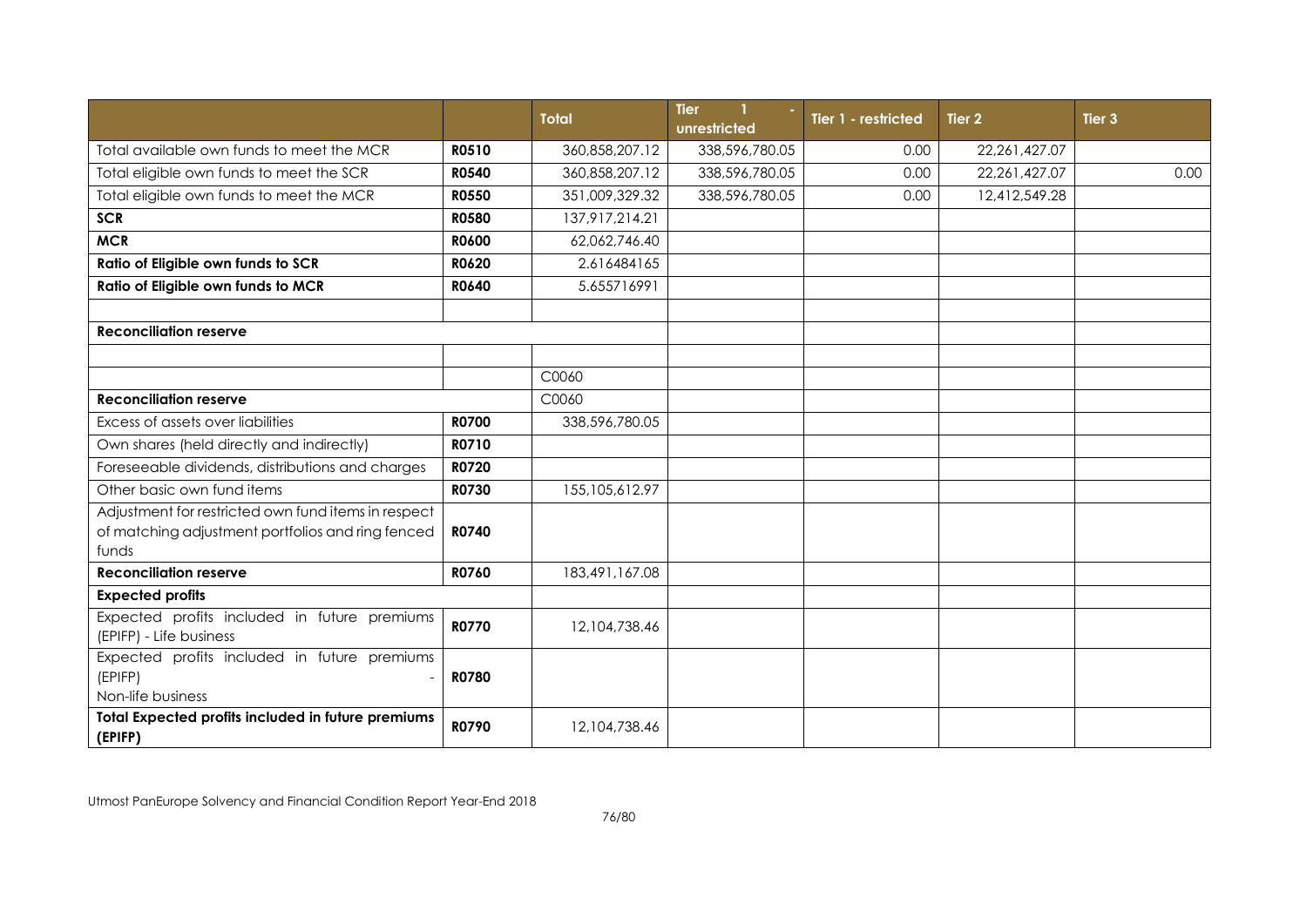| | | Total | Tier 1 - unrestricted | Tier 1 - restricted | Tier 2 | Tier 3 |
|---|---|---|---|---|---|---|
| Total available own funds to meet the MCR | **R0510** | 360,858,207.12 | 338,596,780.05 | 0.00 | 22,261,427.07 | |
| Total eligible own funds to meet the SCR | **R0540** | 360,858,207.12 | 338,596,780.05 | 0.00 | 22,261,427.07 | 0.00 |
| Total eligible own funds to meet the MCR | **R0550** | 351,009,329.32 | 338,596,780.05 | 0.00 | 12,412,549.28 | |
| **SCR** | **R0580** | 137,917,214.21 | | | | |
| **MCR** | **R0600** | 62,062,746.40 | | | | |
| **Ratio of Eligible own funds to SCR** | **R0620** | 2.616484165 | | | | |
| **Ratio of Eligible own funds to MCR** | **R0640** | 5.655716991 | | | | |
| | | | | | | |
| **Reconciliation reserve** | | | | | | |
| | | | | | | |
| | | C0060 | | | | |
| **Reconciliation reserve** | | C0060 | | | | |
| Excess of assets over liabilities | **R0700** | 338,596,780.05 | | | | |
| Own shares (held directly and indirectly) | **R0710** | | | | | |
| Foreseeable dividends, distributions and charges | **R0720** | | | | | |
| Other basic own fund items | **R0730** | 155,105,612.97 | | | | |
| Adjustment for restricted own fund items in respect of matching adjustment portfolios and ring fenced funds | **R0740** | | | | | |
| **Reconciliation reserve** | **R0760** | 183,491,167.08 | | | | |
| **Expected profits** | | | | | | |
| Expected profits included in future premiums (EPIFP) - Life business | **R0770** | 12,104,738.46 | | | | |
| Expected profits included in future premiums (EPIFP) - Non-life business | **R0780** | | | | | |
| **Total Expected profits included in future premiums (EPIFP)** | **R0790** | 12,104,738.46 | | | | |

Utmost PanEurope Solvency and Financial Condition Report Year-End 2018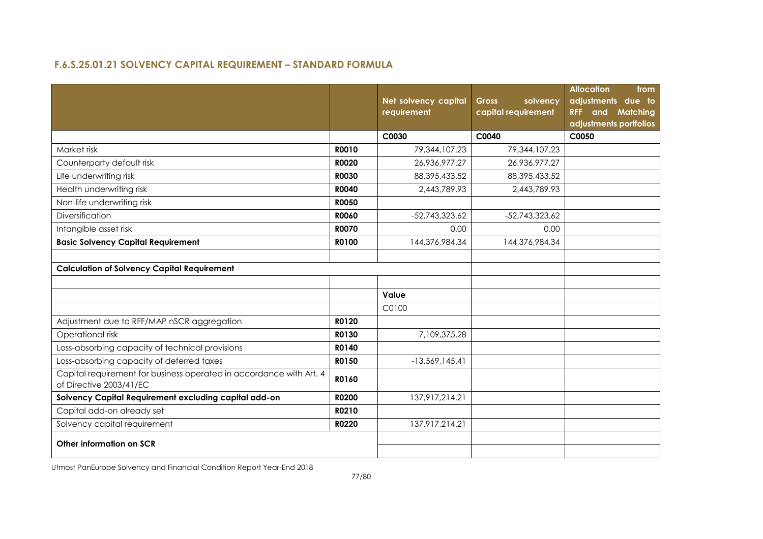### F.6.S.25.01.21 SOLVENCY CAPITAL REQUIREMENT – STANDARD FORMULA

| | | Net solvency capital requirement | Gross solvency capital requirement | Allocation from adjustments due to RFF and Matching adjustments portfolios |
|---|---|---|---|---|
| | | C0030 | C0040 | C0050 |
| Market risk | R0010 | 79,344,107.23 | 79,344,107.23 | |
| Counterparty default risk | R0020 | 26,936,977.27 | 26,936,977.27 | |
| Life underwriting risk | R0030 | 88,395,433.52 | 88,395,433.52 | |
| Health underwriting risk | R0040 | 2,443,789.93 | 2,443,789.93 | |
| Non-life underwriting risk | R0050 | | | |
| Diversification | R0060 | -52,743,323.62 | -52,743,323.62 | |
| Intangible asset risk | R0070 | 0.00 | 0.00 | |
| **Basic Solvency Capital Requirement** | **R0100** | 144,376,984.34 | 144,376,984.34 | |
| | | | | |
| **Calculation of Solvency Capital Requirement** | | | | |
| | | | | |
| | | **Value** | | |
| | | C0100 | | |
| Adjustment due to RFF/MAP nSCR aggregation | R0120 | | | |
| Operational risk | R0130 | 7,109,375.28 | | |
| Loss-absorbing capacity of technical provisions | R0140 | | | |
| Loss-absorbing capacity of deferred taxes | R0150 | -13,569,145.41 | | |
| Capital requirement for business operated in accordance with Art. 4 of Directive 2003/41/EC | R0160 | | | |
| **Solvency Capital Requirement excluding capital add-on** | **R0200** | 137,917,214.21 | | |
| Capital add-on already set | R0210 | | | |
| Solvency capital requirement | R0220 | 137,917,214.21 | | |
| **Other information on SCR** | | | | |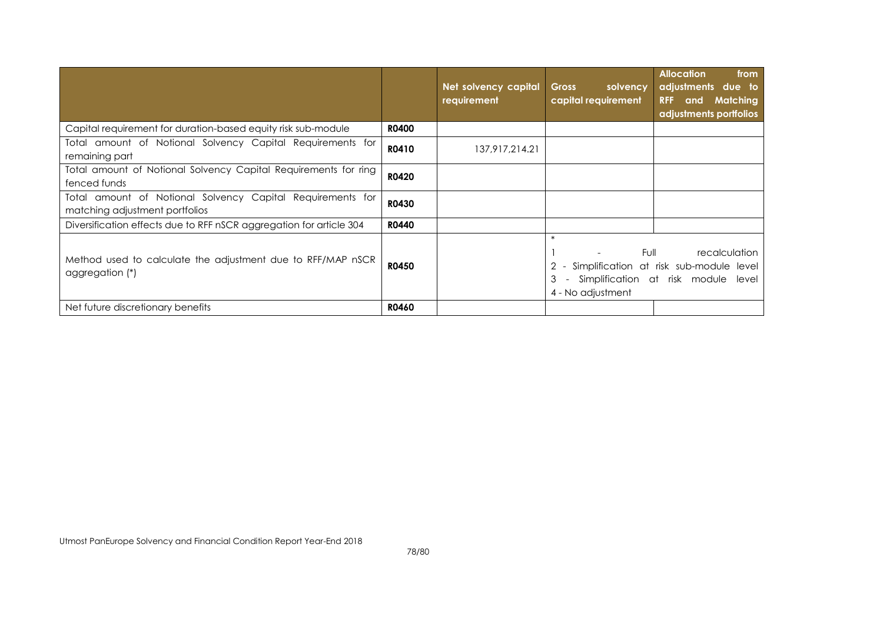| | | Net solvency capital requirement | Gross solvency capital requirement | Allocation from adjustments due to RFF and Matching adjustments portfolios |
|---|---|---|---|---|
| Capital requirement for duration-based equity risk sub-module | R0400 | | | |
| Total amount of Notional Solvency Capital Requirements for remaining part | R0410 | 137,917,214.21 | | |
| Total amount of Notional Solvency Capital Requirements for ring fenced funds | R0420 | | | |
| Total amount of Notional Solvency Capital Requirements for matching adjustment portfolios | R0430 | | | |
| Diversification effects due to RFF nSCR aggregation for article 304 | R0440 | | | |
| Method used to calculate the adjustment due to RFF/MAP nSCR aggregation (*) | R0450 | | * 1 - Full recalculation 2 - Simplification at risk sub-module level 3 - Simplification at risk module level 4 - No adjustment | |
| Net future discretionary benefits | R0460 | | | |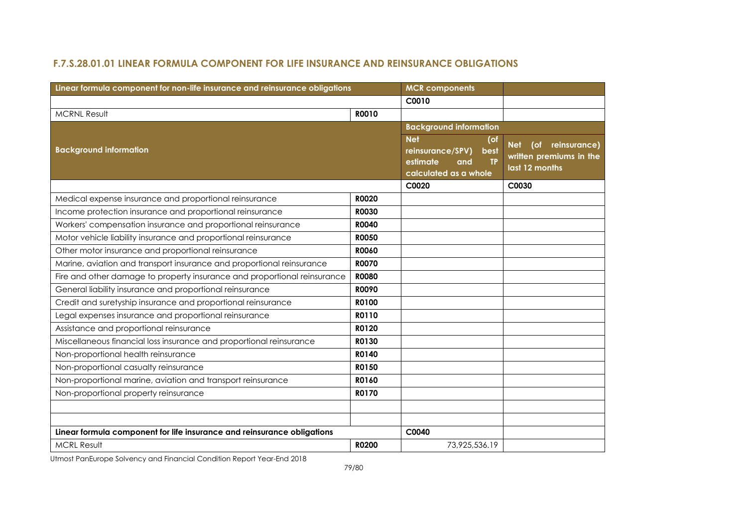## F.7.S.28.01.01 LINEAR FORMULA COMPONENT FOR LIFE INSURANCE AND REINSURANCE OBLIGATIONS

| Linear formula component for non-life insurance and reinsurance obligations | | MCR components | |
|---|---|---|---|
| | | C0010 | |
| MCRNL Result | R0010 | | |
| | | Background information | |
| Background information | | Net (of reinsurance/SPV) best estimate and TP calculated as a whole | Net (of reinsurance) written premiums in the last 12 months |
| | | C0020 | C0030 |
| Medical expense insurance and proportional reinsurance | R0020 | | |
| Income protection insurance and proportional reinsurance | R0030 | | |
| Workers' compensation insurance and proportional reinsurance | R0040 | | |
| Motor vehicle liability insurance and proportional reinsurance | R0050 | | |
| Other motor insurance and proportional reinsurance | R0060 | | |
| Marine, aviation and transport insurance and proportional reinsurance | R0070 | | |
| Fire and other damage to property insurance and proportional reinsurance | R0080 | | |
| General liability insurance and proportional reinsurance | R0090 | | |
| Credit and suretyship insurance and proportional reinsurance | R0100 | | |
| Legal expenses insurance and proportional reinsurance | R0110 | | |
| Assistance and proportional reinsurance | R0120 | | |
| Miscellaneous financial loss insurance and proportional reinsurance | R0130 | | |
| Non-proportional health reinsurance | R0140 | | |
| Non-proportional casualty reinsurance | R0150 | | |
| Non-proportional marine, aviation and transport reinsurance | R0160 | | |
| Non-proportional property reinsurance | R0170 | | |
| | | | |
| | | | |
| **Linear formula component for life insurance and reinsurance obligations** | | C0040 | |
| MCRL Result | R0200 | 73,925,536.19 | |

Utmost PanEurope Solvency and Financial Condition Report Year-End 2018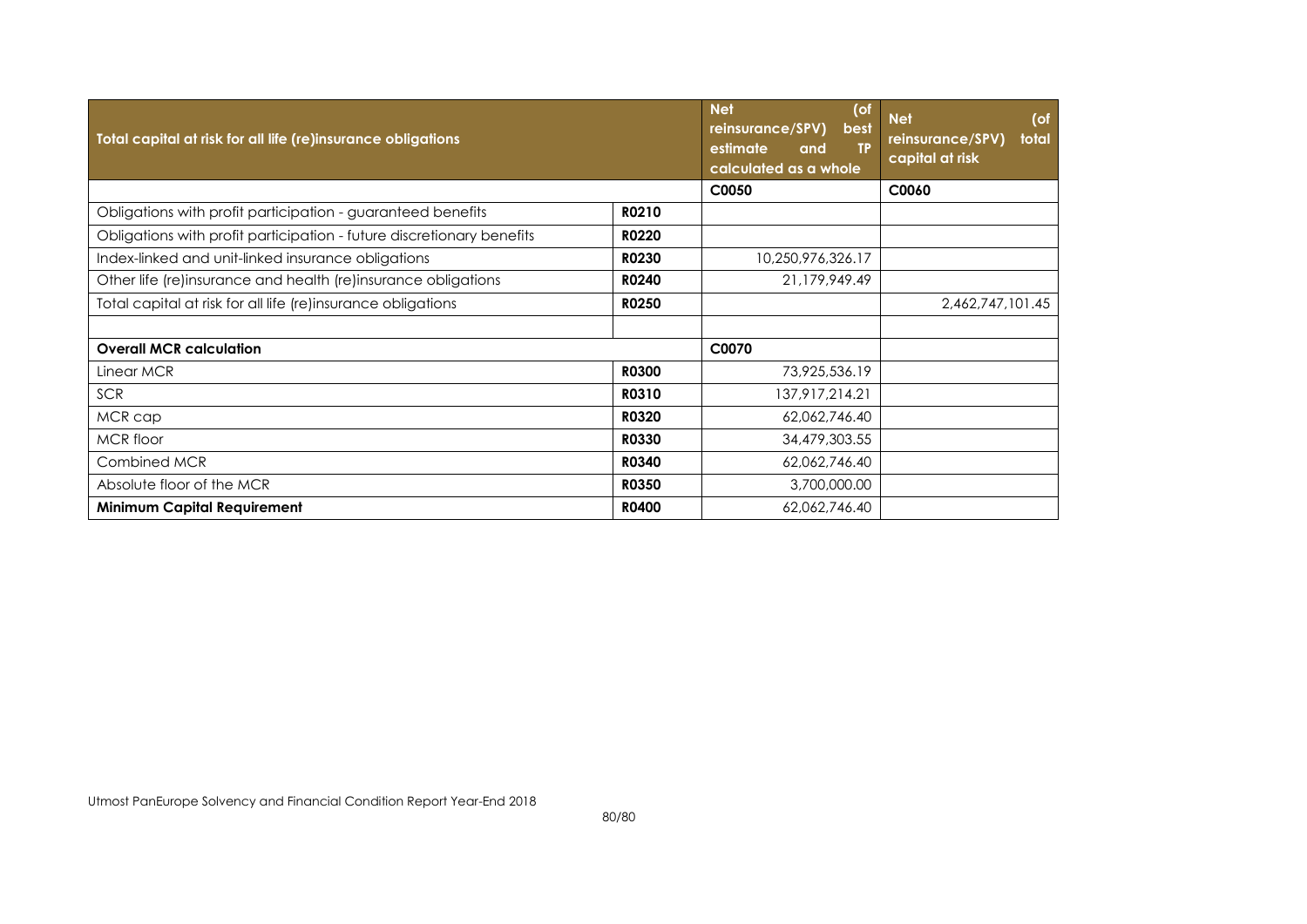| Total capital at risk for all life (re)insurance obligations | | Net (of reinsurance/SPV) best estimate and TP calculated as a whole | Net (of reinsurance/SPV) total capital at risk |
|---|---|---|---|
| | | C0050 | C0060 |
| Obligations with profit participation - guaranteed benefits | R0210 | | |
| Obligations with profit participation - future discretionary benefits | R0220 | | |
| Index-linked and unit-linked insurance obligations | R0230 | 10,250,976,326.17 | |
| Other life (re)insurance and health (re)insurance obligations | R0240 | 21,179,949.49 | |
| Total capital at risk for all life (re)insurance obligations | R0250 | | 2,462,747,101.45 |
| | | | |
| **Overall MCR calculation** | | C0070 | |
| Linear MCR | R0300 | 73,925,536.19 | |
| SCR | R0310 | 137,917,214.21 | |
| MCR cap | R0320 | 62,062,746.40 | |
| MCR floor | R0330 | 34,479,303.55 | |
| Combined MCR | R0340 | 62,062,746.40 | |
| Absolute floor of the MCR | R0350 | 3,700,000.00 | |
| **Minimum Capital Requirement** | R0400 | 62,062,746.40 | |